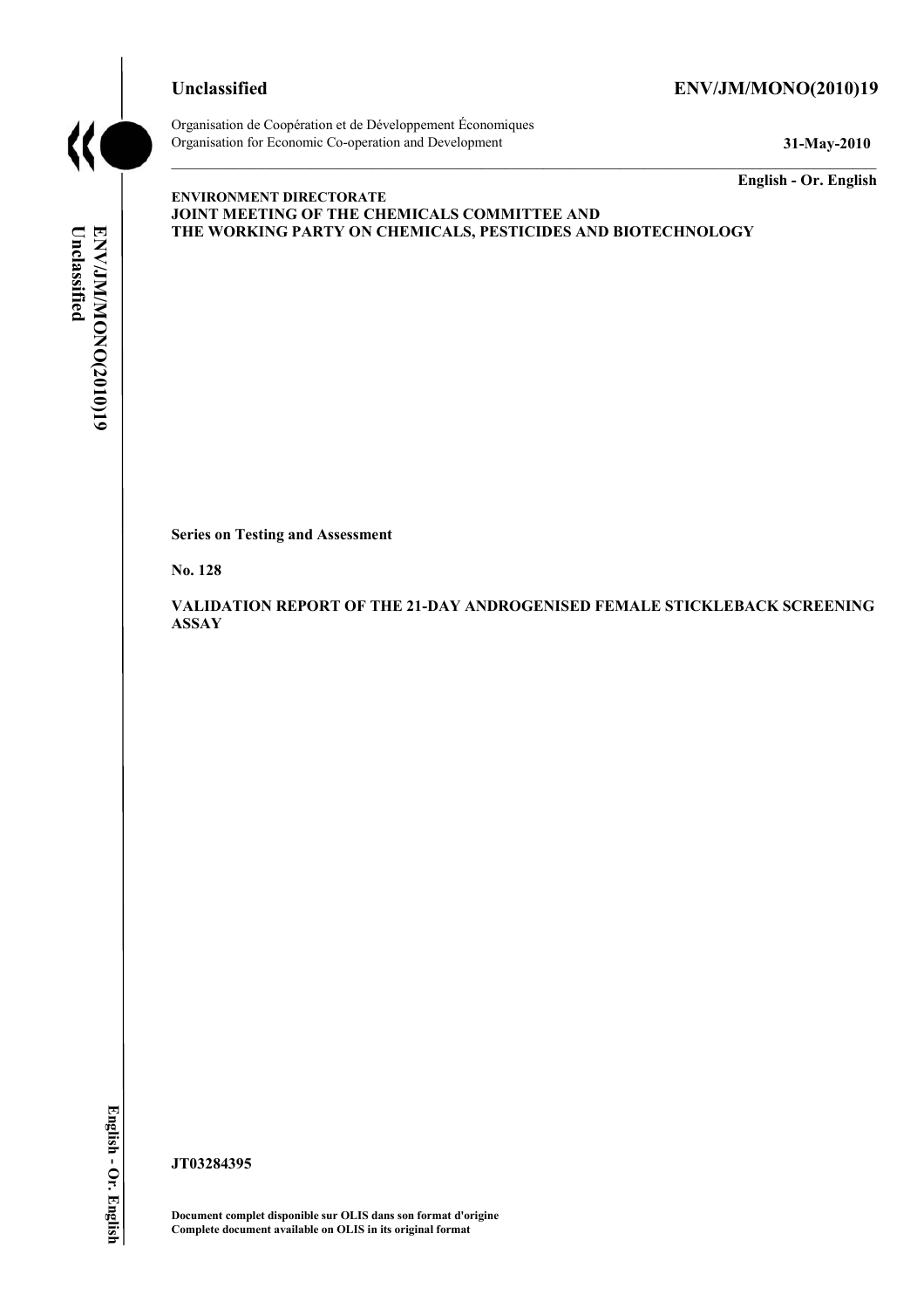**Unclassified** **ENV/JM/MONO(2010)19**

Organisation de Coopération et de Développement Économiques
Organisation for Economic Co-operation and Development **31-May-2010**

**English - Or. English**

**ENVIRONMENT DIRECTORATE**
**JOINT MEETING OF THE CHEMICALS COMMITTEE AND**
**THE WORKING PARTY ON CHEMICALS, PESTICIDES AND BIOTECHNOLOGY**

**Series on Testing and Assessment**

**No. 128**

**VALIDATION REPORT OF THE 21-DAY ANDROGENISED FEMALE STICKLEBACK SCREENING ASSAY**

**JT03284395**

**Document complet disponible sur OLIS dans son format d'origine**
**Complete document available on OLIS in its original format**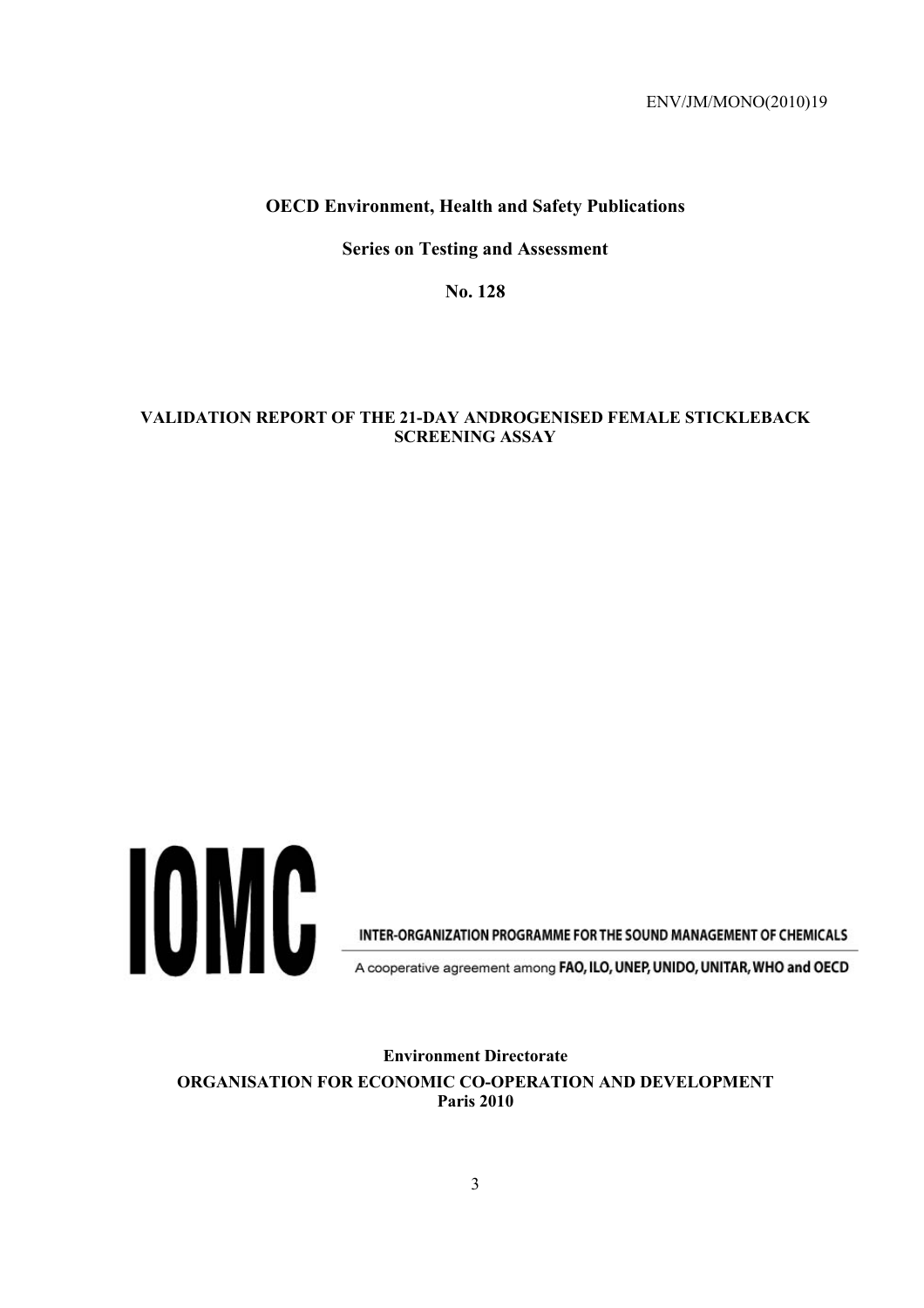ENV/JM/MONO(2010)19

**OECD Environment, Health and Safety Publications**

**Series on Testing and Assessment**

**No. 128**

**VALIDATION REPORT OF THE 21-DAY ANDROGENISED FEMALE STICKLEBACK SCREENING ASSAY**

IOMC

INTER-ORGANIZATION PROGRAMME FOR THE SOUND MANAGEMENT OF CHEMICALS

A cooperative agreement among FAO, ILO, UNEP, UNIDO, UNITAR, WHO and OECD

**Environment Directorate**

**ORGANISATION FOR ECONOMIC CO-OPERATION AND DEVELOPMENT**
**Paris 2010**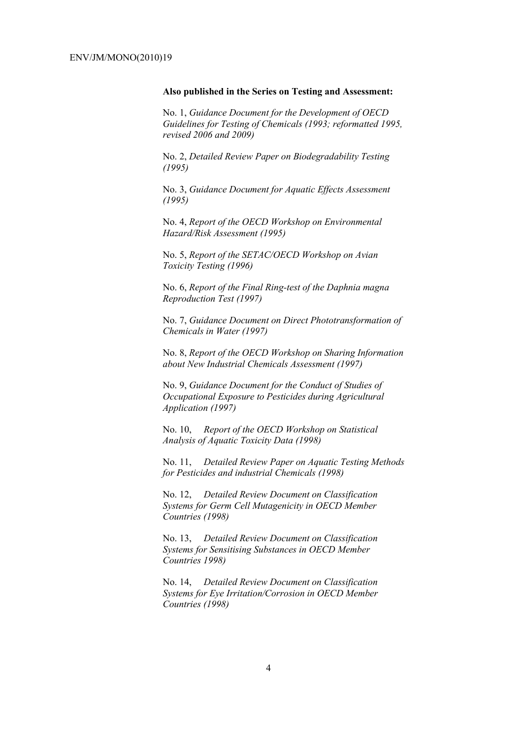**Also published in the Series on Testing and Assessment:**

No. 1, *Guidance Document for the Development of OECD Guidelines for Testing of Chemicals (1993; reformatted 1995, revised 2006 and 2009)*

No. 2, *Detailed Review Paper on Biodegradability Testing (1995)*

No. 3, *Guidance Document for Aquatic Effects Assessment (1995)*

No. 4, *Report of the OECD Workshop on Environmental Hazard/Risk Assessment (1995)*

No. 5, *Report of the SETAC/OECD Workshop on Avian Toxicity Testing (1996)*

No. 6, *Report of the Final Ring-test of the Daphnia magna Reproduction Test (1997)*

No. 7, *Guidance Document on Direct Phototransformation of Chemicals in Water (1997)*

No. 8, *Report of the OECD Workshop on Sharing Information about New Industrial Chemicals Assessment (1997)*

No. 9, *Guidance Document for the Conduct of Studies of Occupational Exposure to Pesticides during Agricultural Application (1997)*

No. 10, *Report of the OECD Workshop on Statistical Analysis of Aquatic Toxicity Data (1998)*

No. 11, *Detailed Review Paper on Aquatic Testing Methods for Pesticides and industrial Chemicals (1998)*

No. 12, *Detailed Review Document on Classification Systems for Germ Cell Mutagenicity in OECD Member Countries (1998)*

No. 13, *Detailed Review Document on Classification Systems for Sensitising Substances in OECD Member Countries 1998)*

No. 14, *Detailed Review Document on Classification Systems for Eye Irritation/Corrosion in OECD Member Countries (1998)*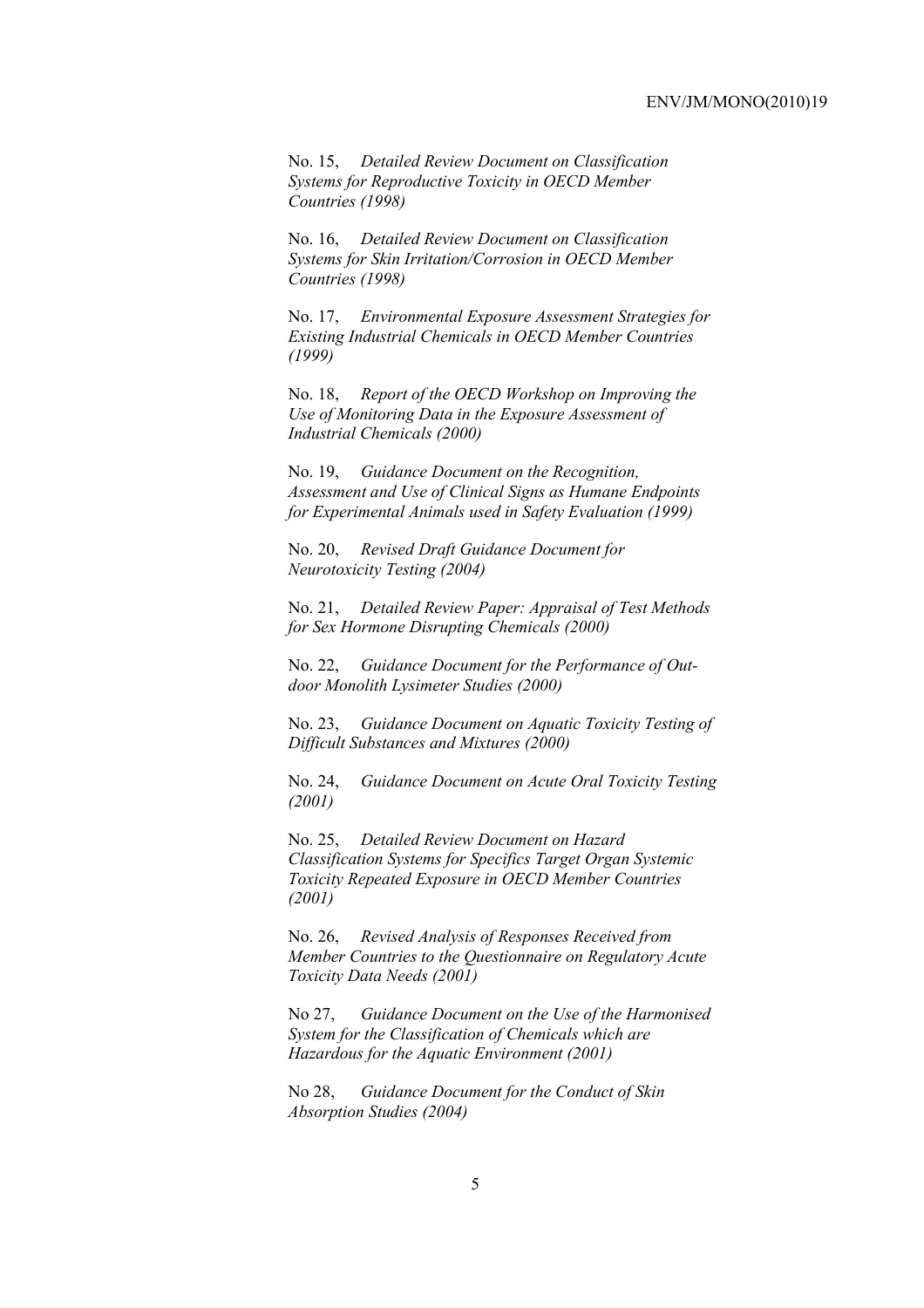No. 15, *Detailed Review Document on Classification Systems for Reproductive Toxicity in OECD Member Countries (1998)*

No. 16, *Detailed Review Document on Classification Systems for Skin Irritation/Corrosion in OECD Member Countries (1998)*

No. 17, *Environmental Exposure Assessment Strategies for Existing Industrial Chemicals in OECD Member Countries (1999)*

No. 18, *Report of the OECD Workshop on Improving the Use of Monitoring Data in the Exposure Assessment of Industrial Chemicals (2000)*

No. 19, *Guidance Document on the Recognition, Assessment and Use of Clinical Signs as Humane Endpoints for Experimental Animals used in Safety Evaluation (1999)*

No. 20, *Revised Draft Guidance Document for Neurotoxicity Testing (2004)*

No. 21, *Detailed Review Paper: Appraisal of Test Methods for Sex Hormone Disrupting Chemicals (2000)*

No. 22, *Guidance Document for the Performance of Out-door Monolith Lysimeter Studies (2000)*

No. 23, *Guidance Document on Aquatic Toxicity Testing of Difficult Substances and Mixtures (2000)*

No. 24, *Guidance Document on Acute Oral Toxicity Testing (2001)*

No. 25, *Detailed Review Document on Hazard Classification Systems for Specifics Target Organ Systemic Toxicity Repeated Exposure in OECD Member Countries (2001)*

No. 26, *Revised Analysis of Responses Received from Member Countries to the Questionnaire on Regulatory Acute Toxicity Data Needs (2001)*

No 27, *Guidance Document on the Use of the Harmonised System for the Classification of Chemicals which are Hazardous for the Aquatic Environment (2001)*

No 28, *Guidance Document for the Conduct of Skin Absorption Studies (2004)*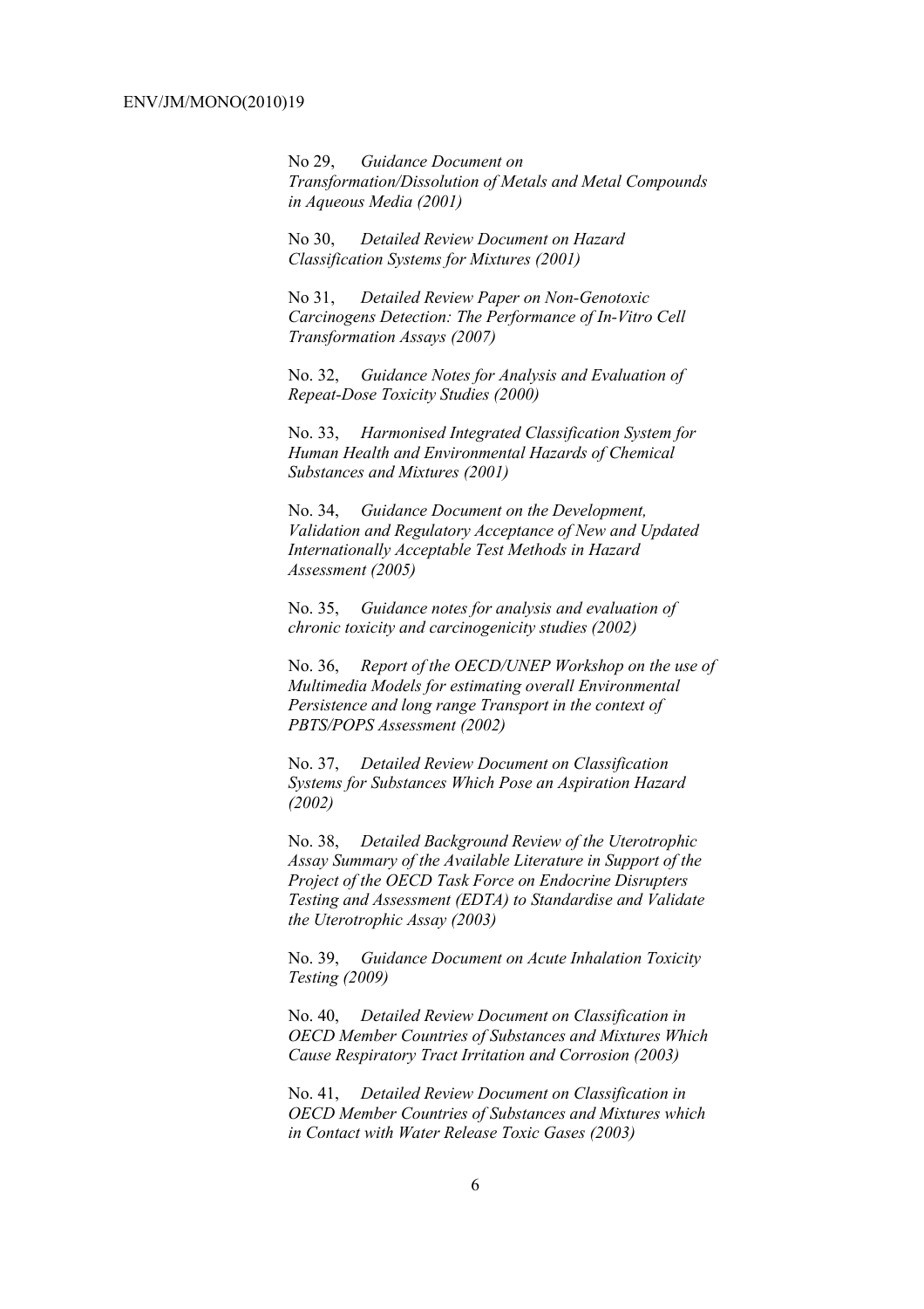No 29, *Guidance Document on Transformation/Dissolution of Metals and Metal Compounds in Aqueous Media (2001)*

No 30, *Detailed Review Document on Hazard Classification Systems for Mixtures (2001)*

No 31, *Detailed Review Paper on Non-Genotoxic Carcinogens Detection: The Performance of In-Vitro Cell Transformation Assays (2007)*

No. 32, *Guidance Notes for Analysis and Evaluation of Repeat-Dose Toxicity Studies (2000)*

No. 33, *Harmonised Integrated Classification System for Human Health and Environmental Hazards of Chemical Substances and Mixtures (2001)*

No. 34, *Guidance Document on the Development, Validation and Regulatory Acceptance of New and Updated Internationally Acceptable Test Methods in Hazard Assessment (2005)*

No. 35, *Guidance notes for analysis and evaluation of chronic toxicity and carcinogenicity studies (2002)*

No. 36, *Report of the OECD/UNEP Workshop on the use of Multimedia Models for estimating overall Environmental Persistence and long range Transport in the context of PBTS/POPS Assessment (2002)*

No. 37, *Detailed Review Document on Classification Systems for Substances Which Pose an Aspiration Hazard (2002)*

No. 38, *Detailed Background Review of the Uterotrophic Assay Summary of the Available Literature in Support of the Project of the OECD Task Force on Endocrine Disrupters Testing and Assessment (EDTA) to Standardise and Validate the Uterotrophic Assay (2003)*

No. 39, *Guidance Document on Acute Inhalation Toxicity Testing (2009)*

No. 40, *Detailed Review Document on Classification in OECD Member Countries of Substances and Mixtures Which Cause Respiratory Tract Irritation and Corrosion (2003)*

No. 41, *Detailed Review Document on Classification in OECD Member Countries of Substances and Mixtures which in Contact with Water Release Toxic Gases (2003)*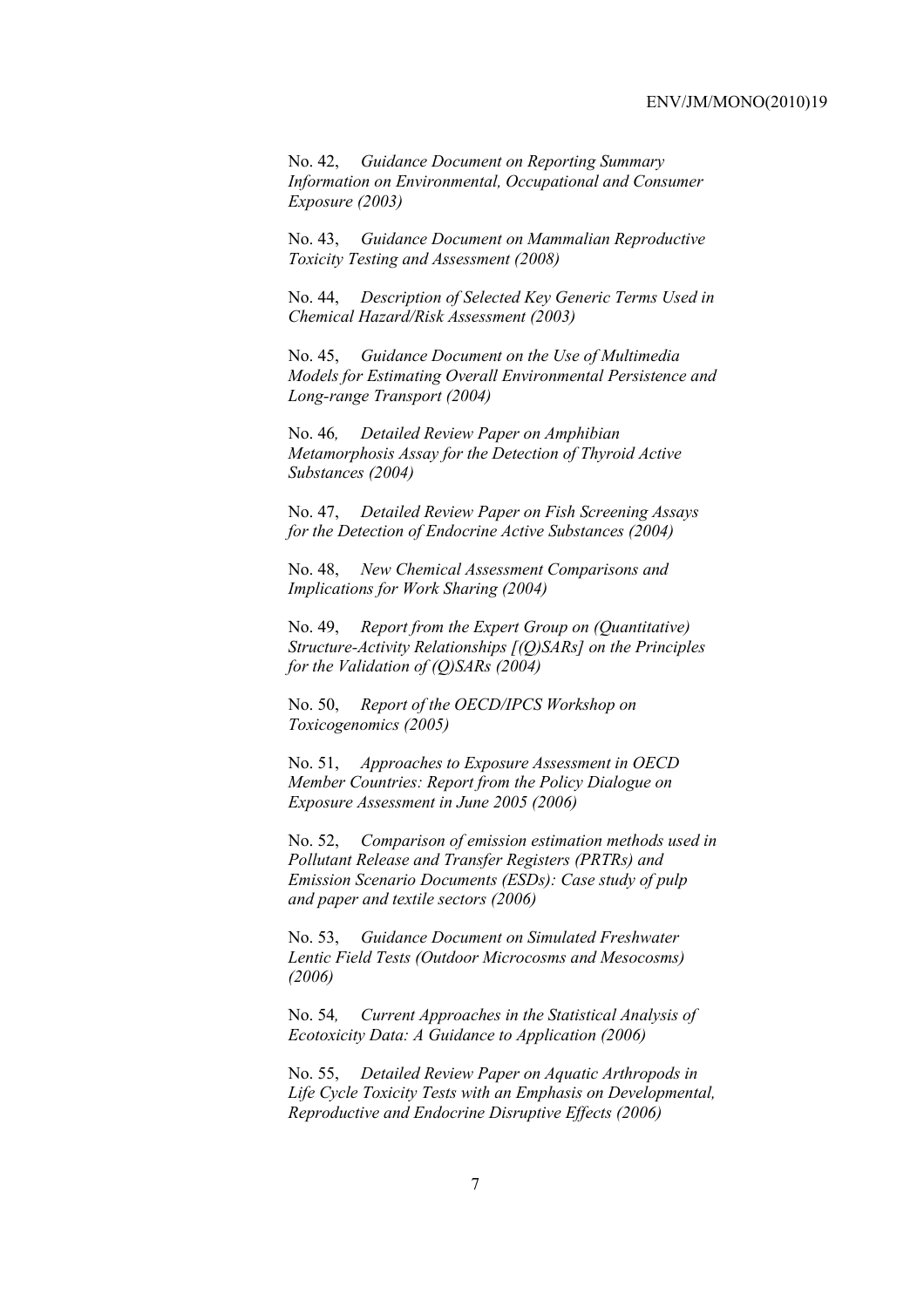No. 42, *Guidance Document on Reporting Summary Information on Environmental, Occupational and Consumer Exposure (2003)*

No. 43, *Guidance Document on Mammalian Reproductive Toxicity Testing and Assessment (2008)*

No. 44, *Description of Selected Key Generic Terms Used in Chemical Hazard/Risk Assessment (2003)*

No. 45, *Guidance Document on the Use of Multimedia Models for Estimating Overall Environmental Persistence and Long-range Transport (2004)*

No. 46, *Detailed Review Paper on Amphibian Metamorphosis Assay for the Detection of Thyroid Active Substances (2004)*

No. 47, *Detailed Review Paper on Fish Screening Assays for the Detection of Endocrine Active Substances (2004)*

No. 48, *New Chemical Assessment Comparisons and Implications for Work Sharing (2004)*

No. 49, *Report from the Expert Group on (Quantitative) Structure-Activity Relationships [(Q)SARs] on the Principles for the Validation of (Q)SARs (2004)*

No. 50, *Report of the OECD/IPCS Workshop on Toxicogenomics (2005)*

No. 51, *Approaches to Exposure Assessment in OECD Member Countries: Report from the Policy Dialogue on Exposure Assessment in June 2005 (2006)*

No. 52, *Comparison of emission estimation methods used in Pollutant Release and Transfer Registers (PRTRs) and Emission Scenario Documents (ESDs): Case study of pulp and paper and textile sectors (2006)*

No. 53, *Guidance Document on Simulated Freshwater Lentic Field Tests (Outdoor Microcosms and Mesocosms) (2006)*

No. 54, *Current Approaches in the Statistical Analysis of Ecotoxicity Data: A Guidance to Application (2006)*

No. 55, *Detailed Review Paper on Aquatic Arthropods in Life Cycle Toxicity Tests with an Emphasis on Developmental, Reproductive and Endocrine Disruptive Effects (2006)*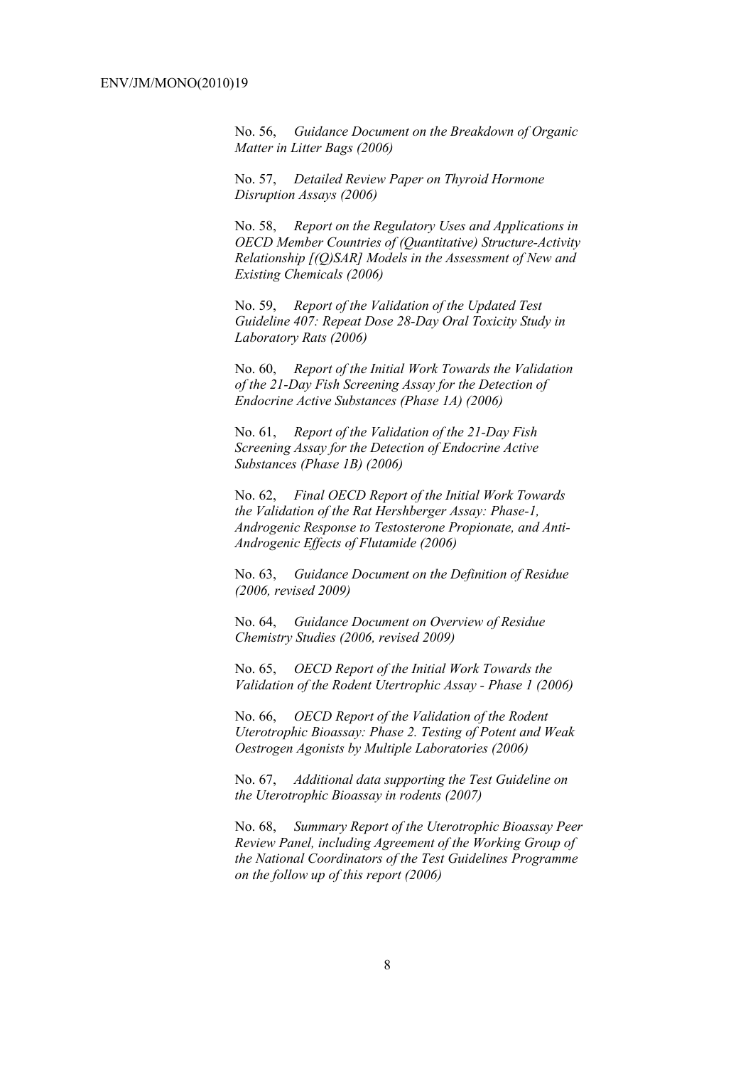No. 56, *Guidance Document on the Breakdown of Organic Matter in Litter Bags (2006)*

No. 57, *Detailed Review Paper on Thyroid Hormone Disruption Assays (2006)*

No. 58, *Report on the Regulatory Uses and Applications in OECD Member Countries of (Quantitative) Structure-Activity Relationship [(Q)SAR] Models in the Assessment of New and Existing Chemicals (2006)*

No. 59, *Report of the Validation of the Updated Test Guideline 407: Repeat Dose 28-Day Oral Toxicity Study in Laboratory Rats (2006)*

No. 60, *Report of the Initial Work Towards the Validation of the 21-Day Fish Screening Assay for the Detection of Endocrine Active Substances (Phase 1A) (2006)*

No. 61, *Report of the Validation of the 21-Day Fish Screening Assay for the Detection of Endocrine Active Substances (Phase 1B) (2006)*

No. 62, *Final OECD Report of the Initial Work Towards the Validation of the Rat Hershberger Assay: Phase-1, Androgenic Response to Testosterone Propionate, and Anti-Androgenic Effects of Flutamide (2006)*

No. 63, *Guidance Document on the Definition of Residue (2006, revised 2009)*

No. 64, *Guidance Document on Overview of Residue Chemistry Studies (2006, revised 2009)*

No. 65, *OECD Report of the Initial Work Towards the Validation of the Rodent Utertrophic Assay - Phase 1 (2006)*

No. 66, *OECD Report of the Validation of the Rodent Uterotrophic Bioassay: Phase 2. Testing of Potent and Weak Oestrogen Agonists by Multiple Laboratories (2006)*

No. 67, *Additional data supporting the Test Guideline on the Uterotrophic Bioassay in rodents (2007)*

No. 68, *Summary Report of the Uterotrophic Bioassay Peer Review Panel, including Agreement of the Working Group of the National Coordinators of the Test Guidelines Programme on the follow up of this report (2006)*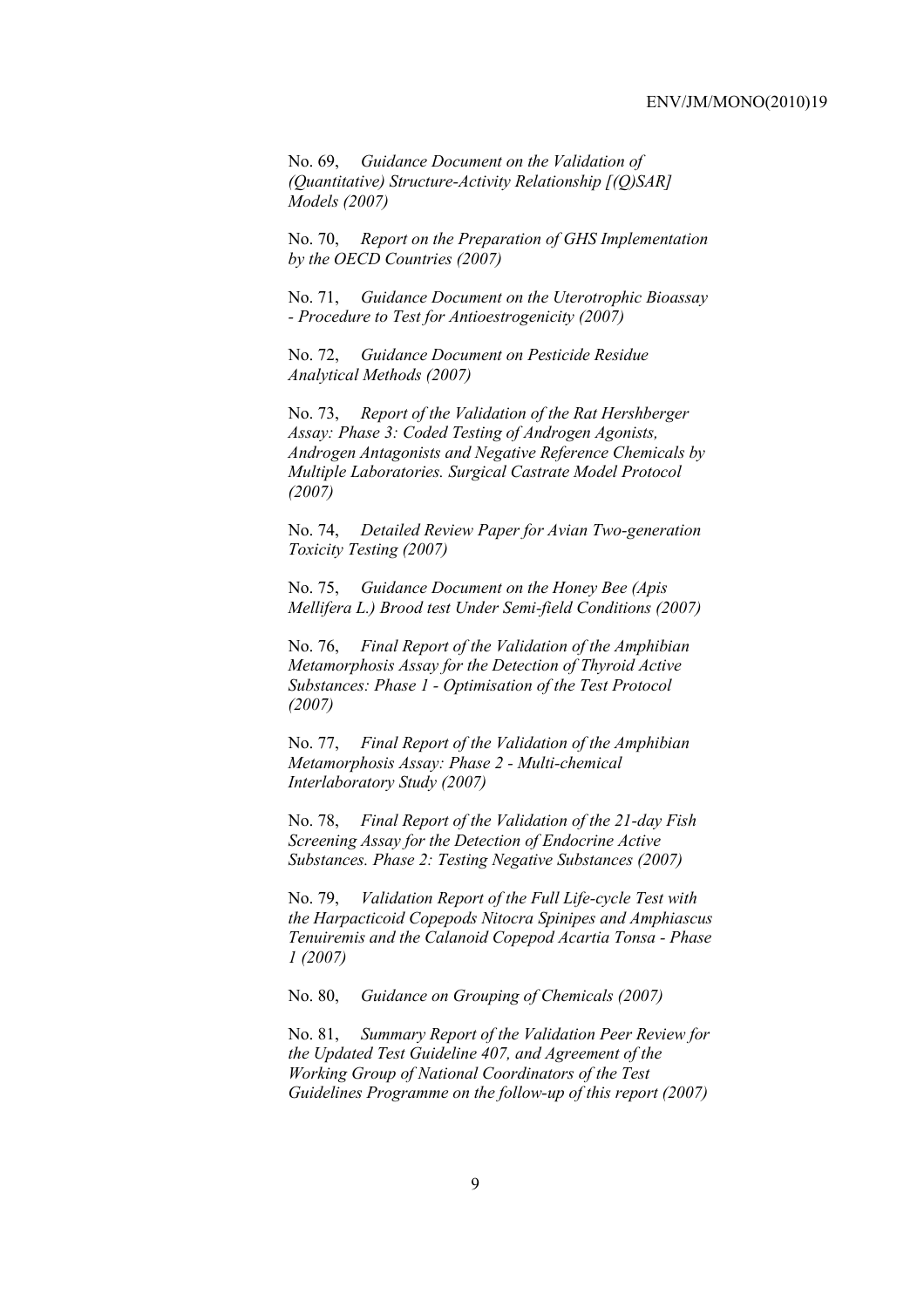No. 69, *Guidance Document on the Validation of (Quantitative) Structure-Activity Relationship [(Q)SAR] Models (2007)*

No. 70, *Report on the Preparation of GHS Implementation by the OECD Countries (2007)*

No. 71, *Guidance Document on the Uterotrophic Bioassay - Procedure to Test for Antioestrogenicity (2007)*

No. 72, *Guidance Document on Pesticide Residue Analytical Methods (2007)*

No. 73, *Report of the Validation of the Rat Hershberger Assay: Phase 3: Coded Testing of Androgen Agonists, Androgen Antagonists and Negative Reference Chemicals by Multiple Laboratories. Surgical Castrate Model Protocol (2007)*

No. 74, *Detailed Review Paper for Avian Two-generation Toxicity Testing (2007)*

No. 75, *Guidance Document on the Honey Bee (Apis Mellifera L.) Brood test Under Semi-field Conditions (2007)*

No. 76, *Final Report of the Validation of the Amphibian Metamorphosis Assay for the Detection of Thyroid Active Substances: Phase 1 - Optimisation of the Test Protocol (2007)*

No. 77, *Final Report of the Validation of the Amphibian Metamorphosis Assay: Phase 2 - Multi-chemical Interlaboratory Study (2007)*

No. 78, *Final Report of the Validation of the 21-day Fish Screening Assay for the Detection of Endocrine Active Substances. Phase 2: Testing Negative Substances (2007)*

No. 79, *Validation Report of the Full Life-cycle Test with the Harpacticoid Copepods Nitocra Spinipes and Amphiascus Tenuiremis and the Calanoid Copepod Acartia Tonsa - Phase 1 (2007)*

No. 80, *Guidance on Grouping of Chemicals (2007)*

No. 81, *Summary Report of the Validation Peer Review for the Updated Test Guideline 407, and Agreement of the Working Group of National Coordinators of the Test Guidelines Programme on the follow-up of this report (2007)*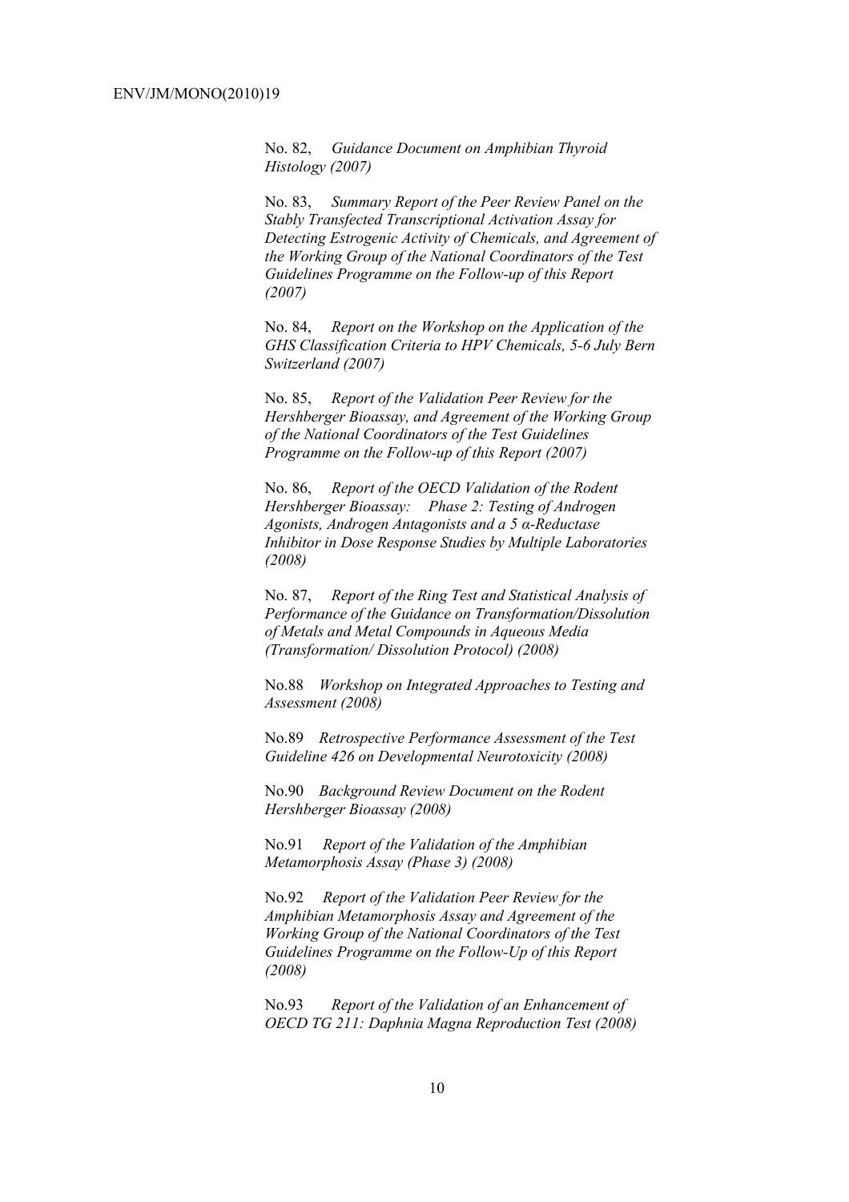No. 82, *Guidance Document on Amphibian Thyroid Histology (2007)*

No. 83, *Summary Report of the Peer Review Panel on the Stably Transfected Transcriptional Activation Assay for Detecting Estrogenic Activity of Chemicals, and Agreement of the Working Group of the National Coordinators of the Test Guidelines Programme on the Follow-up of this Report (2007)*

No. 84, *Report on the Workshop on the Application of the GHS Classification Criteria to HPV Chemicals, 5-6 July Bern Switzerland (2007)*

No. 85, *Report of the Validation Peer Review for the Hershberger Bioassay, and Agreement of the Working Group of the National Coordinators of the Test Guidelines Programme on the Follow-up of this Report (2007)*

No. 86, *Report of the OECD Validation of the Rodent Hershberger Bioassay: Phase 2: Testing of Androgen Agonists, Androgen Antagonists and a 5 α-Reductase Inhibitor in Dose Response Studies by Multiple Laboratories (2008)*

No. 87, *Report of the Ring Test and Statistical Analysis of Performance of the Guidance on Transformation/Dissolution of Metals and Metal Compounds in Aqueous Media (Transformation/ Dissolution Protocol) (2008)*

No.88 *Workshop on Integrated Approaches to Testing and Assessment (2008)*

No.89 *Retrospective Performance Assessment of the Test Guideline 426 on Developmental Neurotoxicity (2008)*

No.90 *Background Review Document on the Rodent Hershberger Bioassay (2008)*

No.91 *Report of the Validation of the Amphibian Metamorphosis Assay (Phase 3) (2008)*

No.92 *Report of the Validation Peer Review for the Amphibian Metamorphosis Assay and Agreement of the Working Group of the National Coordinators of the Test Guidelines Programme on the Follow-Up of this Report (2008)*

No.93 *Report of the Validation of an Enhancement of OECD TG 211: Daphnia Magna Reproduction Test (2008)*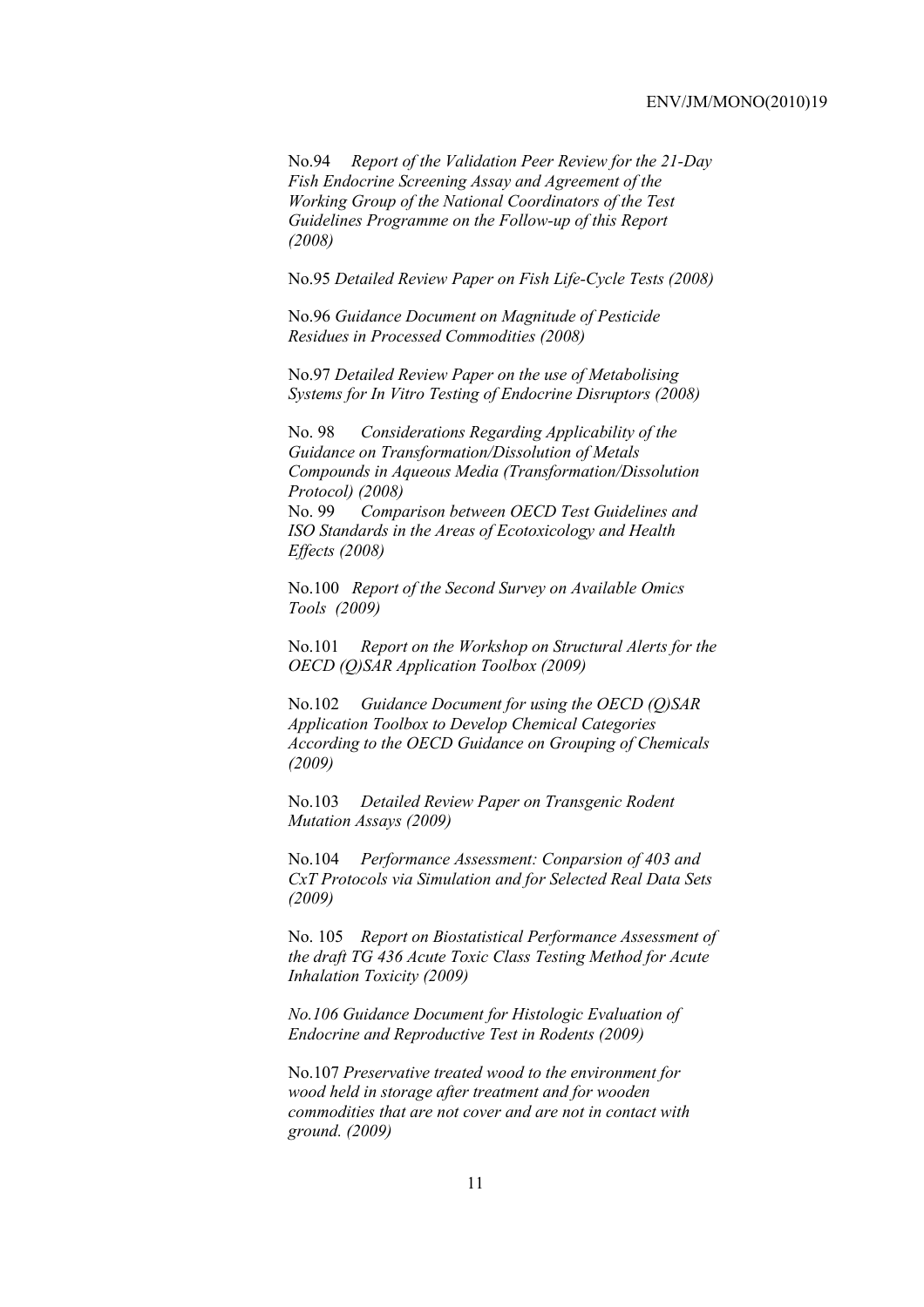No.94 *Report of the Validation Peer Review for the 21-Day Fish Endocrine Screening Assay and Agreement of the Working Group of the National Coordinators of the Test Guidelines Programme on the Follow-up of this Report (2008)*

No.95 *Detailed Review Paper on Fish Life-Cycle Tests (2008)*

No.96 *Guidance Document on Magnitude of Pesticide Residues in Processed Commodities (2008)*

No.97 *Detailed Review Paper on the use of Metabolising Systems for In Vitro Testing of Endocrine Disruptors (2008)*

No. 98 *Considerations Regarding Applicability of the Guidance on Transformation/Dissolution of Metals Compounds in Aqueous Media (Transformation/Dissolution Protocol) (2008)*

No. 99 *Comparison between OECD Test Guidelines and ISO Standards in the Areas of Ecotoxicology and Health Effects (2008)*

No.100 *Report of the Second Survey on Available Omics Tools (2009)*

No.101 *Report on the Workshop on Structural Alerts for the OECD (Q)SAR Application Toolbox (2009)*

No.102 *Guidance Document for using the OECD (Q)SAR Application Toolbox to Develop Chemical Categories According to the OECD Guidance on Grouping of Chemicals (2009)*

No.103 *Detailed Review Paper on Transgenic Rodent Mutation Assays (2009)*

No.104 *Performance Assessment: Conparsion of 403 and CxT Protocols via Simulation and for Selected Real Data Sets (2009)*

No. 105 *Report on Biostatistical Performance Assessment of the draft TG 436 Acute Toxic Class Testing Method for Acute Inhalation Toxicity (2009)*

*No.106 Guidance Document for Histologic Evaluation of Endocrine and Reproductive Test in Rodents (2009)*

No.107 *Preservative treated wood to the environment for wood held in storage after treatment and for wooden commodities that are not cover and are not in contact with ground. (2009)*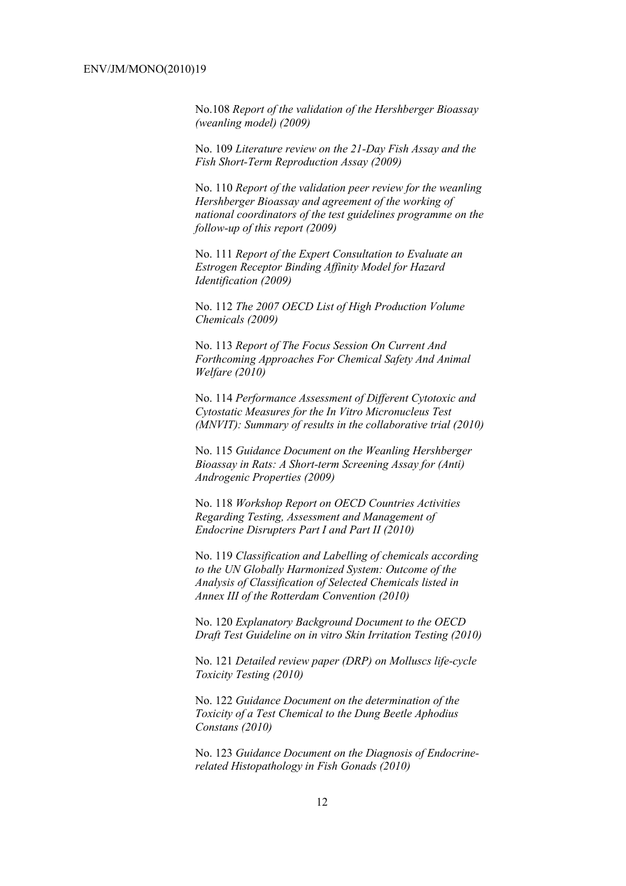No.108 *Report of the validation of the Hershberger Bioassay (weanling model) (2009)*

No. 109 *Literature review on the 21-Day Fish Assay and the Fish Short-Term Reproduction Assay (2009)*

No. 110 *Report of the validation peer review for the weanling Hershberger Bioassay and agreement of the working of national coordinators of the test guidelines programme on the follow-up of this report (2009)*

No. 111 *Report of the Expert Consultation to Evaluate an Estrogen Receptor Binding Affinity Model for Hazard Identification (2009)*

No. 112 *The 2007 OECD List of High Production Volume Chemicals (2009)*

No. 113 *Report of The Focus Session On Current And Forthcoming Approaches For Chemical Safety And Animal Welfare (2010)*

No. 114 *Performance Assessment of Different Cytotoxic and Cytostatic Measures for the In Vitro Micronucleus Test (MNVIT): Summary of results in the collaborative trial (2010)*

No. 115 *Guidance Document on the Weanling Hershberger Bioassay in Rats: A Short-term Screening Assay for (Anti) Androgenic Properties (2009)*

No. 118 *Workshop Report on OECD Countries Activities Regarding Testing, Assessment and Management of Endocrine Disrupters Part I and Part II (2010)*

No. 119 *Classification and Labelling of chemicals according to the UN Globally Harmonized System: Outcome of the Analysis of Classification of Selected Chemicals listed in Annex III of the Rotterdam Convention (2010)*

No. 120 *Explanatory Background Document to the OECD Draft Test Guideline on in vitro Skin Irritation Testing (2010)*

No. 121 *Detailed review paper (DRP) on Molluscs life-cycle Toxicity Testing (2010)*

No. 122 *Guidance Document on the determination of the Toxicity of a Test Chemical to the Dung Beetle Aphodius Constans (2010)*

No. 123 *Guidance Document on the Diagnosis of Endocrine-related Histopathology in Fish Gonads (2010)*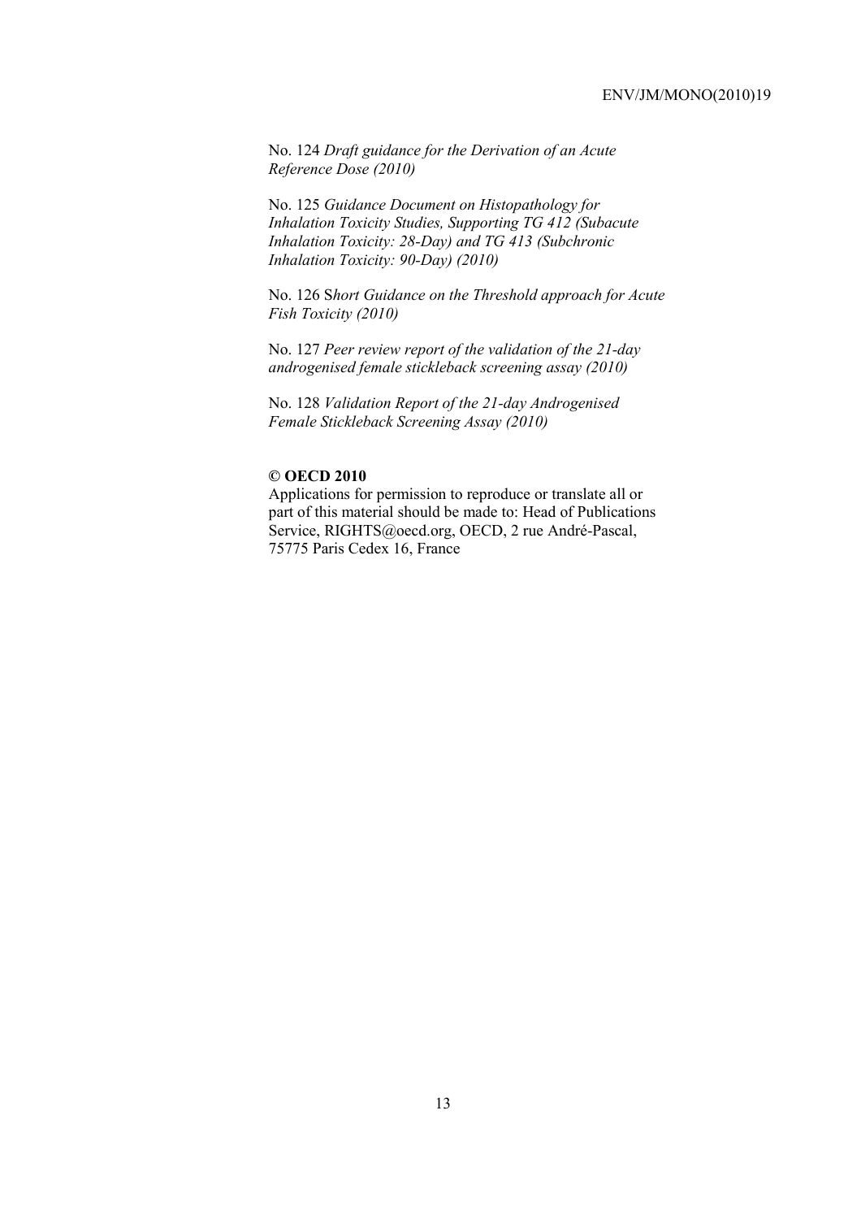No. 124 *Draft guidance for the Derivation of an Acute Reference Dose (2010)*

No. 125 *Guidance Document on Histopathology for Inhalation Toxicity Studies, Supporting TG 412 (Subacute Inhalation Toxicity: 28-Day) and TG 413 (Subchronic Inhalation Toxicity: 90-Day) (2010)*

No. 126 S*hort Guidance on the Threshold approach for Acute Fish Toxicity (2010)*

No. 127 *Peer review report of the validation of the 21-day androgenised female stickleback screening assay (2010)*

No. 128 *Validation Report of the 21-day Androgenised Female Stickleback Screening Assay (2010)*

**© OECD 2010**
Applications for permission to reproduce or translate all or part of this material should be made to: Head of Publications Service, RIGHTS@oecd.org, OECD, 2 rue André-Pascal, 75775 Paris Cedex 16, France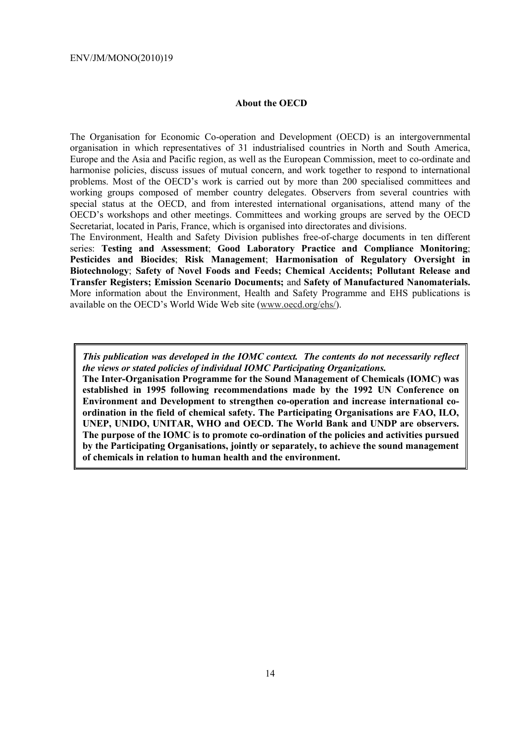## About the OECD

The Organisation for Economic Co-operation and Development (OECD) is an intergovernmental organisation in which representatives of 31 industrialised countries in North and South America, Europe and the Asia and Pacific region, as well as the European Commission, meet to co-ordinate and harmonise policies, discuss issues of mutual concern, and work together to respond to international problems. Most of the OECD's work is carried out by more than 200 specialised committees and working groups composed of member country delegates. Observers from several countries with special status at the OECD, and from interested international organisations, attend many of the OECD's workshops and other meetings. Committees and working groups are served by the OECD Secretariat, located in Paris, France, which is organised into directorates and divisions.

The Environment, Health and Safety Division publishes free-of-charge documents in ten different series: **Testing and Assessment**; **Good Laboratory Practice and Compliance Monitoring**; **Pesticides and Biocides**; **Risk Management**; **Harmonisation of Regulatory Oversight in Biotechnology**; **Safety of Novel Foods and Feeds; Chemical Accidents; Pollutant Release and Transfer Registers; Emission Scenario Documents;** and **Safety of Manufactured Nanomaterials.** More information about the Environment, Health and Safety Programme and EHS publications is available on the OECD's World Wide Web site (www.oecd.org/ehs/).

***This publication was developed in the IOMC context. The contents do not necessarily reflect the views or stated policies of individual IOMC Participating Organizations.***

**The Inter-Organisation Programme for the Sound Management of Chemicals (IOMC) was established in 1995 following recommendations made by the 1992 UN Conference on Environment and Development to strengthen co-operation and increase international co-ordination in the field of chemical safety. The Participating Organisations are FAO, ILO, UNEP, UNIDO, UNITAR, WHO and OECD. The World Bank and UNDP are observers. The purpose of the IOMC is to promote co-ordination of the policies and activities pursued by the Participating Organisations, jointly or separately, to achieve the sound management of chemicals in relation to human health and the environment.**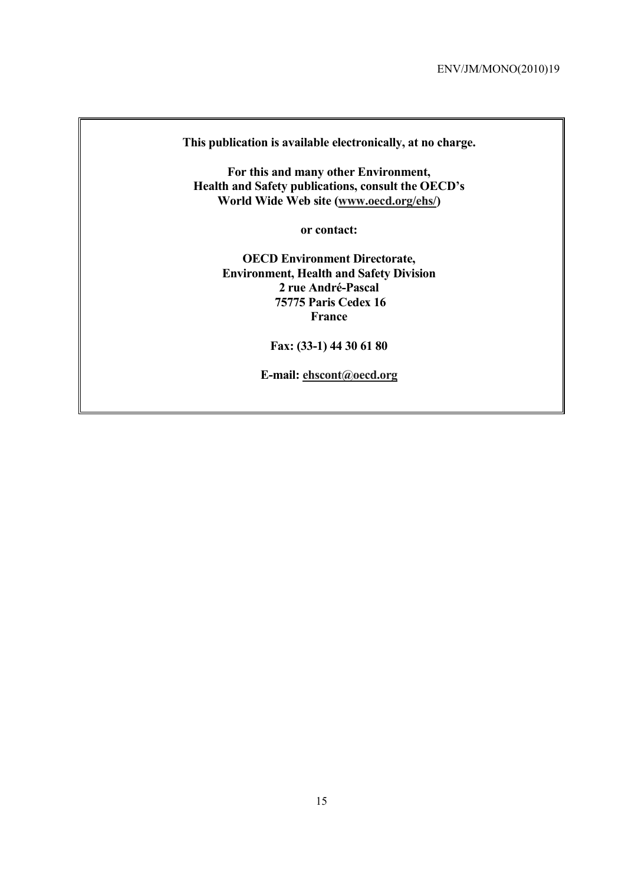**This publication is available electronically, at no charge.**

**For this and many other Environment, Health and Safety publications, consult the OECD's World Wide Web site (www.oecd.org/ehs/)**

**or contact:**

**OECD Environment Directorate,**
**Environment, Health and Safety Division**
**2 rue André-Pascal**
**75775 Paris Cedex 16**
**France**

**Fax: (33-1) 44 30 61 80**

**E-mail: ehscont@oecd.org**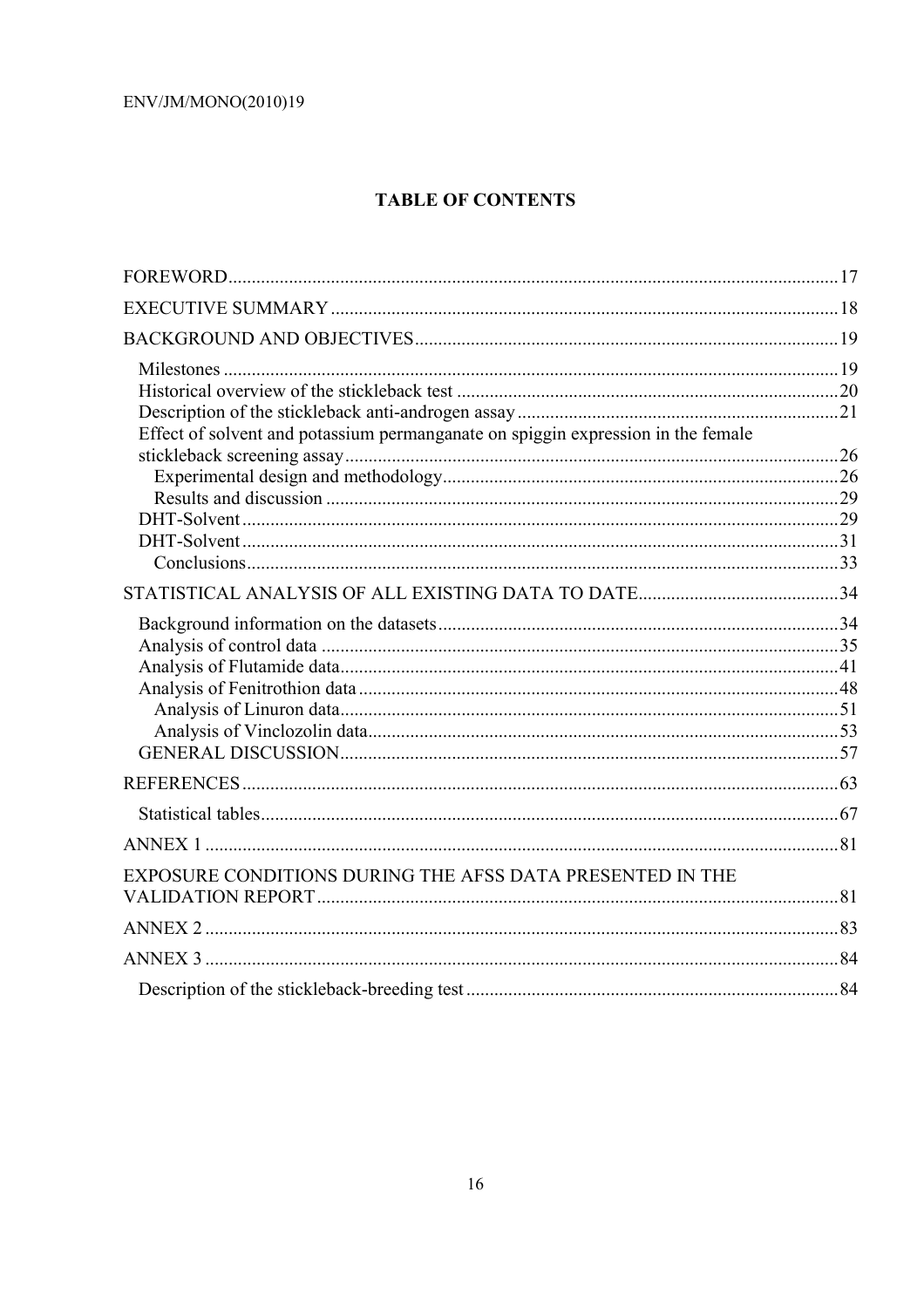## TABLE OF CONTENTS

FOREWORD ..... 17
EXECUTIVE SUMMARY ..... 18
BACKGROUND AND OBJECTIVES ..... 19
- Milestones ..... 19
- Historical overview of the stickleback test ..... 20
- Description of the stickleback anti-androgen assay ..... 21
- Effect of solvent and potassium permanganate on spiggin expression in the female stickleback screening assay ..... 26
  - Experimental design and methodology ..... 26
  - Results and discussion ..... 29
- DHT-Solvent ..... 29
- DHT-Solvent ..... 31
  - Conclusions ..... 33

STATISTICAL ANALYSIS OF ALL EXISTING DATA TO DATE ..... 34
- Background information on the datasets ..... 34
- Analysis of control data ..... 35
- Analysis of Flutamide data ..... 41
- Analysis of Fenitrothion data ..... 48
  - Analysis of Linuron data ..... 51
  - Analysis of Vinclozolin data ..... 53
- GENERAL DISCUSSION ..... 57

REFERENCES ..... 63
- Statistical tables ..... 67

ANNEX 1 ..... 81
EXPOSURE CONDITIONS DURING THE AFSS DATA PRESENTED IN THE VALIDATION REPORT ..... 81
ANNEX 2 ..... 83
ANNEX 3 ..... 84
- Description of the stickleback-breeding test ..... 84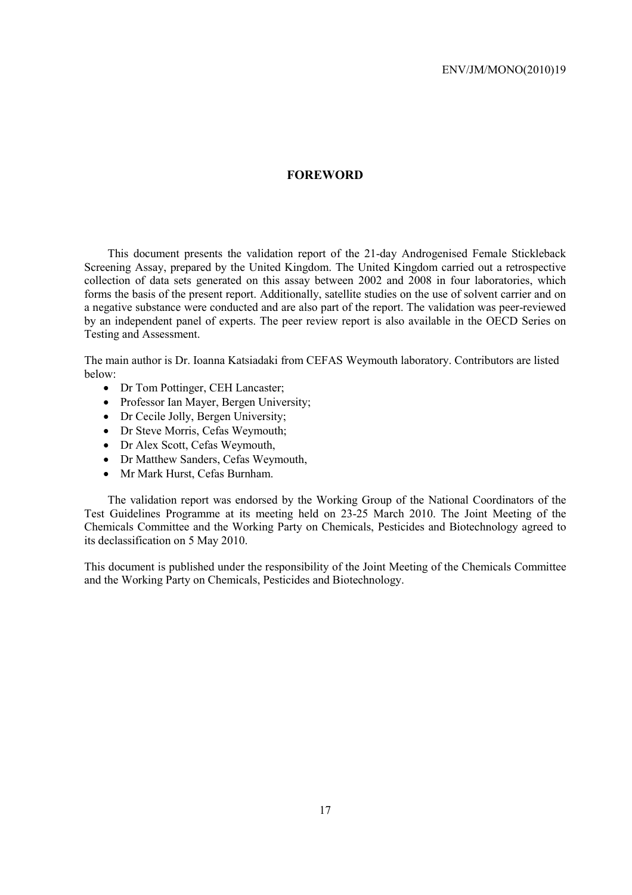# FOREWORD

This document presents the validation report of the 21-day Androgenised Female Stickleback Screening Assay, prepared by the United Kingdom. The United Kingdom carried out a retrospective collection of data sets generated on this assay between 2002 and 2008 in four laboratories, which forms the basis of the present report. Additionally, satellite studies on the use of solvent carrier and on a negative substance were conducted and are also part of the report. The validation was peer-reviewed by an independent panel of experts. The peer review report is also available in the OECD Series on Testing and Assessment.

The main author is Dr. Ioanna Katsiadaki from CEFAS Weymouth laboratory. Contributors are listed below:

- Dr Tom Pottinger, CEH Lancaster;
- Professor Ian Mayer, Bergen University;
- Dr Cecile Jolly, Bergen University;
- Dr Steve Morris, Cefas Weymouth;
- Dr Alex Scott, Cefas Weymouth,
- Dr Matthew Sanders, Cefas Weymouth,
- Mr Mark Hurst, Cefas Burnham.

The validation report was endorsed by the Working Group of the National Coordinators of the Test Guidelines Programme at its meeting held on 23-25 March 2010. The Joint Meeting of the Chemicals Committee and the Working Party on Chemicals, Pesticides and Biotechnology agreed to its declassification on 5 May 2010.

This document is published under the responsibility of the Joint Meeting of the Chemicals Committee and the Working Party on Chemicals, Pesticides and Biotechnology.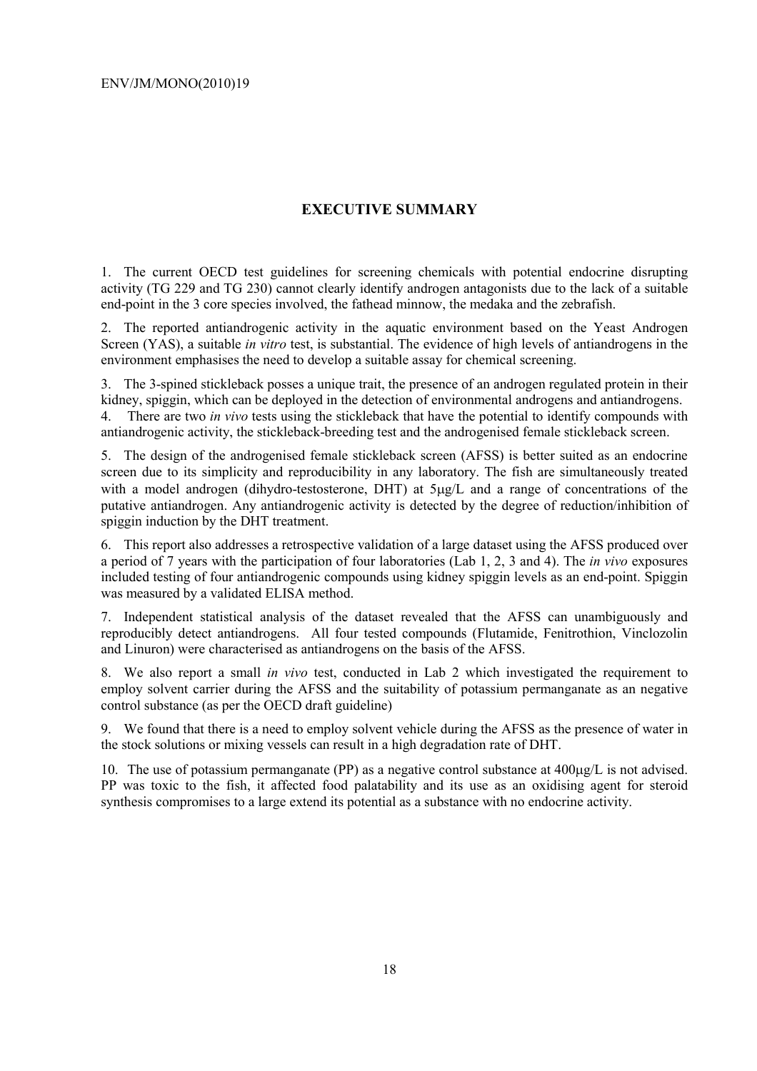# EXECUTIVE SUMMARY

1. The current OECD test guidelines for screening chemicals with potential endocrine disrupting activity (TG 229 and TG 230) cannot clearly identify androgen antagonists due to the lack of a suitable end-point in the 3 core species involved, the fathead minnow, the medaka and the zebrafish.

2. The reported antiandrogenic activity in the aquatic environment based on the Yeast Androgen Screen (YAS), a suitable *in vitro* test, is substantial. The evidence of high levels of antiandrogens in the environment emphasises the need to develop a suitable assay for chemical screening.

3. The 3-spined stickleback posses a unique trait, the presence of an androgen regulated protein in their kidney, spiggin, which can be deployed in the detection of environmental androgens and antiandrogens.

4. There are two *in vivo* tests using the stickleback that have the potential to identify compounds with antiandrogenic activity, the stickleback-breeding test and the androgenised female stickleback screen.

5. The design of the androgenised female stickleback screen (AFSS) is better suited as an endocrine screen due to its simplicity and reproducibility in any laboratory. The fish are simultaneously treated with a model androgen (dihydro-testosterone, DHT) at 5μg/L and a range of concentrations of the putative antiandrogen. Any antiandrogenic activity is detected by the degree of reduction/inhibition of spiggin induction by the DHT treatment.

6. This report also addresses a retrospective validation of a large dataset using the AFSS produced over a period of 7 years with the participation of four laboratories (Lab 1, 2, 3 and 4). The *in vivo* exposures included testing of four antiandrogenic compounds using kidney spiggin levels as an end-point. Spiggin was measured by a validated ELISA method.

7. Independent statistical analysis of the dataset revealed that the AFSS can unambiguously and reproducibly detect antiandrogens. All four tested compounds (Flutamide, Fenitrothion, Vinclozolin and Linuron) were characterised as antiandrogens on the basis of the AFSS.

8. We also report a small *in vivo* test, conducted in Lab 2 which investigated the requirement to employ solvent carrier during the AFSS and the suitability of potassium permanganate as an negative control substance (as per the OECD draft guideline)

9. We found that there is a need to employ solvent vehicle during the AFSS as the presence of water in the stock solutions or mixing vessels can result in a high degradation rate of DHT.

10. The use of potassium permanganate (PP) as a negative control substance at 400μg/L is not advised. PP was toxic to the fish, it affected food palatability and its use as an oxidising agent for steroid synthesis compromises to a large extend its potential as a substance with no endocrine activity.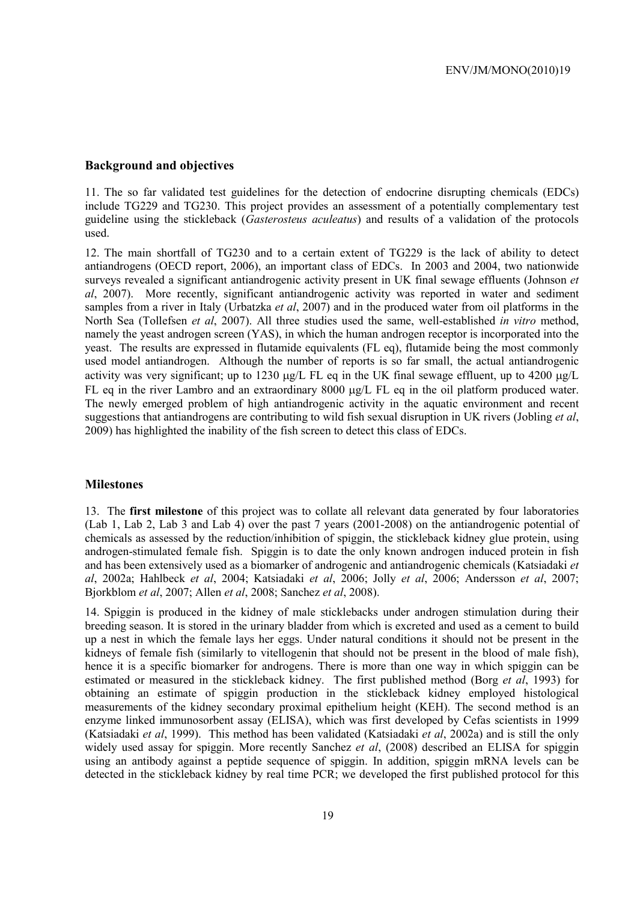## Background and objectives

11. The so far validated test guidelines for the detection of endocrine disrupting chemicals (EDCs) include TG229 and TG230. This project provides an assessment of a potentially complementary test guideline using the stickleback (*Gasterosteus aculeatus*) and results of a validation of the protocols used.

12. The main shortfall of TG230 and to a certain extent of TG229 is the lack of ability to detect antiandrogens (OECD report, 2006), an important class of EDCs. In 2003 and 2004, two nationwide surveys revealed a significant antiandrogenic activity present in UK final sewage effluents (Johnson *et al*, 2007). More recently, significant antiandrogenic activity was reported in water and sediment samples from a river in Italy (Urbatzka *et al*, 2007) and in the produced water from oil platforms in the North Sea (Tollefsen *et al*, 2007). All three studies used the same, well-established *in vitro* method, namely the yeast androgen screen (YAS), in which the human androgen receptor is incorporated into the yeast. The results are expressed in flutamide equivalents (FL eq), flutamide being the most commonly used model antiandrogen. Although the number of reports is so far small, the actual antiandrogenic activity was very significant; up to 1230 μg/L FL eq in the UK final sewage effluent, up to 4200 μg/L FL eq in the river Lambro and an extraordinary 8000 μg/L FL eq in the oil platform produced water. The newly emerged problem of high antiandrogenic activity in the aquatic environment and recent suggestions that antiandrogens are contributing to wild fish sexual disruption in UK rivers (Jobling *et al*, 2009) has highlighted the inability of the fish screen to detect this class of EDCs.

## Milestones

13. The **first milestone** of this project was to collate all relevant data generated by four laboratories (Lab 1, Lab 2, Lab 3 and Lab 4) over the past 7 years (2001-2008) on the antiandrogenic potential of chemicals as assessed by the reduction/inhibition of spiggin, the stickleback kidney glue protein, using androgen-stimulated female fish. Spiggin is to date the only known androgen induced protein in fish and has been extensively used as a biomarker of androgenic and antiandrogenic chemicals (Katsiadaki *et al*, 2002a; Hahlbeck *et al*, 2004; Katsiadaki *et al*, 2006; Jolly *et al*, 2006; Andersson *et al*, 2007; Bjorkblom *et al*, 2007; Allen *et al*, 2008; Sanchez *et al*, 2008).

14. Spiggin is produced in the kidney of male sticklebacks under androgen stimulation during their breeding season. It is stored in the urinary bladder from which is excreted and used as a cement to build up a nest in which the female lays her eggs. Under natural conditions it should not be present in the kidneys of female fish (similarly to vitellogenin that should not be present in the blood of male fish), hence it is a specific biomarker for androgens. There is more than one way in which spiggin can be estimated or measured in the stickleback kidney. The first published method (Borg *et al*, 1993) for obtaining an estimate of spiggin production in the stickleback kidney employed histological measurements of the kidney secondary proximal epithelium height (KEH). The second method is an enzyme linked immunosorbent assay (ELISA), which was first developed by Cefas scientists in 1999 (Katsiadaki *et al*, 1999). This method has been validated (Katsiadaki *et al*, 2002a) and is still the only widely used assay for spiggin. More recently Sanchez *et al*, (2008) described an ELISA for spiggin using an antibody against a peptide sequence of spiggin. In addition, spiggin mRNA levels can be detected in the stickleback kidney by real time PCR; we developed the first published protocol for this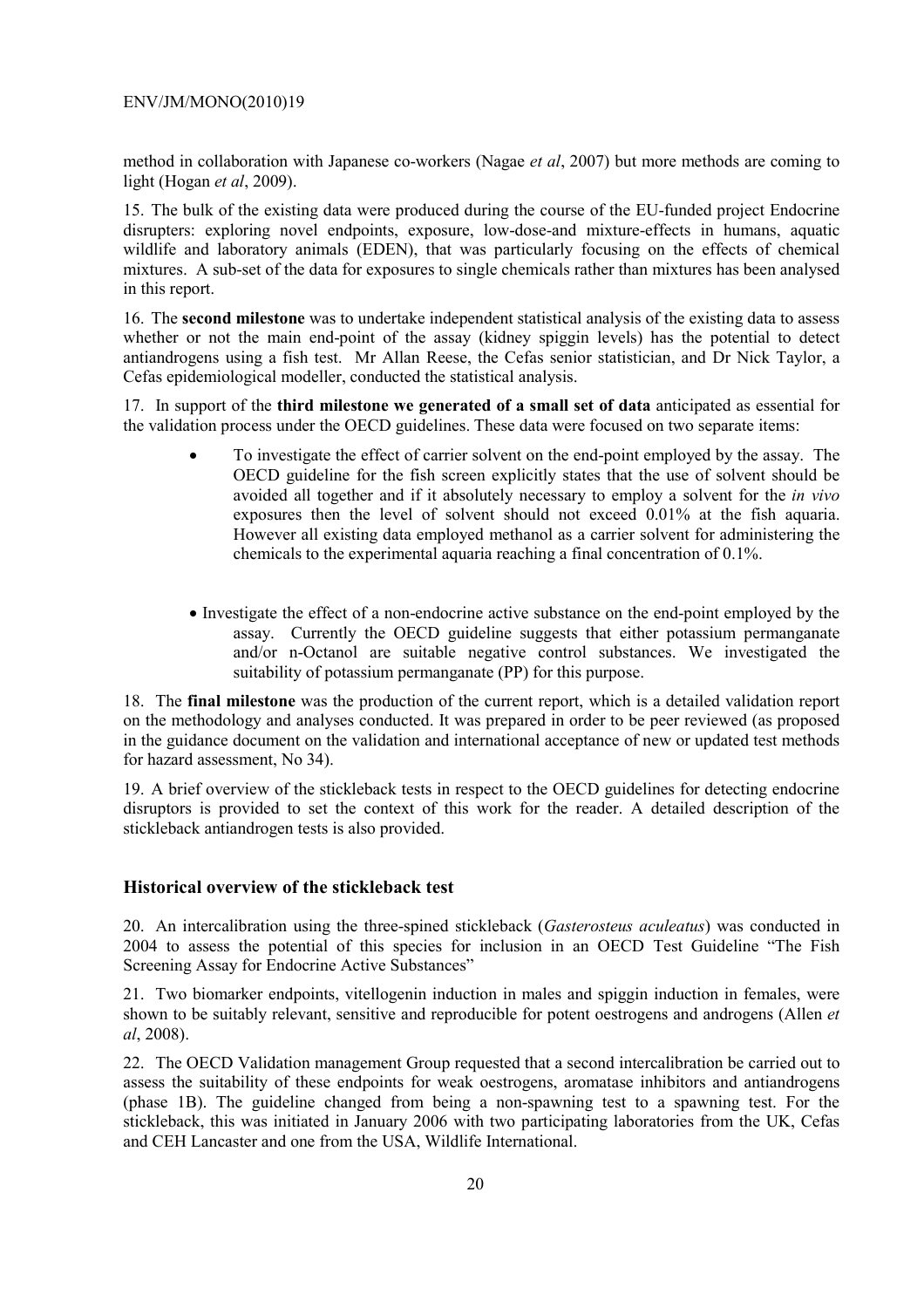method in collaboration with Japanese co-workers (Nagae *et al*, 2007) but more methods are coming to light (Hogan *et al*, 2009).

15. The bulk of the existing data were produced during the course of the EU-funded project Endocrine disrupters: exploring novel endpoints, exposure, low-dose-and mixture-effects in humans, aquatic wildlife and laboratory animals (EDEN), that was particularly focusing on the effects of chemical mixtures. A sub-set of the data for exposures to single chemicals rather than mixtures has been analysed in this report.

16. The **second milestone** was to undertake independent statistical analysis of the existing data to assess whether or not the main end-point of the assay (kidney spiggin levels) has the potential to detect antiandrogens using a fish test. Mr Allan Reese, the Cefas senior statistician, and Dr Nick Taylor, a Cefas epidemiological modeller, conducted the statistical analysis.

17. In support of the **third milestone we generated of a small set of data** anticipated as essential for the validation process under the OECD guidelines. These data were focused on two separate items:

- To investigate the effect of carrier solvent on the end-point employed by the assay. The OECD guideline for the fish screen explicitly states that the use of solvent should be avoided all together and if it absolutely necessary to employ a solvent for the *in vivo* exposures then the level of solvent should not exceed 0.01% at the fish aquaria. However all existing data employed methanol as a carrier solvent for administering the chemicals to the experimental aquaria reaching a final concentration of 0.1%.

- Investigate the effect of a non-endocrine active substance on the end-point employed by the assay. Currently the OECD guideline suggests that either potassium permanganate and/or n-Octanol are suitable negative control substances. We investigated the suitability of potassium permanganate (PP) for this purpose.

18. The **final milestone** was the production of the current report, which is a detailed validation report on the methodology and analyses conducted. It was prepared in order to be peer reviewed (as proposed in the guidance document on the validation and international acceptance of new or updated test methods for hazard assessment, No 34).

19. A brief overview of the stickleback tests in respect to the OECD guidelines for detecting endocrine disruptors is provided to set the context of this work for the reader. A detailed description of the stickleback antiandrogen tests is also provided.

## Historical overview of the stickleback test

20. An intercalibration using the three-spined stickleback (*Gasterosteus aculeatus*) was conducted in 2004 to assess the potential of this species for inclusion in an OECD Test Guideline "The Fish Screening Assay for Endocrine Active Substances"

21. Two biomarker endpoints, vitellogenin induction in males and spiggin induction in females, were shown to be suitably relevant, sensitive and reproducible for potent oestrogens and androgens (Allen *et al*, 2008).

22. The OECD Validation management Group requested that a second intercalibration be carried out to assess the suitability of these endpoints for weak oestrogens, aromatase inhibitors and antiandrogens (phase 1B). The guideline changed from being a non-spawning test to a spawning test. For the stickleback, this was initiated in January 2006 with two participating laboratories from the UK, Cefas and CEH Lancaster and one from the USA, Wildlife International.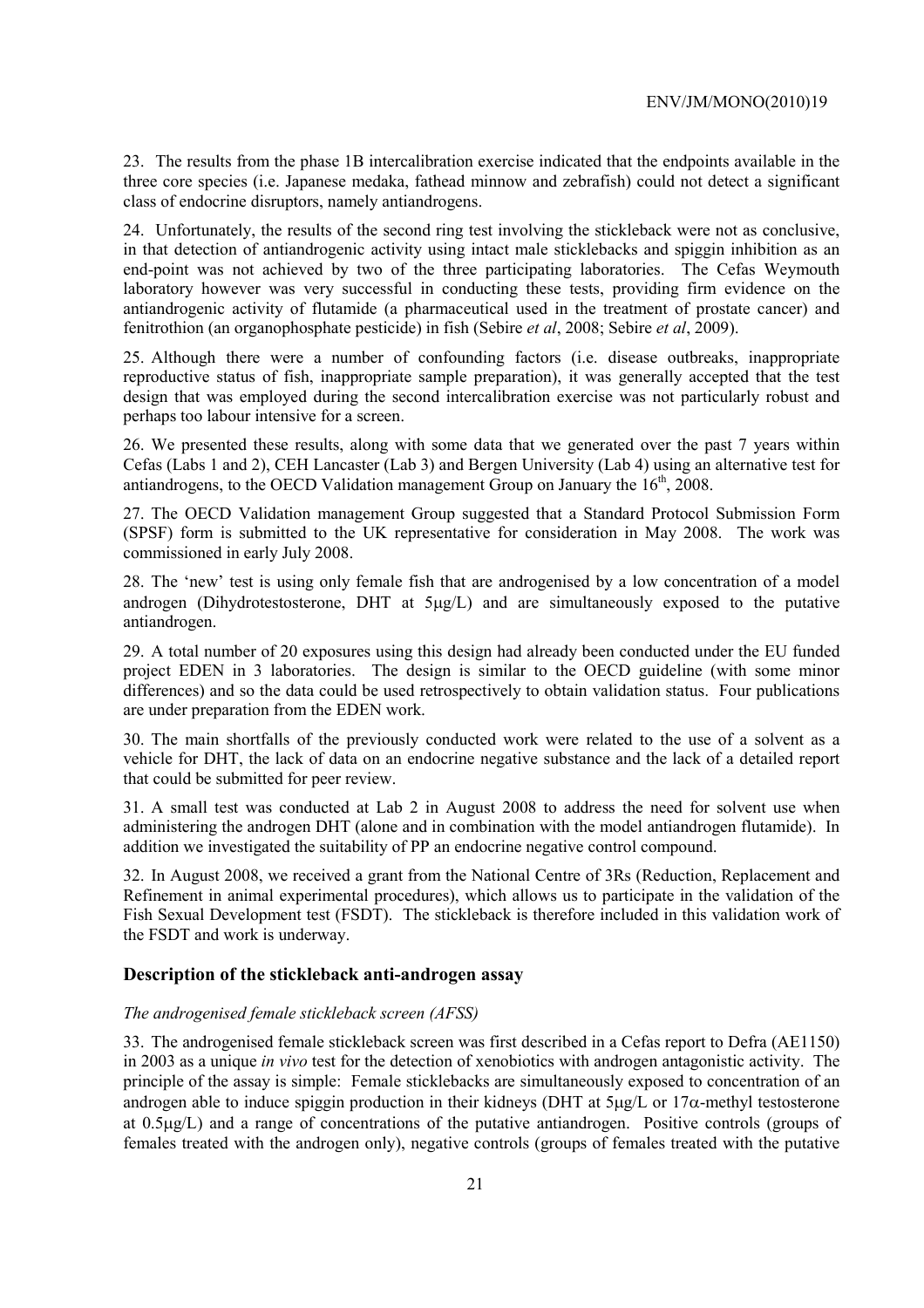23. The results from the phase 1B intercalibration exercise indicated that the endpoints available in the three core species (i.e. Japanese medaka, fathead minnow and zebrafish) could not detect a significant class of endocrine disruptors, namely antiandrogens.

24. Unfortunately, the results of the second ring test involving the stickleback were not as conclusive, in that detection of antiandrogenic activity using intact male sticklebacks and spiggin inhibition as an end-point was not achieved by two of the three participating laboratories. The Cefas Weymouth laboratory however was very successful in conducting these tests, providing firm evidence on the antiandrogenic activity of flutamide (a pharmaceutical used in the treatment of prostate cancer) and fenitrothion (an organophosphate pesticide) in fish (Sebire *et al*, 2008; Sebire *et al*, 2009).

25. Although there were a number of confounding factors (i.e. disease outbreaks, inappropriate reproductive status of fish, inappropriate sample preparation), it was generally accepted that the test design that was employed during the second intercalibration exercise was not particularly robust and perhaps too labour intensive for a screen.

26. We presented these results, along with some data that we generated over the past 7 years within Cefas (Labs 1 and 2), CEH Lancaster (Lab 3) and Bergen University (Lab 4) using an alternative test for antiandrogens, to the OECD Validation management Group on January the 16th, 2008.

27. The OECD Validation management Group suggested that a Standard Protocol Submission Form (SPSF) form is submitted to the UK representative for consideration in May 2008. The work was commissioned in early July 2008.

28. The 'new' test is using only female fish that are androgenised by a low concentration of a model androgen (Dihydrotestosterone, DHT at 5μg/L) and are simultaneously exposed to the putative antiandrogen.

29. A total number of 20 exposures using this design had already been conducted under the EU funded project EDEN in 3 laboratories. The design is similar to the OECD guideline (with some minor differences) and so the data could be used retrospectively to obtain validation status. Four publications are under preparation from the EDEN work.

30. The main shortfalls of the previously conducted work were related to the use of a solvent as a vehicle for DHT, the lack of data on an endocrine negative substance and the lack of a detailed report that could be submitted for peer review.

31. A small test was conducted at Lab 2 in August 2008 to address the need for solvent use when administering the androgen DHT (alone and in combination with the model antiandrogen flutamide). In addition we investigated the suitability of PP an endocrine negative control compound.

32. In August 2008, we received a grant from the National Centre of 3Rs (Reduction, Replacement and Refinement in animal experimental procedures), which allows us to participate in the validation of the Fish Sexual Development test (FSDT). The stickleback is therefore included in this validation work of the FSDT and work is underway.

## Description of the stickleback anti-androgen assay

### *The androgenised female stickleback screen (AFSS)*

33. The androgenised female stickleback screen was first described in a Cefas report to Defra (AE1150) in 2003 as a unique *in vivo* test for the detection of xenobiotics with androgen antagonistic activity. The principle of the assay is simple: Female sticklebacks are simultaneously exposed to concentration of an androgen able to induce spiggin production in their kidneys (DHT at 5μg/L or 17α-methyl testosterone at 0.5μg/L) and a range of concentrations of the putative antiandrogen. Positive controls (groups of females treated with the androgen only), negative controls (groups of females treated with the putative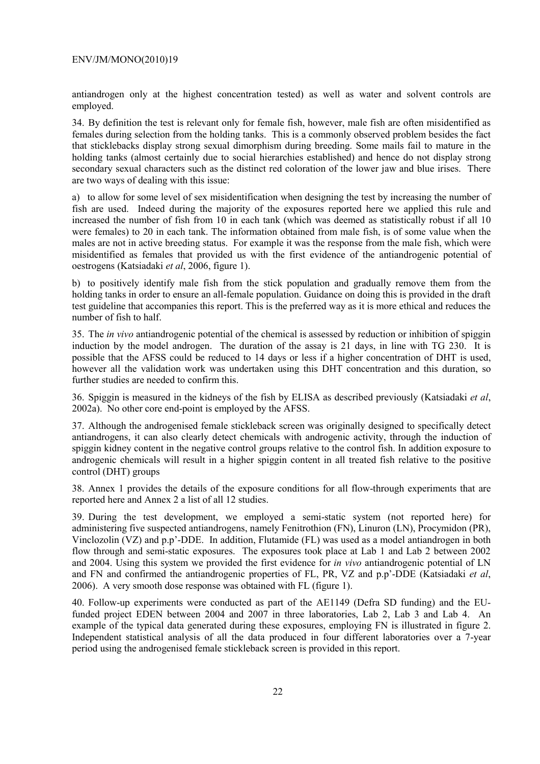antiandrogen only at the highest concentration tested) as well as water and solvent controls are employed.

34. By definition the test is relevant only for female fish, however, male fish are often misidentified as females during selection from the holding tanks. This is a commonly observed problem besides the fact that sticklebacks display strong sexual dimorphism during breeding. Some mails fail to mature in the holding tanks (almost certainly due to social hierarchies established) and hence do not display strong secondary sexual characters such as the distinct red coloration of the lower jaw and blue irises. There are two ways of dealing with this issue:

a) to allow for some level of sex misidentification when designing the test by increasing the number of fish are used. Indeed during the majority of the exposures reported here we applied this rule and increased the number of fish from 10 in each tank (which was deemed as statistically robust if all 10 were females) to 20 in each tank. The information obtained from male fish, is of some value when the males are not in active breeding status. For example it was the response from the male fish, which were misidentified as females that provided us with the first evidence of the antiandrogenic potential of oestrogens (Katsiadaki *et al*, 2006, figure 1).

b) to positively identify male fish from the stick population and gradually remove them from the holding tanks in order to ensure an all-female population. Guidance on doing this is provided in the draft test guideline that accompanies this report. This is the preferred way as it is more ethical and reduces the number of fish to half.

35. The *in vivo* antiandrogenic potential of the chemical is assessed by reduction or inhibition of spiggin induction by the model androgen. The duration of the assay is 21 days, in line with TG 230. It is possible that the AFSS could be reduced to 14 days or less if a higher concentration of DHT is used, however all the validation work was undertaken using this DHT concentration and this duration, so further studies are needed to confirm this.

36. Spiggin is measured in the kidneys of the fish by ELISA as described previously (Katsiadaki *et al*, 2002a). No other core end-point is employed by the AFSS.

37. Although the androgenised female stickleback screen was originally designed to specifically detect antiandrogens, it can also clearly detect chemicals with androgenic activity, through the induction of spiggin kidney content in the negative control groups relative to the control fish. In addition exposure to androgenic chemicals will result in a higher spiggin content in all treated fish relative to the positive control (DHT) groups

38. Annex 1 provides the details of the exposure conditions for all flow-through experiments that are reported here and Annex 2 a list of all 12 studies.

39. During the test development, we employed a semi-static system (not reported here) for administering five suspected antiandrogens, namely Fenitrothion (FN), Linuron (LN), Procymidon (PR), Vinclozolin (VZ) and p.p'-DDE. In addition, Flutamide (FL) was used as a model antiandrogen in both flow through and semi-static exposures. The exposures took place at Lab 1 and Lab 2 between 2002 and 2004. Using this system we provided the first evidence for *in vivo* antiandrogenic potential of LN and FN and confirmed the antiandrogenic properties of FL, PR, VZ and p.p'-DDE (Katsiadaki *et al*, 2006). A very smooth dose response was obtained with FL (figure 1).

40. Follow-up experiments were conducted as part of the AE1149 (Defra SD funding) and the EU-funded project EDEN between 2004 and 2007 in three laboratories, Lab 2, Lab 3 and Lab 4. An example of the typical data generated during these exposures, employing FN is illustrated in figure 2. Independent statistical analysis of all the data produced in four different laboratories over a 7-year period using the androgenised female stickleback screen is provided in this report.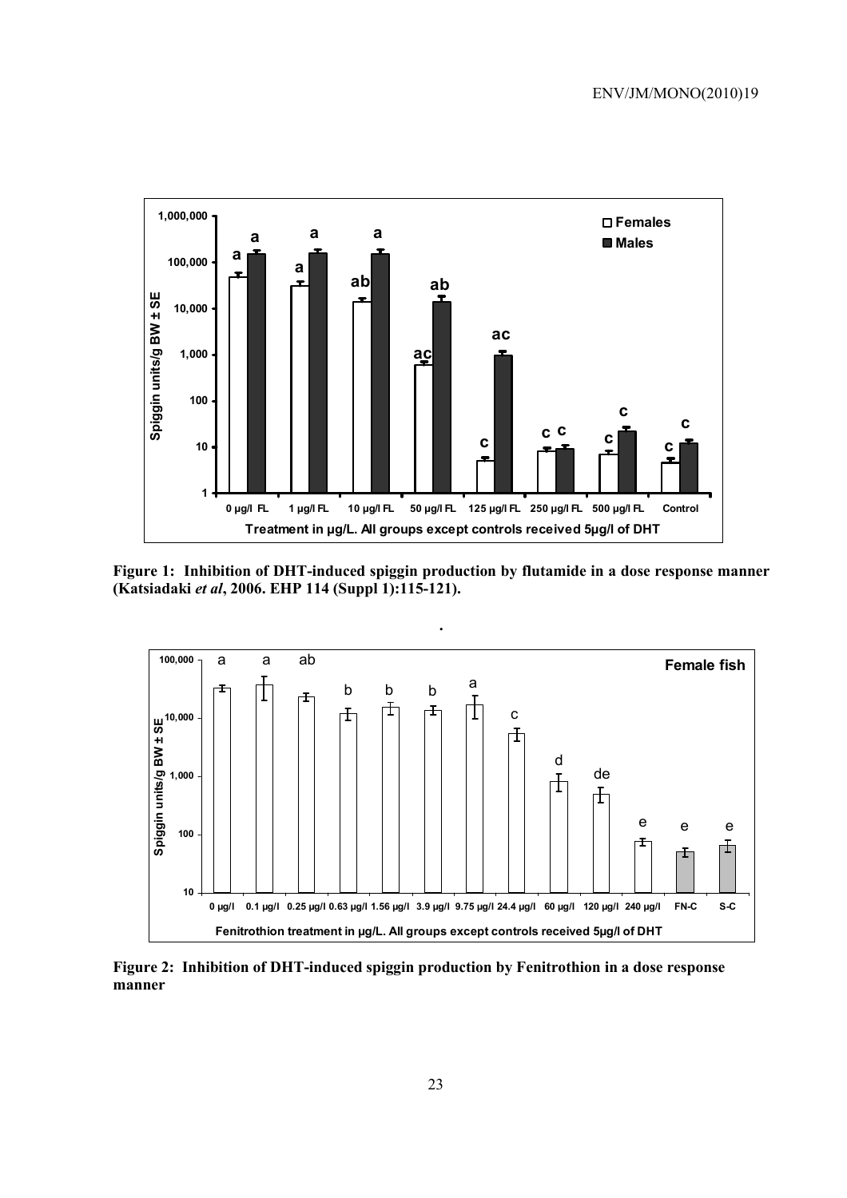**Figure 1: Inhibition of DHT-induced spiggin production by flutamide in a dose response manner (Katsiadaki *et al*, 2006. EHP 114 (Suppl 1):115-121).**

.

**Figure 2: Inhibition of DHT-induced spiggin production by Fenitrothion in a dose response manner**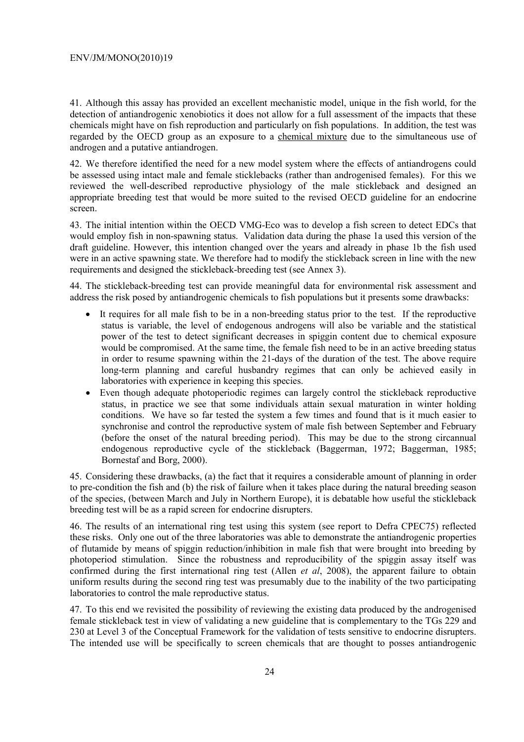41. Although this assay has provided an excellent mechanistic model, unique in the fish world, for the detection of antiandrogenic xenobiotics it does not allow for a full assessment of the impacts that these chemicals might have on fish reproduction and particularly on fish populations. In addition, the test was regarded by the OECD group as an exposure to a chemical mixture due to the simultaneous use of androgen and a putative antiandrogen.

42. We therefore identified the need for a new model system where the effects of antiandrogens could be assessed using intact male and female sticklebacks (rather than androgenised females). For this we reviewed the well-described reproductive physiology of the male stickleback and designed an appropriate breeding test that would be more suited to the revised OECD guideline for an endocrine screen.

43. The initial intention within the OECD VMG-Eco was to develop a fish screen to detect EDCs that would employ fish in non-spawning status. Validation data during the phase 1a used this version of the draft guideline. However, this intention changed over the years and already in phase 1b the fish used were in an active spawning state. We therefore had to modify the stickleback screen in line with the new requirements and designed the stickleback-breeding test (see Annex 3).

44. The stickleback-breeding test can provide meaningful data for environmental risk assessment and address the risk posed by antiandrogenic chemicals to fish populations but it presents some drawbacks:

- It requires for all male fish to be in a non-breeding status prior to the test. If the reproductive status is variable, the level of endogenous androgens will also be variable and the statistical power of the test to detect significant decreases in spiggin content due to chemical exposure would be compromised. At the same time, the female fish need to be in an active breeding status in order to resume spawning within the 21-days of the duration of the test. The above require long-term planning and careful husbandry regimes that can only be achieved easily in laboratories with experience in keeping this species.
- Even though adequate photoperiodic regimes can largely control the stickleback reproductive status, in practice we see that some individuals attain sexual maturation in winter holding conditions. We have so far tested the system a few times and found that is it much easier to synchronise and control the reproductive system of male fish between September and February (before the onset of the natural breeding period). This may be due to the strong circannual endogenous reproductive cycle of the stickleback (Baggerman, 1972; Baggerman, 1985; Bornestaf and Borg, 2000).

45. Considering these drawbacks, (a) the fact that it requires a considerable amount of planning in order to pre-condition the fish and (b) the risk of failure when it takes place during the natural breeding season of the species, (between March and July in Northern Europe), it is debatable how useful the stickleback breeding test will be as a rapid screen for endocrine disrupters.

46. The results of an international ring test using this system (see report to Defra CPEC75) reflected these risks. Only one out of the three laboratories was able to demonstrate the antiandrogenic properties of flutamide by means of spiggin reduction/inhibition in male fish that were brought into breeding by photoperiod stimulation. Since the robustness and reproducibility of the spiggin assay itself was confirmed during the first international ring test (Allen *et al*, 2008), the apparent failure to obtain uniform results during the second ring test was presumably due to the inability of the two participating laboratories to control the male reproductive status.

47. To this end we revisited the possibility of reviewing the existing data produced by the androgenised female stickleback test in view of validating a new guideline that is complementary to the TGs 229 and 230 at Level 3 of the Conceptual Framework for the validation of tests sensitive to endocrine disrupters. The intended use will be specifically to screen chemicals that are thought to posses antiandrogenic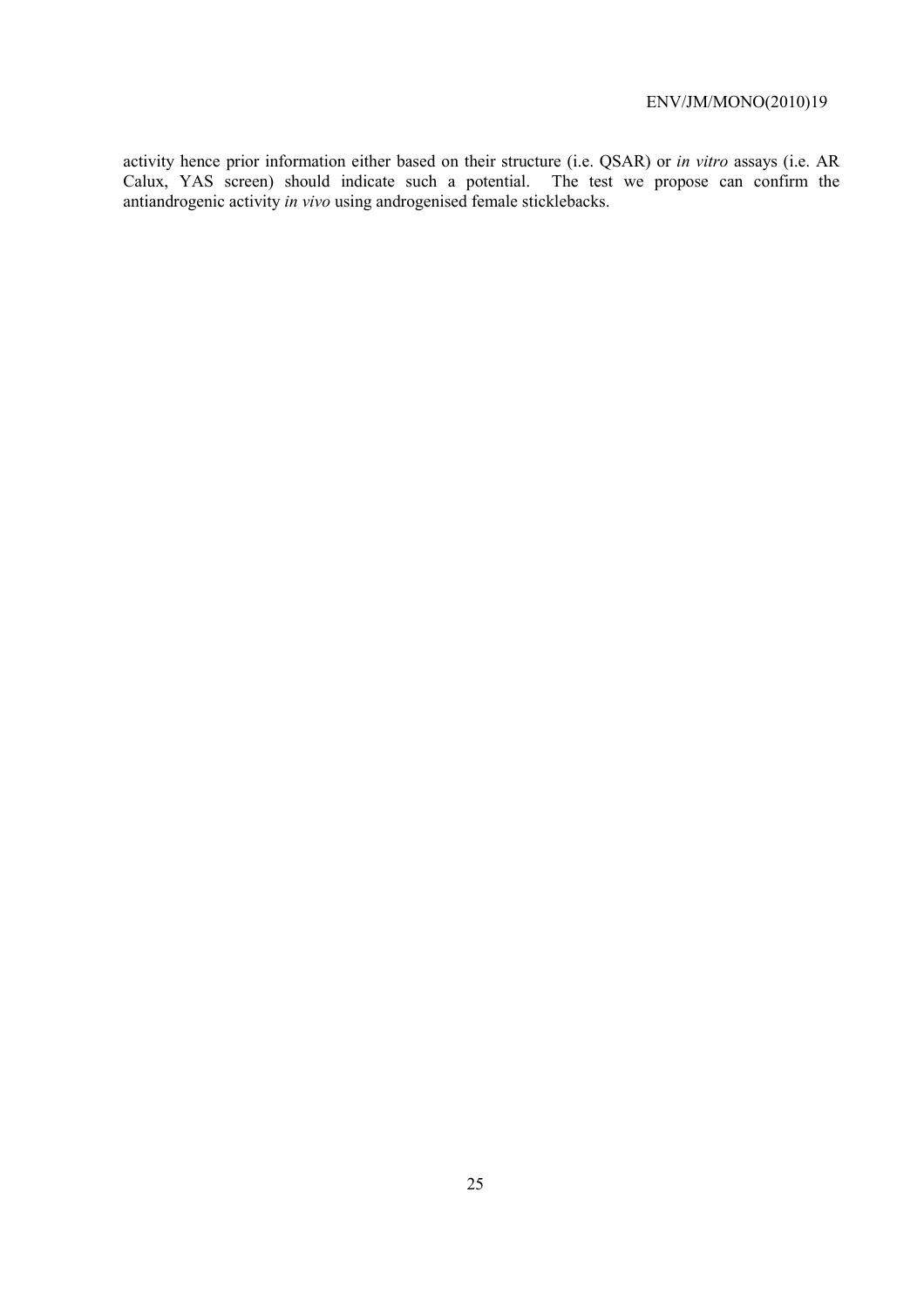activity hence prior information either based on their structure (i.e. QSAR) or *in vitro* assays (i.e. AR Calux, YAS screen) should indicate such a potential. The test we propose can confirm the antiandrogenic activity *in vivo* using androgenised female sticklebacks.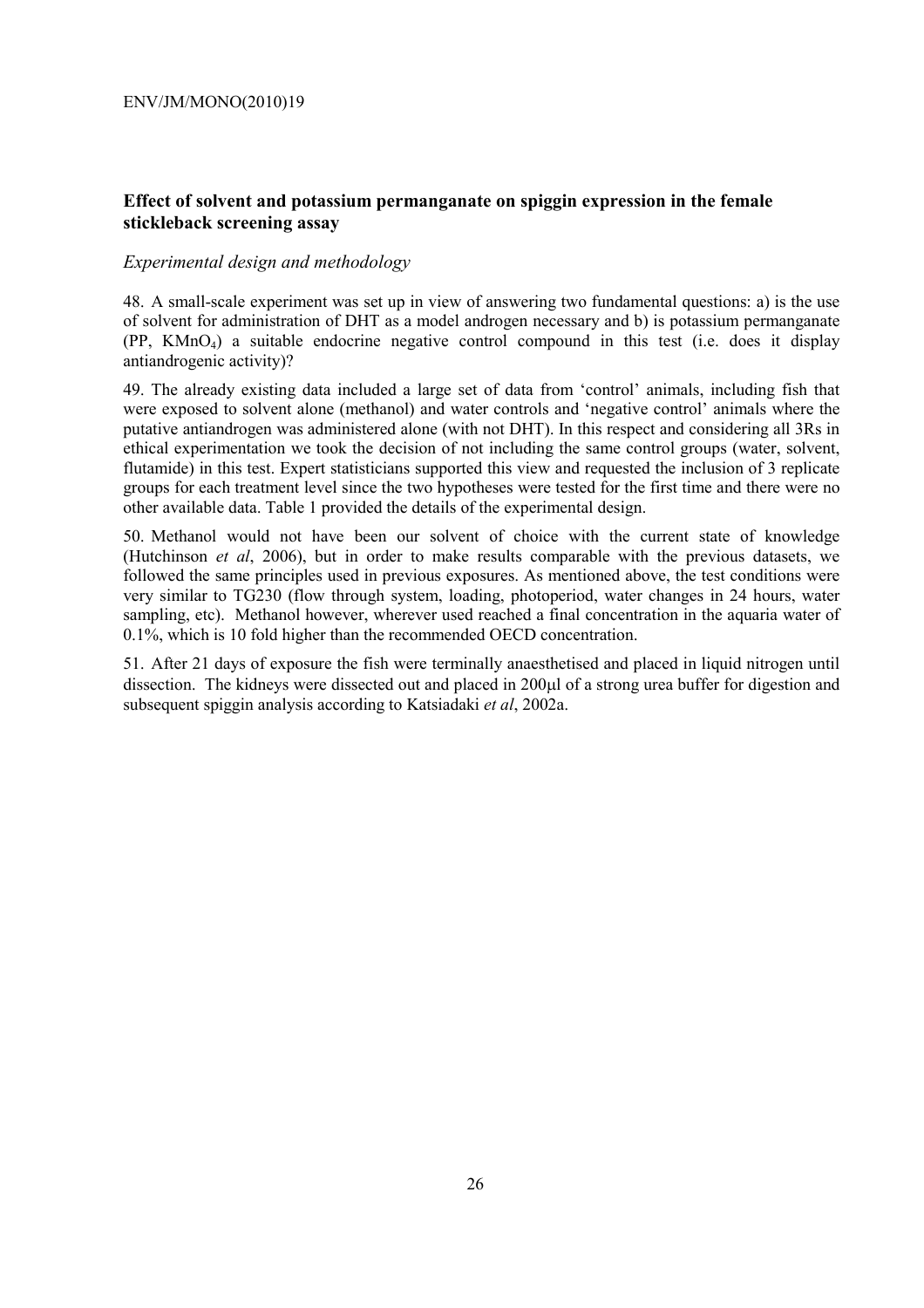## Effect of solvent and potassium permanganate on spiggin expression in the female stickleback screening assay

### *Experimental design and methodology*

48. A small-scale experiment was set up in view of answering two fundamental questions: a) is the use of solvent for administration of DHT as a model androgen necessary and b) is potassium permanganate (PP, $KMnO_4$) a suitable endocrine negative control compound in this test (i.e. does it display antiandrogenic activity)?

49. The already existing data included a large set of data from 'control' animals, including fish that were exposed to solvent alone (methanol) and water controls and 'negative control' animals where the putative antiandrogen was administered alone (with not DHT). In this respect and considering all 3Rs in ethical experimentation we took the decision of not including the same control groups (water, solvent, flutamide) in this test. Expert statisticians supported this view and requested the inclusion of 3 replicate groups for each treatment level since the two hypotheses were tested for the first time and there were no other available data. Table 1 provided the details of the experimental design.

50. Methanol would not have been our solvent of choice with the current state of knowledge (Hutchinson *et al*, 2006), but in order to make results comparable with the previous datasets, we followed the same principles used in previous exposures. As mentioned above, the test conditions were very similar to TG230 (flow through system, loading, photoperiod, water changes in 24 hours, water sampling, etc). Methanol however, wherever used reached a final concentration in the aquaria water of 0.1%, which is 10 fold higher than the recommended OECD concentration.

51. After 21 days of exposure the fish were terminally anaesthetised and placed in liquid nitrogen until dissection. The kidneys were dissected out and placed in 200µl of a strong urea buffer for digestion and subsequent spiggin analysis according to Katsiadaki *et al*, 2002a.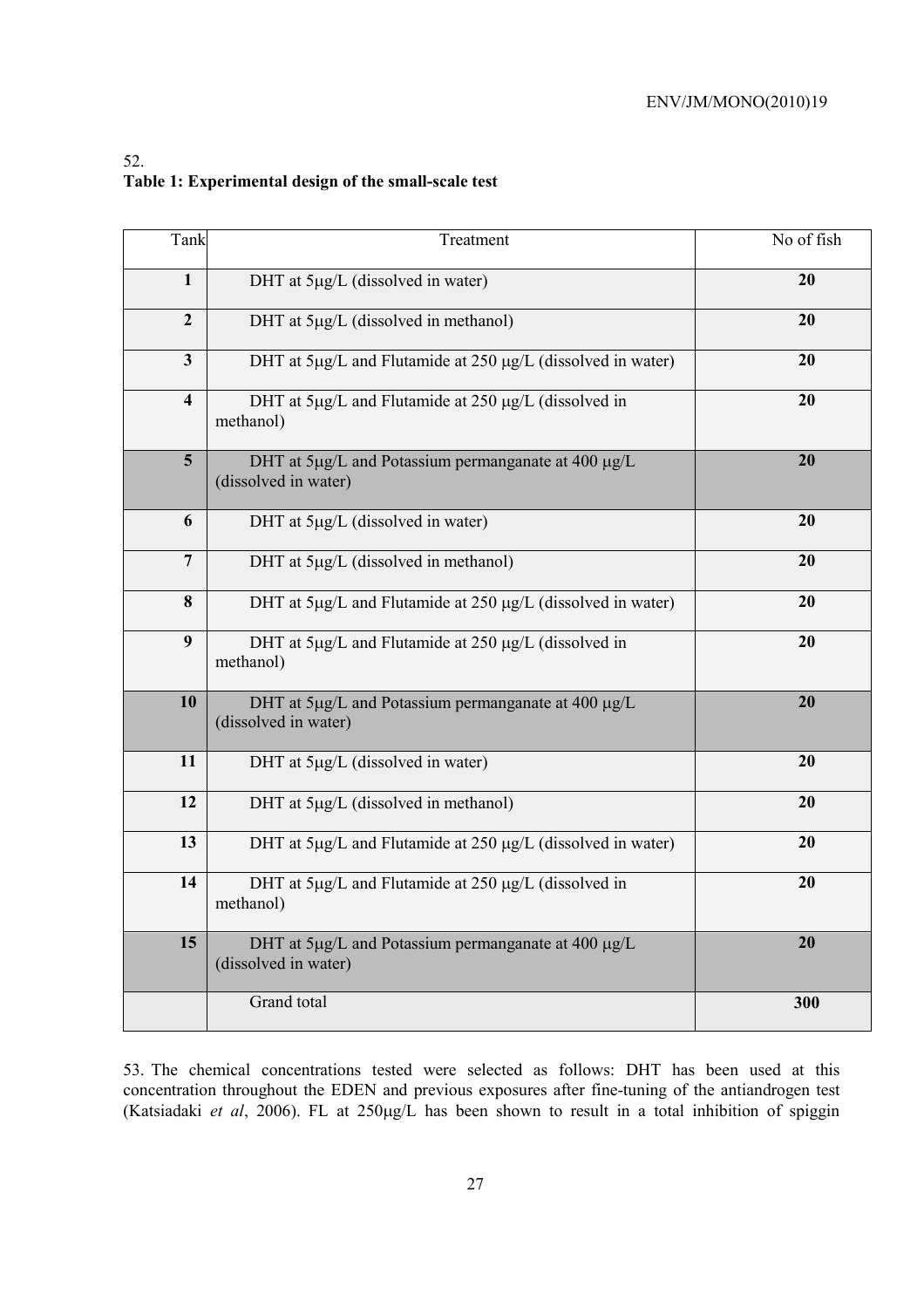52.

**Table 1: Experimental design of the small-scale test**

| Tank | Treatment | No of fish |
|---|---|---|
| **1** | DHT at 5µg/L (dissolved in water) | **20** |
| **2** | DHT at 5µg/L (dissolved in methanol) | **20** |
| **3** | DHT at 5µg/L and Flutamide at 250 µg/L (dissolved in water) | **20** |
| **4** | DHT at 5µg/L and Flutamide at 250 µg/L (dissolved in methanol) | **20** |
| **5** | DHT at 5µg/L and Potassium permanganate at 400 µg/L (dissolved in water) | **20** |
| **6** | DHT at 5µg/L (dissolved in water) | **20** |
| **7** | DHT at 5µg/L (dissolved in methanol) | **20** |
| **8** | DHT at 5µg/L and Flutamide at 250 µg/L (dissolved in water) | **20** |
| **9** | DHT at 5µg/L and Flutamide at 250 µg/L (dissolved in methanol) | **20** |
| **10** | DHT at 5µg/L and Potassium permanganate at 400 µg/L (dissolved in water) | **20** |
| **11** | DHT at 5µg/L (dissolved in water) | **20** |
| **12** | DHT at 5µg/L (dissolved in methanol) | **20** |
| **13** | DHT at 5µg/L and Flutamide at 250 µg/L (dissolved in water) | **20** |
| **14** | DHT at 5µg/L and Flutamide at 250 µg/L (dissolved in methanol) | **20** |
| **15** | DHT at 5µg/L and Potassium permanganate at 400 µg/L (dissolved in water) | **20** |
| | Grand total | **300** |

53. The chemical concentrations tested were selected as follows: DHT has been used at this concentration throughout the EDEN and previous exposures after fine-tuning of the antiandrogen test (Katsiadaki *et al*, 2006). FL at 250µg/L has been shown to result in a total inhibition of spiggin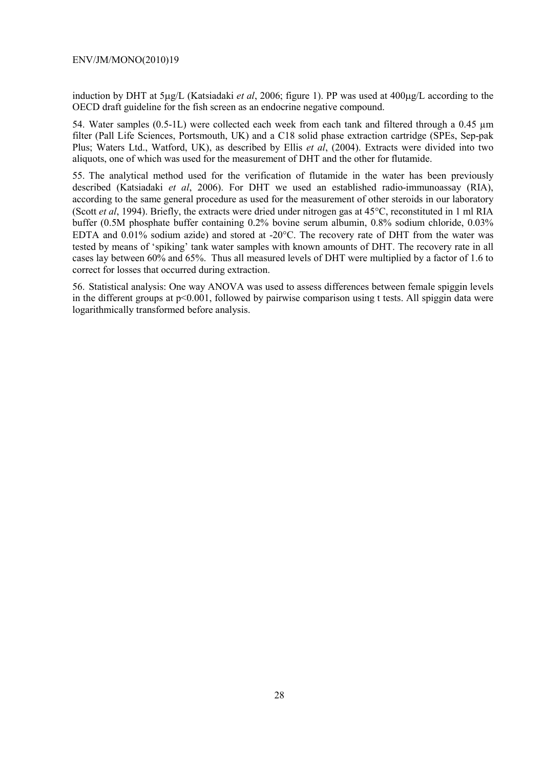induction by DHT at 5μg/L (Katsiadaki *et al*, 2006; figure 1). PP was used at 400μg/L according to the OECD draft guideline for the fish screen as an endocrine negative compound.

54. Water samples (0.5-1L) were collected each week from each tank and filtered through a 0.45 μm filter (Pall Life Sciences, Portsmouth, UK) and a C18 solid phase extraction cartridge (SPEs, Sep-pak Plus; Waters Ltd., Watford, UK), as described by Ellis *et al*, (2004). Extracts were divided into two aliquots, one of which was used for the measurement of DHT and the other for flutamide.

55. The analytical method used for the verification of flutamide in the water has been previously described (Katsiadaki *et al*, 2006). For DHT we used an established radio-immunoassay (RIA), according to the same general procedure as used for the measurement of other steroids in our laboratory (Scott *et al*, 1994). Briefly, the extracts were dried under nitrogen gas at 45°C, reconstituted in 1 ml RIA buffer (0.5M phosphate buffer containing 0.2% bovine serum albumin, 0.8% sodium chloride, 0.03% EDTA and 0.01% sodium azide) and stored at -20°C. The recovery rate of DHT from the water was tested by means of 'spiking' tank water samples with known amounts of DHT. The recovery rate in all cases lay between 60% and 65%. Thus all measured levels of DHT were multiplied by a factor of 1.6 to correct for losses that occurred during extraction.

56. Statistical analysis: One way ANOVA was used to assess differences between female spiggin levels in the different groups at $p<0.001$, followed by pairwise comparison using t tests. All spiggin data were logarithmically transformed before analysis.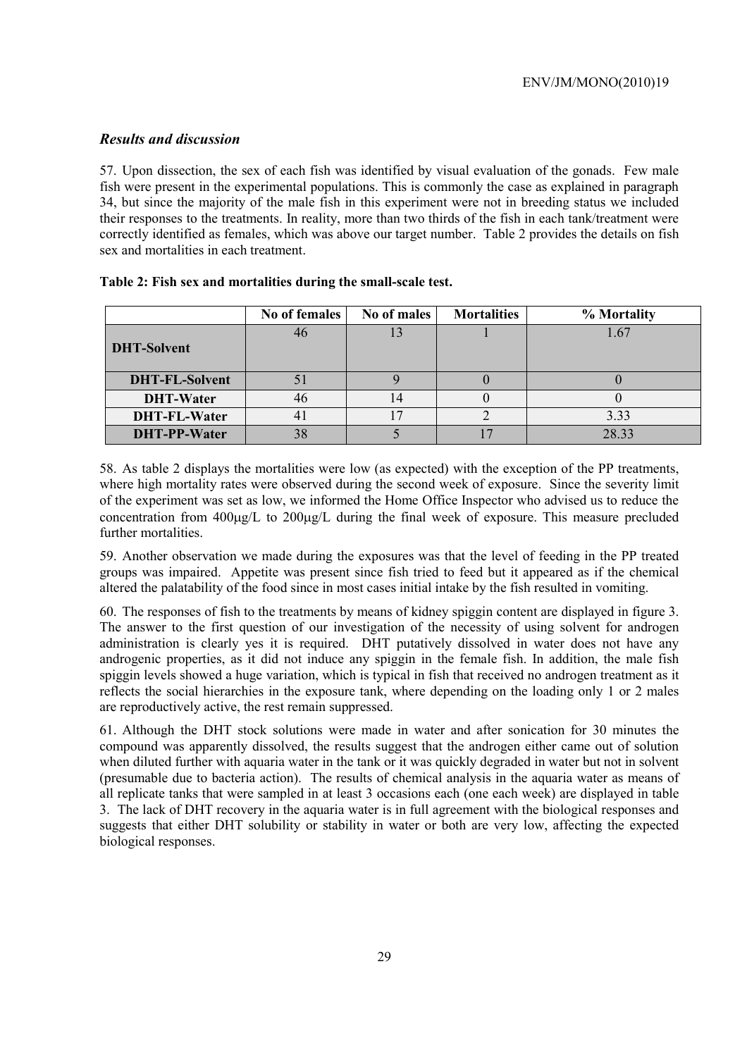### *Results and discussion*

57. Upon dissection, the sex of each fish was identified by visual evaluation of the gonads. Few male fish were present in the experimental populations. This is commonly the case as explained in paragraph 34, but since the majority of the male fish in this experiment were not in breeding status we included their responses to the treatments. In reality, more than two thirds of the fish in each tank/treatment were correctly identified as females, which was above our target number. Table 2 provides the details on fish sex and mortalities in each treatment.

**Table 2: Fish sex and mortalities during the small-scale test.**

| | No of females | No of males | Mortalities | % Mortality |
|---|---|---|---|---|
| **DHT-Solvent** | 46 | 13 | 1 | 1.67 |
| **DHT-FL-Solvent** | 51 | 9 | 0 | 0 |
| **DHT-Water** | 46 | 14 | 0 | 0 |
| **DHT-FL-Water** | 41 | 17 | 2 | 3.33 |
| **DHT-PP-Water** | 38 | 5 | 17 | 28.33 |

58. As table 2 displays the mortalities were low (as expected) with the exception of the PP treatments, where high mortality rates were observed during the second week of exposure. Since the severity limit of the experiment was set as low, we informed the Home Office Inspector who advised us to reduce the concentration from 400μg/L to 200μg/L during the final week of exposure. This measure precluded further mortalities.

59. Another observation we made during the exposures was that the level of feeding in the PP treated groups was impaired. Appetite was present since fish tried to feed but it appeared as if the chemical altered the palatability of the food since in most cases initial intake by the fish resulted in vomiting.

60. The responses of fish to the treatments by means of kidney spiggin content are displayed in figure 3. The answer to the first question of our investigation of the necessity of using solvent for androgen administration is clearly yes it is required. DHT putatively dissolved in water does not have any androgenic properties, as it did not induce any spiggin in the female fish. In addition, the male fish spiggin levels showed a huge variation, which is typical in fish that received no androgen treatment as it reflects the social hierarchies in the exposure tank, where depending on the loading only 1 or 2 males are reproductively active, the rest remain suppressed.

61. Although the DHT stock solutions were made in water and after sonication for 30 minutes the compound was apparently dissolved, the results suggest that the androgen either came out of solution when diluted further with aquaria water in the tank or it was quickly degraded in water but not in solvent (presumable due to bacteria action). The results of chemical analysis in the aquaria water as means of all replicate tanks that were sampled in at least 3 occasions each (one each week) are displayed in table 3. The lack of DHT recovery in the aquaria water is in full agreement with the biological responses and suggests that either DHT solubility or stability in water or both are very low, affecting the expected biological responses.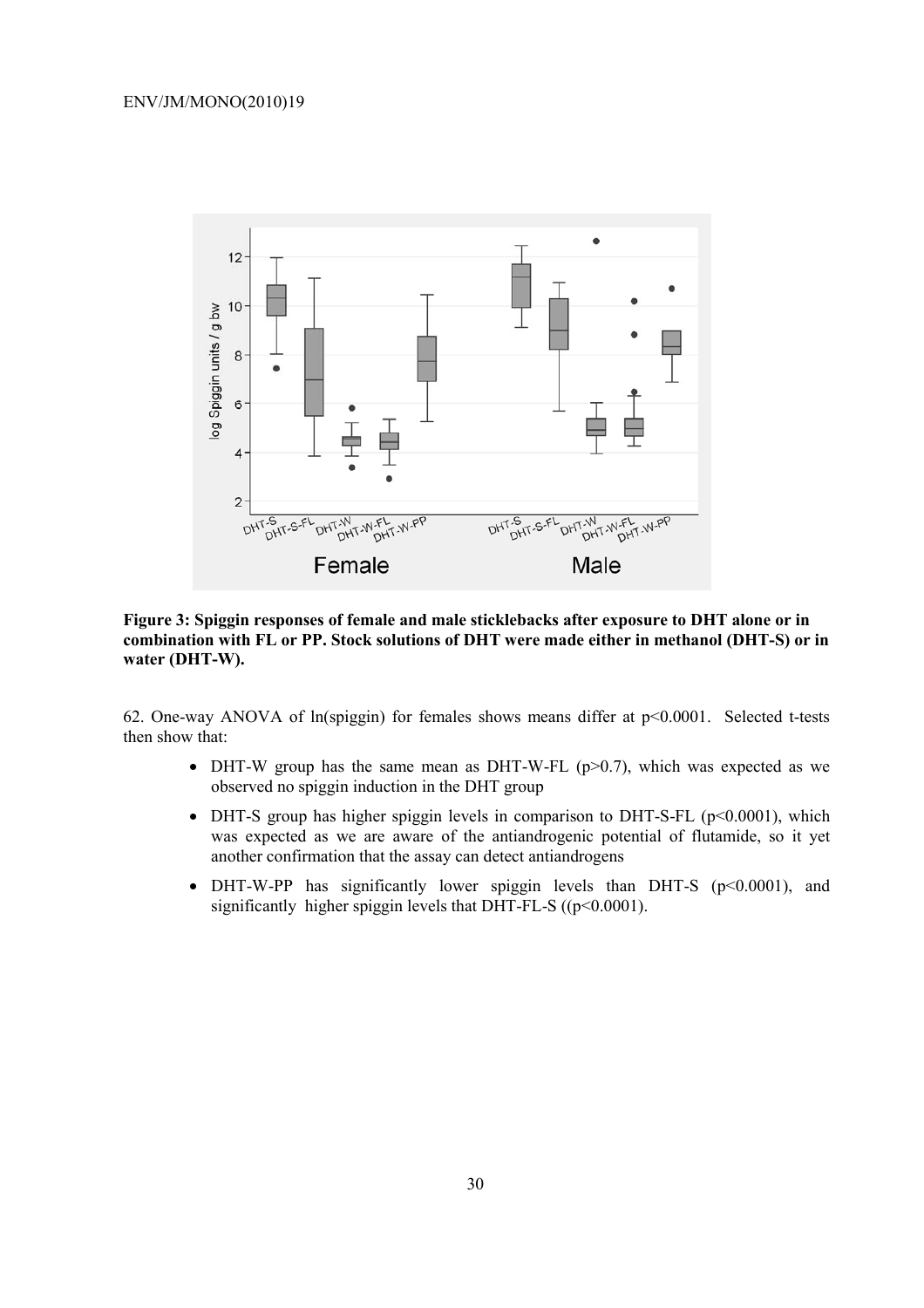**Figure 3: Spiggin responses of female and male sticklebacks after exposure to DHT alone or in combination with FL or PP. Stock solutions of DHT were made either in methanol (DHT-S) or in water (DHT-W).**

62. One-way ANOVA of ln(spiggin) for females shows means differ at $p<0.0001$. Selected t-tests then show that:

- DHT-W group has the same mean as DHT-W-FL ($p>0.7$), which was expected as we observed no spiggin induction in the DHT group
- DHT-S group has higher spiggin levels in comparison to DHT-S-FL ($p<0.0001$), which was expected as we are aware of the antiandrogenic potential of flutamide, so it yet another confirmation that the assay can detect antiandrogens
- DHT-W-PP has significantly lower spiggin levels than DHT-S ($p<0.0001$), and significantly higher spiggin levels that DHT-FL-S (($p<0.0001$).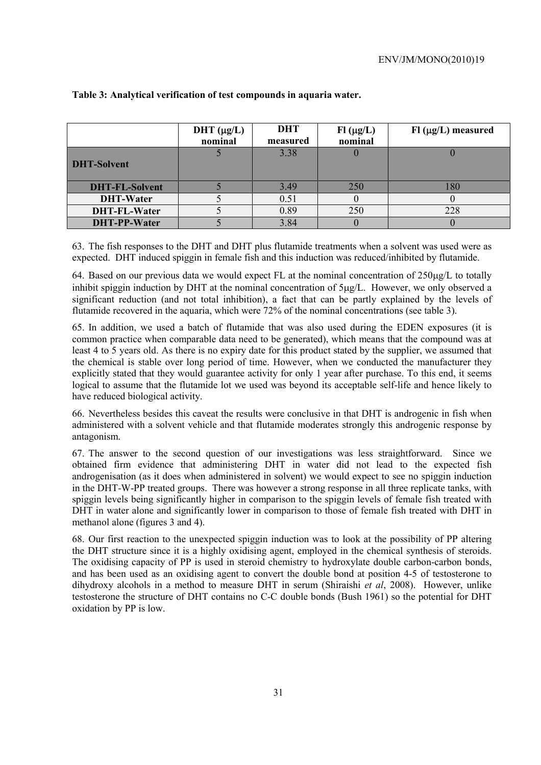**Table 3: Analytical verification of test compounds in aquaria water.**

| | DHT (μg/L) nominal | DHT measured | Fl (μg/L) nominal | Fl (μg/L) measured |
|---|---|---|---|---|
| **DHT-Solvent** | 5 | 3.38 | 0 | 0 |
| **DHT-FL-Solvent** | 5 | 3.49 | 250 | 180 |
| **DHT-Water** | 5 | 0.51 | 0 | 0 |
| **DHT-FL-Water** | 5 | 0.89 | 250 | 228 |
| **DHT-PP-Water** | 5 | 3.84 | 0 | 0 |

63. The fish responses to the DHT and DHT plus flutamide treatments when a solvent was used were as expected. DHT induced spiggin in female fish and this induction was reduced/inhibited by flutamide.

64. Based on our previous data we would expect FL at the nominal concentration of 250μg/L to totally inhibit spiggin induction by DHT at the nominal concentration of 5μg/L. However, we only observed a significant reduction (and not total inhibition), a fact that can be partly explained by the levels of flutamide recovered in the aquaria, which were 72% of the nominal concentrations (see table 3).

65. In addition, we used a batch of flutamide that was also used during the EDEN exposures (it is common practice when comparable data need to be generated), which means that the compound was at least 4 to 5 years old. As there is no expiry date for this product stated by the supplier, we assumed that the chemical is stable over long period of time. However, when we conducted the manufacturer they explicitly stated that they would guarantee activity for only 1 year after purchase. To this end, it seems logical to assume that the flutamide lot we used was beyond its acceptable self-life and hence likely to have reduced biological activity.

66. Nevertheless besides this caveat the results were conclusive in that DHT is androgenic in fish when administered with a solvent vehicle and that flutamide moderates strongly this androgenic response by antagonism.

67. The answer to the second question of our investigations was less straightforward. Since we obtained firm evidence that administering DHT in water did not lead to the expected fish androgenisation (as it does when administered in solvent) we would expect to see no spiggin induction in the DHT-W-PP treated groups. There was however a strong response in all three replicate tanks, with spiggin levels being significantly higher in comparison to the spiggin levels of female fish treated with DHT in water alone and significantly lower in comparison to those of female fish treated with DHT in methanol alone (figures 3 and 4).

68. Our first reaction to the unexpected spiggin induction was to look at the possibility of PP altering the DHT structure since it is a highly oxidising agent, employed in the chemical synthesis of steroids. The oxidising capacity of PP is used in steroid chemistry to hydroxylate double carbon-carbon bonds, and has been used as an oxidising agent to convert the double bond at position 4-5 of testosterone to dihydroxy alcohols in a method to measure DHT in serum (Shiraishi *et al*, 2008). However, unlike testosterone the structure of DHT contains no C-C double bonds (Bush 1961) so the potential for DHT oxidation by PP is low.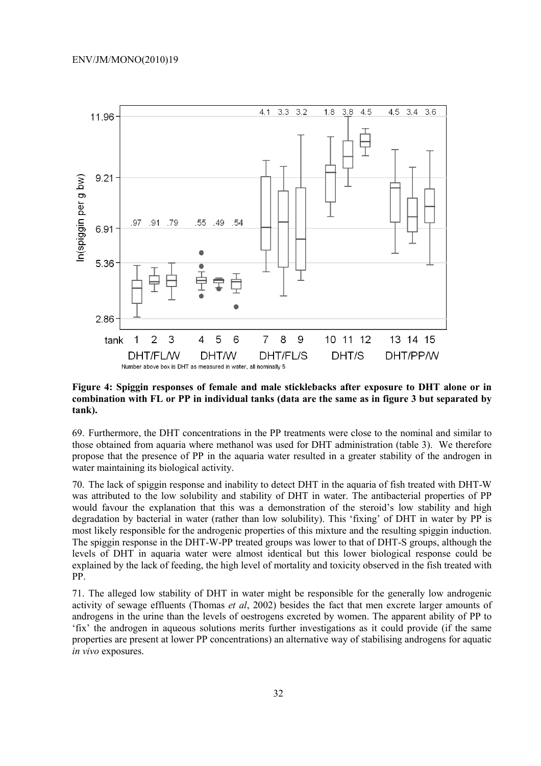**Figure 4: Spiggin responses of female and male sticklebacks after exposure to DHT alone or in combination with FL or PP in individual tanks (data are the same as in figure 3 but separated by tank).**

69. Furthermore, the DHT concentrations in the PP treatments were close to the nominal and similar to those obtained from aquaria where methanol was used for DHT administration (table 3). We therefore propose that the presence of PP in the aquaria water resulted in a greater stability of the androgen in water maintaining its biological activity.

70. The lack of spiggin response and inability to detect DHT in the aquaria of fish treated with DHT-W was attributed to the low solubility and stability of DHT in water. The antibacterial properties of PP would favour the explanation that this was a demonstration of the steroid's low stability and high degradation by bacterial in water (rather than low solubility). This 'fixing' of DHT in water by PP is most likely responsible for the androgenic properties of this mixture and the resulting spiggin induction. The spiggin response in the DHT-W-PP treated groups was lower to that of DHT-S groups, although the levels of DHT in aquaria water were almost identical but this lower biological response could be explained by the lack of feeding, the high level of mortality and toxicity observed in the fish treated with PP.

71. The alleged low stability of DHT in water might be responsible for the generally low androgenic activity of sewage effluents (Thomas *et al*, 2002) besides the fact that men excrete larger amounts of androgens in the urine than the levels of oestrogens excreted by women. The apparent ability of PP to 'fix' the androgen in aqueous solutions merits further investigations as it could provide (if the same properties are present at lower PP concentrations) an alternative way of stabilising androgens for aquatic *in vivo* exposures.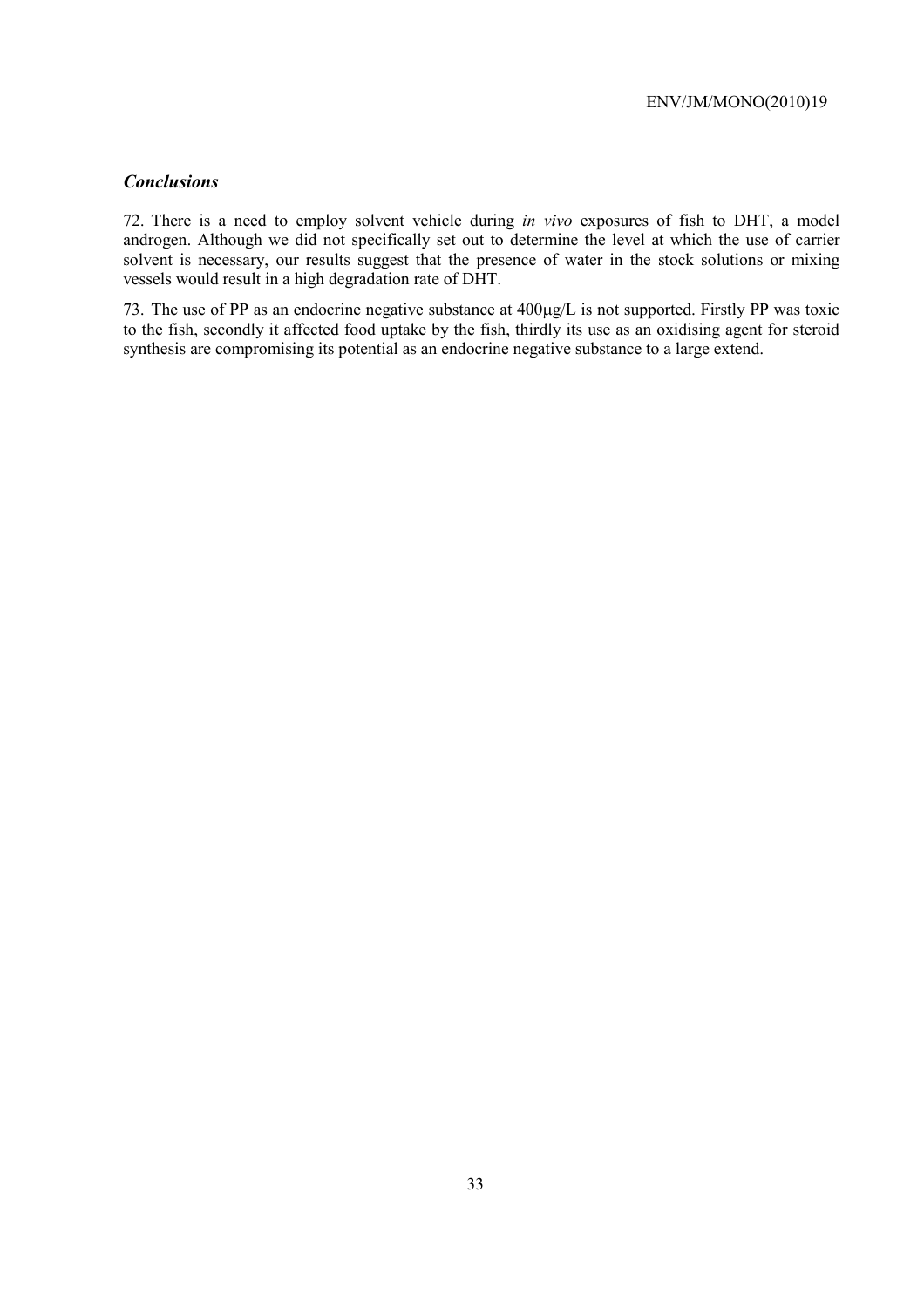### *Conclusions*

72. There is a need to employ solvent vehicle during *in vivo* exposures of fish to DHT, a model androgen. Although we did not specifically set out to determine the level at which the use of carrier solvent is necessary, our results suggest that the presence of water in the stock solutions or mixing vessels would result in a high degradation rate of DHT.

73. The use of PP as an endocrine negative substance at 400μg/L is not supported. Firstly PP was toxic to the fish, secondly it affected food uptake by the fish, thirdly its use as an oxidising agent for steroid synthesis are compromising its potential as an endocrine negative substance to a large extend.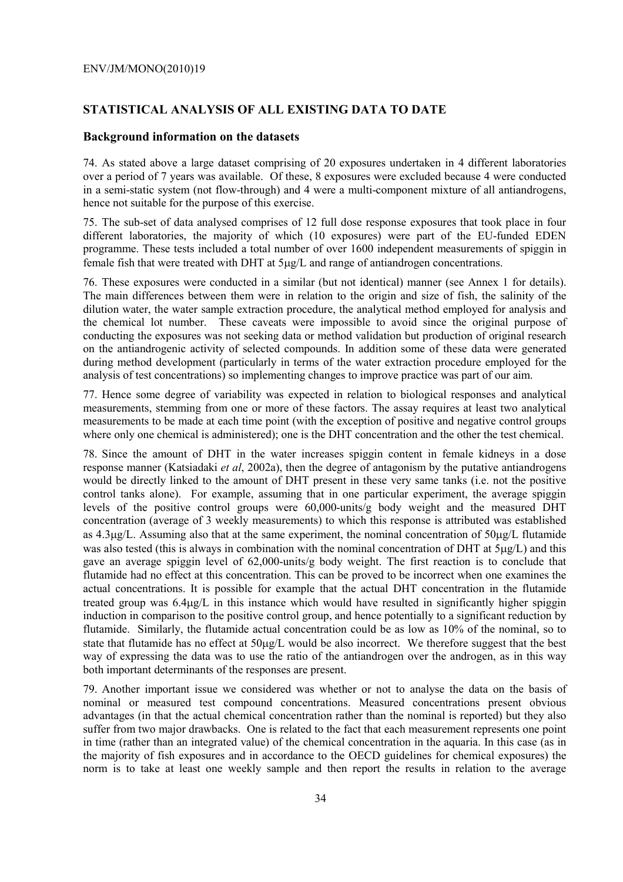## STATISTICAL ANALYSIS OF ALL EXISTING DATA TO DATE

### Background information on the datasets

74. As stated above a large dataset comprising of 20 exposures undertaken in 4 different laboratories over a period of 7 years was available. Of these, 8 exposures were excluded because 4 were conducted in a semi-static system (not flow-through) and 4 were a multi-component mixture of all antiandrogens, hence not suitable for the purpose of this exercise.

75. The sub-set of data analysed comprises of 12 full dose response exposures that took place in four different laboratories, the majority of which (10 exposures) were part of the EU-funded EDEN programme. These tests included a total number of over 1600 independent measurements of spiggin in female fish that were treated with DHT at 5μg/L and range of antiandrogen concentrations.

76. These exposures were conducted in a similar (but not identical) manner (see Annex 1 for details). The main differences between them were in relation to the origin and size of fish, the salinity of the dilution water, the water sample extraction procedure, the analytical method employed for analysis and the chemical lot number. These caveats were impossible to avoid since the original purpose of conducting the exposures was not seeking data or method validation but production of original research on the antiandrogenic activity of selected compounds. In addition some of these data were generated during method development (particularly in terms of the water extraction procedure employed for the analysis of test concentrations) so implementing changes to improve practice was part of our aim.

77. Hence some degree of variability was expected in relation to biological responses and analytical measurements, stemming from one or more of these factors. The assay requires at least two analytical measurements to be made at each time point (with the exception of positive and negative control groups where only one chemical is administered); one is the DHT concentration and the other the test chemical.

78. Since the amount of DHT in the water increases spiggin content in female kidneys in a dose response manner (Katsiadaki *et al*, 2002a), then the degree of antagonism by the putative antiandrogens would be directly linked to the amount of DHT present in these very same tanks (i.e. not the positive control tanks alone). For example, assuming that in one particular experiment, the average spiggin levels of the positive control groups were 60,000-units/g body weight and the measured DHT concentration (average of 3 weekly measurements) to which this response is attributed was established as 4.3μg/L. Assuming also that at the same experiment, the nominal concentration of 50μg/L flutamide was also tested (this is always in combination with the nominal concentration of DHT at 5μg/L) and this gave an average spiggin level of 62,000-units/g body weight. The first reaction is to conclude that flutamide had no effect at this concentration. This can be proved to be incorrect when one examines the actual concentrations. It is possible for example that the actual DHT concentration in the flutamide treated group was 6.4μg/L in this instance which would have resulted in significantly higher spiggin induction in comparison to the positive control group, and hence potentially to a significant reduction by flutamide. Similarly, the flutamide actual concentration could be as low as 10% of the nominal, so to state that flutamide has no effect at 50μg/L would be also incorrect. We therefore suggest that the best way of expressing the data was to use the ratio of the antiandrogen over the androgen, as in this way both important determinants of the responses are present.

79. Another important issue we considered was whether or not to analyse the data on the basis of nominal or measured test compound concentrations. Measured concentrations present obvious advantages (in that the actual chemical concentration rather than the nominal is reported) but they also suffer from two major drawbacks. One is related to the fact that each measurement represents one point in time (rather than an integrated value) of the chemical concentration in the aquaria. In this case (as in the majority of fish exposures and in accordance to the OECD guidelines for chemical exposures) the norm is to take at least one weekly sample and then report the results in relation to the average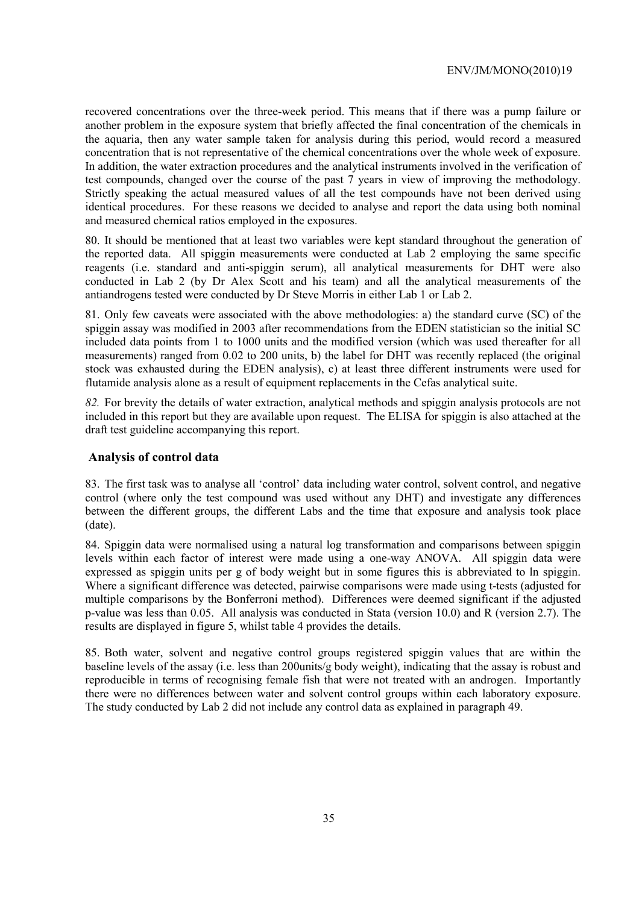recovered concentrations over the three-week period. This means that if there was a pump failure or another problem in the exposure system that briefly affected the final concentration of the chemicals in the aquaria, then any water sample taken for analysis during this period, would record a measured concentration that is not representative of the chemical concentrations over the whole week of exposure. In addition, the water extraction procedures and the analytical instruments involved in the verification of test compounds, changed over the course of the past 7 years in view of improving the methodology. Strictly speaking the actual measured values of all the test compounds have not been derived using identical procedures. For these reasons we decided to analyse and report the data using both nominal and measured chemical ratios employed in the exposures.

80. It should be mentioned that at least two variables were kept standard throughout the generation of the reported data. All spiggin measurements were conducted at Lab 2 employing the same specific reagents (i.e. standard and anti-spiggin serum), all analytical measurements for DHT were also conducted in Lab 2 (by Dr Alex Scott and his team) and all the analytical measurements of the antiandrogens tested were conducted by Dr Steve Morris in either Lab 1 or Lab 2.

81. Only few caveats were associated with the above methodologies: a) the standard curve (SC) of the spiggin assay was modified in 2003 after recommendations from the EDEN statistician so the initial SC included data points from 1 to 1000 units and the modified version (which was used thereafter for all measurements) ranged from 0.02 to 200 units, b) the label for DHT was recently replaced (the original stock was exhausted during the EDEN analysis), c) at least three different instruments were used for flutamide analysis alone as a result of equipment replacements in the Cefas analytical suite.

*82.* For brevity the details of water extraction, analytical methods and spiggin analysis protocols are not included in this report but they are available upon request. The ELISA for spiggin is also attached at the draft test guideline accompanying this report.

## Analysis of control data

83. The first task was to analyse all 'control' data including water control, solvent control, and negative control (where only the test compound was used without any DHT) and investigate any differences between the different groups, the different Labs and the time that exposure and analysis took place (date).

84. Spiggin data were normalised using a natural log transformation and comparisons between spiggin levels within each factor of interest were made using a one-way ANOVA. All spiggin data were expressed as spiggin units per g of body weight but in some figures this is abbreviated to ln spiggin. Where a significant difference was detected, pairwise comparisons were made using t-tests (adjusted for multiple comparisons by the Bonferroni method). Differences were deemed significant if the adjusted p-value was less than 0.05. All analysis was conducted in Stata (version 10.0) and R (version 2.7). The results are displayed in figure 5, whilst table 4 provides the details.

85. Both water, solvent and negative control groups registered spiggin values that are within the baseline levels of the assay (i.e. less than 200units/g body weight), indicating that the assay is robust and reproducible in terms of recognising female fish that were not treated with an androgen. Importantly there were no differences between water and solvent control groups within each laboratory exposure. The study conducted by Lab 2 did not include any control data as explained in paragraph 49.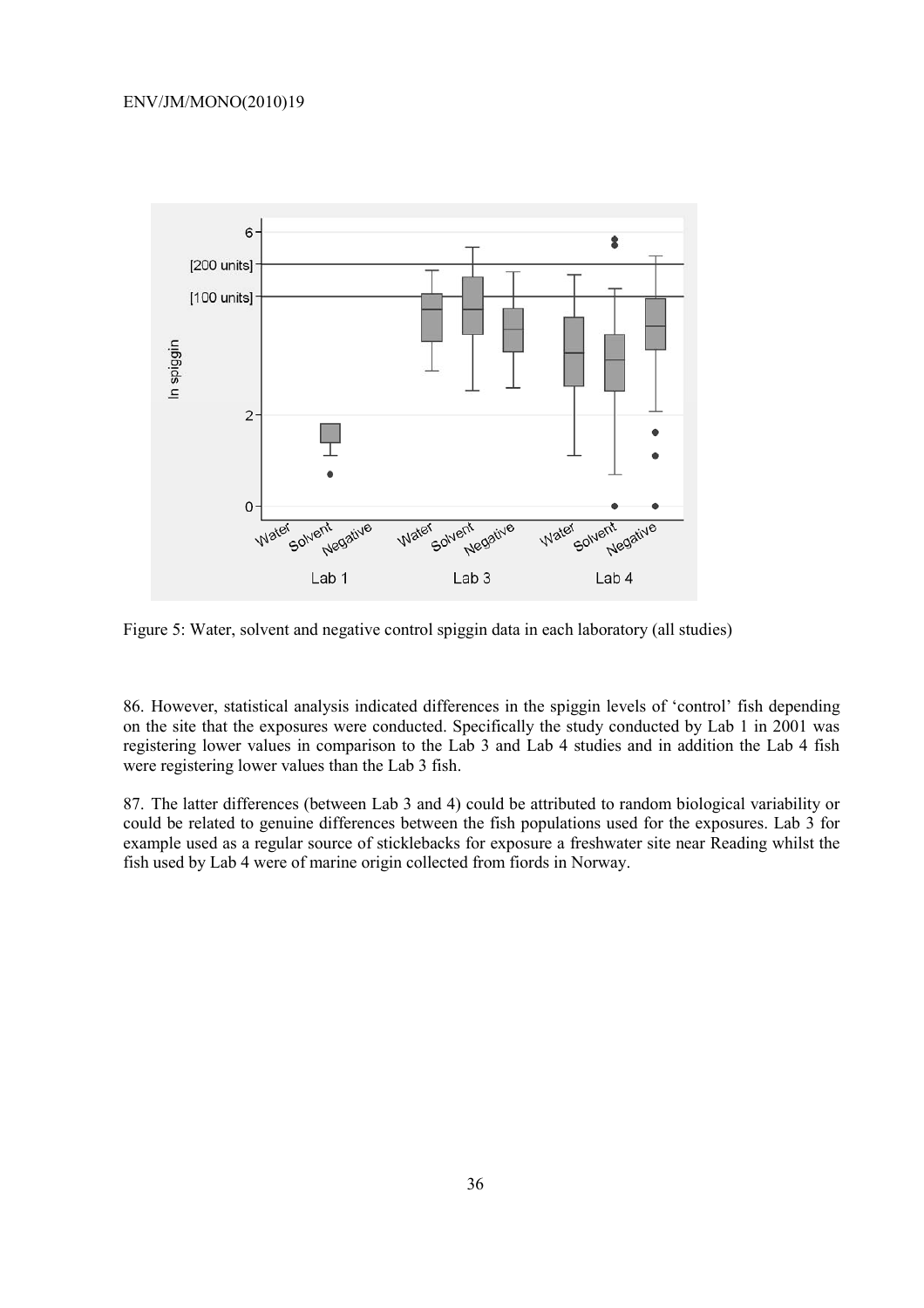Figure 5: Water, solvent and negative control spiggin data in each laboratory (all studies)

86. However, statistical analysis indicated differences in the spiggin levels of 'control' fish depending on the site that the exposures were conducted. Specifically the study conducted by Lab 1 in 2001 was registering lower values in comparison to the Lab 3 and Lab 4 studies and in addition the Lab 4 fish were registering lower values than the Lab 3 fish.

87. The latter differences (between Lab 3 and 4) could be attributed to random biological variability or could be related to genuine differences between the fish populations used for the exposures. Lab 3 for example used as a regular source of sticklebacks for exposure a freshwater site near Reading whilst the fish used by Lab 4 were of marine origin collected from fiords in Norway.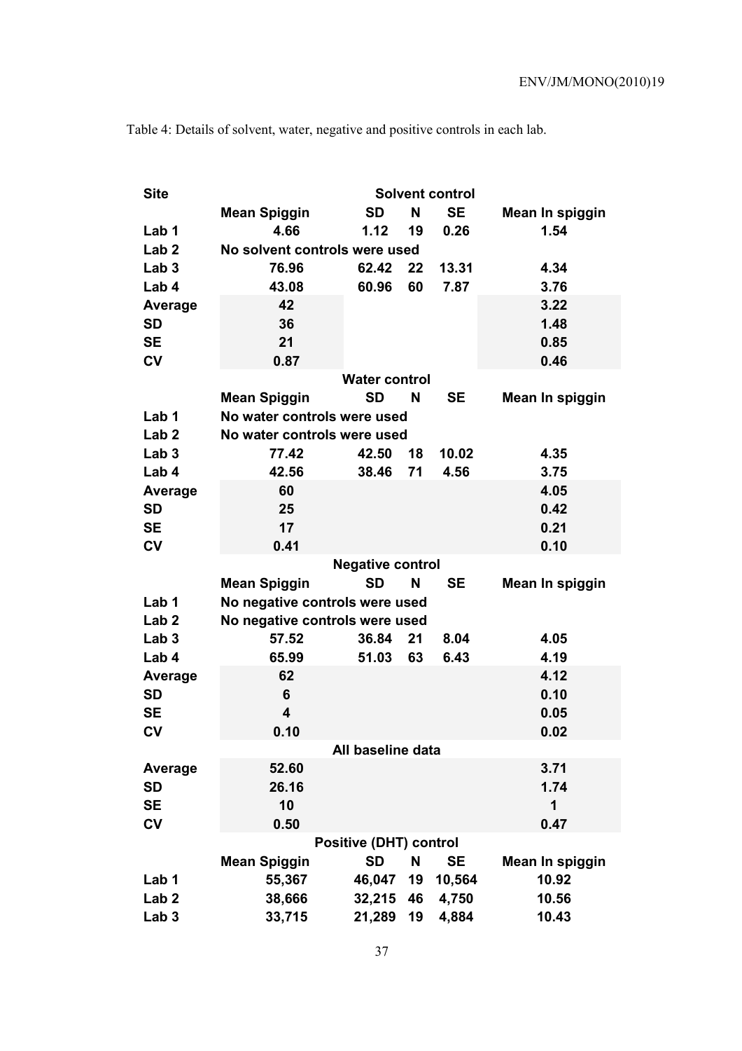Table 4: Details of solvent, water, negative and positive controls in each lab.

| Site | Solvent control | | | | |
|---|---|---|---|---|---|
| | **Mean Spiggin** | **SD** | **N** | **SE** | **Mean ln spiggin** |
| **Lab 1** | 4.66 | 1.12 | 19 | 0.26 | 1.54 |
| **Lab 2** | No solvent controls were used | | | | |
| **Lab 3** | 76.96 | 62.42 | 22 | 13.31 | 4.34 |
| **Lab 4** | 43.08 | 60.96 | 60 | 7.87 | 3.76 |
| **Average** | 42 | | | | 3.22 |
| **SD** | 36 | | | | 1.48 |
| **SE** | 21 | | | | 0.85 |
| **CV** | 0.87 | | | | 0.46 |
| | **Water control** | | | | |
| | **Mean Spiggin** | **SD** | **N** | **SE** | **Mean ln spiggin** |
| **Lab 1** | No water controls were used | | | | |
| **Lab 2** | No water controls were used | | | | |
| **Lab 3** | 77.42 | 42.50 | 18 | 10.02 | 4.35 |
| **Lab 4** | 42.56 | 38.46 | 71 | 4.56 | 3.75 |
| **Average** | 60 | | | | 4.05 |
| **SD** | 25 | | | | 0.42 |
| **SE** | 17 | | | | 0.21 |
| **CV** | 0.41 | | | | 0.10 |
| | **Negative control** | | | | |
| | **Mean Spiggin** | **SD** | **N** | **SE** | **Mean ln spiggin** |
| **Lab 1** | No negative controls were used | | | | |
| **Lab 2** | No negative controls were used | | | | |
| **Lab 3** | 57.52 | 36.84 | 21 | 8.04 | 4.05 |
| **Lab 4** | 65.99 | 51.03 | 63 | 6.43 | 4.19 |
| **Average** | 62 | | | | 4.12 |
| **SD** | 6 | | | | 0.10 |
| **SE** | 4 | | | | 0.05 |
| **CV** | 0.10 | | | | 0.02 |
| | **All baseline data** | | | | |
| **Average** | 52.60 | | | | 3.71 |
| **SD** | 26.16 | | | | 1.74 |
| **SE** | 10 | | | | 1 |
| **CV** | 0.50 | | | | 0.47 |
| | **Positive (DHT) control** | | | | |
| | **Mean Spiggin** | **SD** | **N** | **SE** | **Mean ln spiggin** |
| **Lab 1** | 55,367 | 46,047 | 19 | 10,564 | 10.92 |
| **Lab 2** | 38,666 | 32,215 | 46 | 4,750 | 10.56 |
| **Lab 3** | 33,715 | 21,289 | 19 | 4,884 | 10.43 |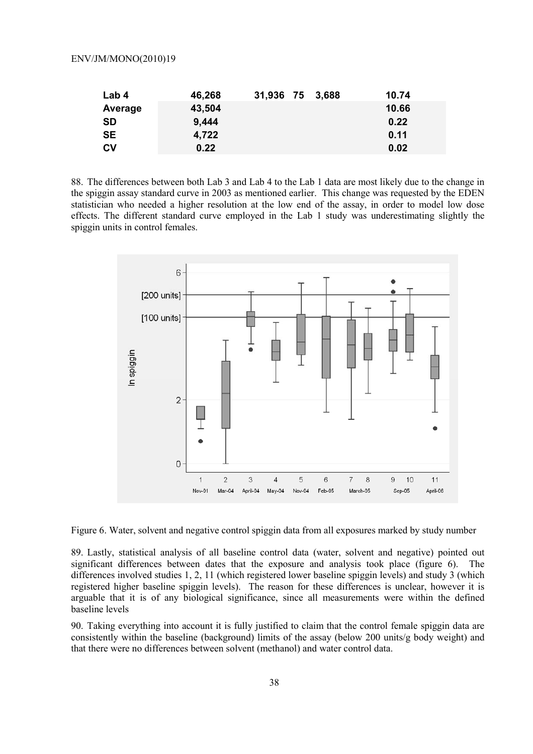| Lab 4 | 46,268 | 31,936 | 75 | 3,688 | 10.74 |
|---|---|---|---|---|---|
| Average | 43,504 | | | | 10.66 |
| SD | 9,444 | | | | 0.22 |
| SE | 4,722 | | | | 0.11 |
| CV | 0.22 | | | | 0.02 |

88. The differences between both Lab 3 and Lab 4 to the Lab 1 data are most likely due to the change in the spiggin assay standard curve in 2003 as mentioned earlier. This change was requested by the EDEN statistician who needed a higher resolution at the low end of the assay, in order to model low dose effects. The different standard curve employed in the Lab 1 study was underestimating slightly the spiggin units in control females.

Figure 6. Water, solvent and negative control spiggin data from all exposures marked by study number

89. Lastly, statistical analysis of all baseline control data (water, solvent and negative) pointed out significant differences between dates that the exposure and analysis took place (figure 6). The differences involved studies 1, 2, 11 (which registered lower baseline spiggin levels) and study 3 (which registered higher baseline spiggin levels). The reason for these differences is unclear, however it is arguable that it is of any biological significance, since all measurements were within the defined baseline levels

90. Taking everything into account it is fully justified to claim that the control female spiggin data are consistently within the baseline (background) limits of the assay (below 200 units/g body weight) and that there were no differences between solvent (methanol) and water control data.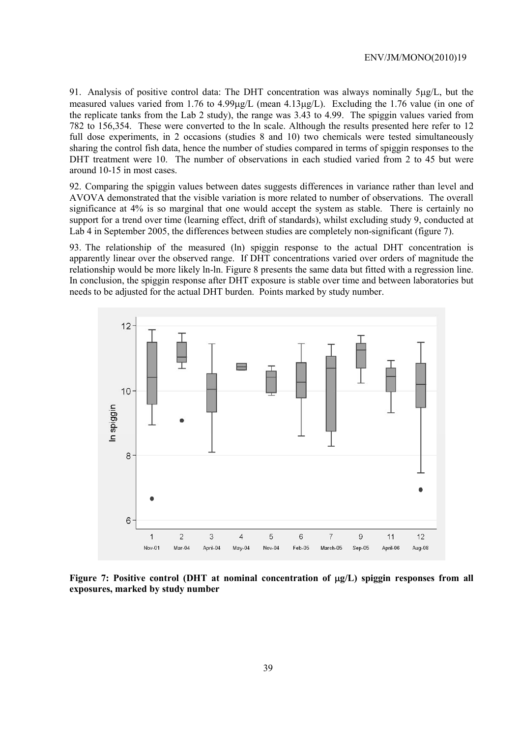91. Analysis of positive control data: The DHT concentration was always nominally 5μg/L, but the measured values varied from 1.76 to 4.99μg/L (mean 4.13μg/L). Excluding the 1.76 value (in one of the replicate tanks from the Lab 2 study), the range was 3.43 to 4.99. The spiggin values varied from 782 to 156,354. These were converted to the ln scale. Although the results presented here refer to 12 full dose experiments, in 2 occasions (studies 8 and 10) two chemicals were tested simultaneously sharing the control fish data, hence the number of studies compared in terms of spiggin responses to the DHT treatment were 10. The number of observations in each studied varied from 2 to 45 but were around 10-15 in most cases.

92. Comparing the spiggin values between dates suggests differences in variance rather than level and AVOVA demonstrated that the visible variation is more related to number of observations. The overall significance at 4% is so marginal that one would accept the system as stable. There is certainly no support for a trend over time (learning effect, drift of standards), whilst excluding study 9, conducted at Lab 4 in September 2005, the differences between studies are completely non-significant (figure 7).

93. The relationship of the measured (ln) spiggin response to the actual DHT concentration is apparently linear over the observed range. If DHT concentrations varied over orders of magnitude the relationship would be more likely ln-ln. Figure 8 presents the same data but fitted with a regression line. In conclusion, the spiggin response after DHT exposure is stable over time and between laboratories but needs to be adjusted for the actual DHT burden. Points marked by study number.

**Figure 7: Positive control (DHT at nominal concentration of μg/L) spiggin responses from all exposures, marked by study number**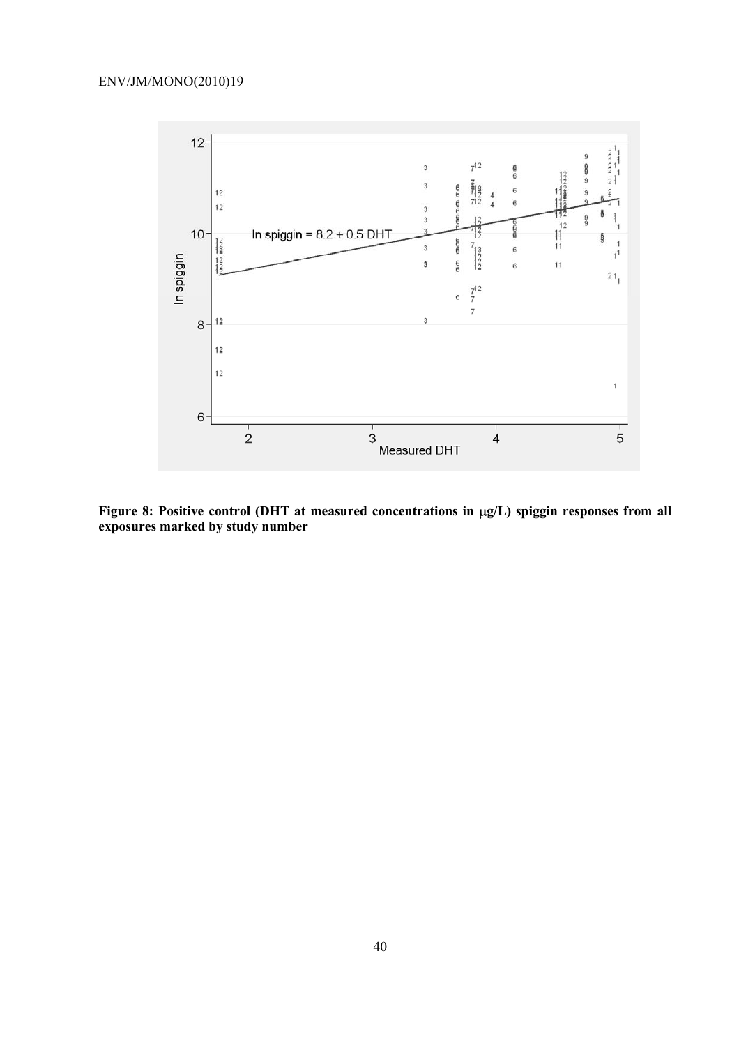**Figure 8: Positive control (DHT at measured concentrations in μg/L) spiggin responses from all exposures marked by study number**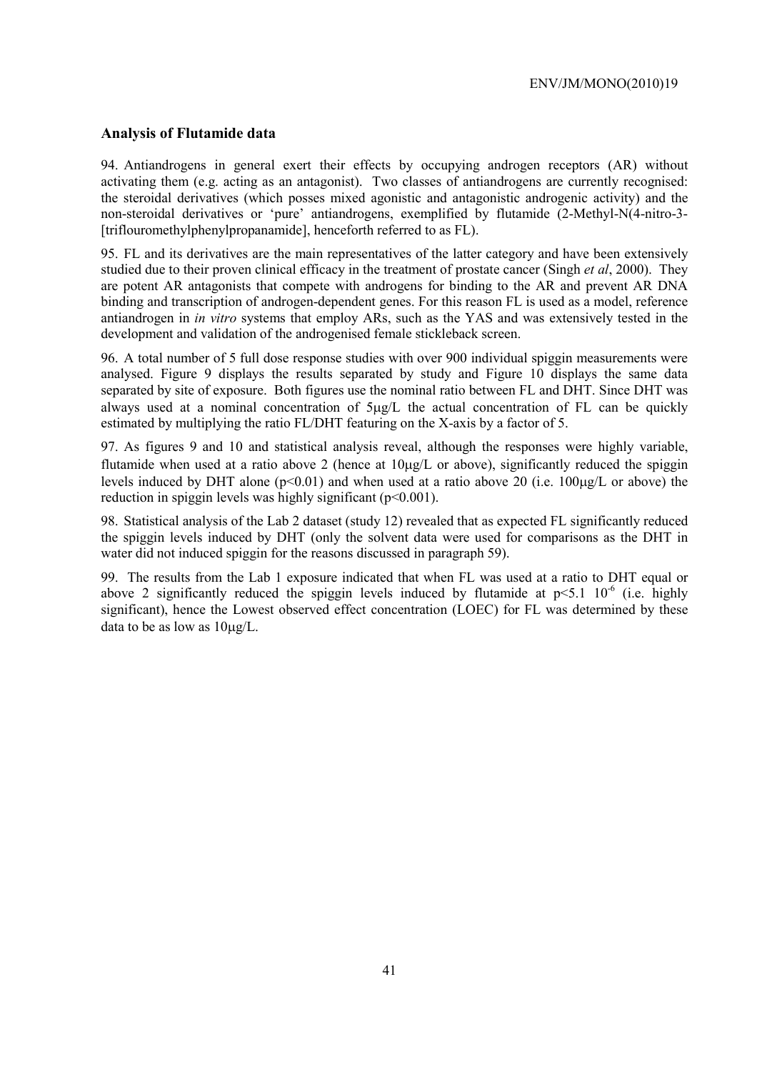### Analysis of Flutamide data

94. Antiandrogens in general exert their effects by occupying androgen receptors (AR) without activating them (e.g. acting as an antagonist). Two classes of antiandrogens are currently recognised: the steroidal derivatives (which posses mixed agonistic and antagonistic androgenic activity) and the non-steroidal derivatives or 'pure' antiandrogens, exemplified by flutamide (2-Methyl-N(4-nitro-3-[triflouromethylphenylpropanamide], henceforth referred to as FL).

95. FL and its derivatives are the main representatives of the latter category and have been extensively studied due to their proven clinical efficacy in the treatment of prostate cancer (Singh *et al*, 2000). They are potent AR antagonists that compete with androgens for binding to the AR and prevent AR DNA binding and transcription of androgen-dependent genes. For this reason FL is used as a model, reference antiandrogen in *in vitro* systems that employ ARs, such as the YAS and was extensively tested in the development and validation of the androgenised female stickleback screen.

96. A total number of 5 full dose response studies with over 900 individual spiggin measurements were analysed. Figure 9 displays the results separated by study and Figure 10 displays the same data separated by site of exposure. Both figures use the nominal ratio between FL and DHT. Since DHT was always used at a nominal concentration of 5μg/L the actual concentration of FL can be quickly estimated by multiplying the ratio FL/DHT featuring on the X-axis by a factor of 5.

97. As figures 9 and 10 and statistical analysis reveal, although the responses were highly variable, flutamide when used at a ratio above 2 (hence at 10μg/L or above), significantly reduced the spiggin levels induced by DHT alone ($p<0.01$) and when used at a ratio above 20 (i.e. 100μg/L or above) the reduction in spiggin levels was highly significant ($p<0.001$).

98. Statistical analysis of the Lab 2 dataset (study 12) revealed that as expected FL significantly reduced the spiggin levels induced by DHT (only the solvent data were used for comparisons as the DHT in water did not induced spiggin for the reasons discussed in paragraph 59).

99. The results from the Lab 1 exposure indicated that when FL was used at a ratio to DHT equal or above 2 significantly reduced the spiggin levels induced by flutamide at $p<5.1\ 10^{-6}$ (i.e. highly significant), hence the Lowest observed effect concentration (LOEC) for FL was determined by these data to be as low as 10μg/L.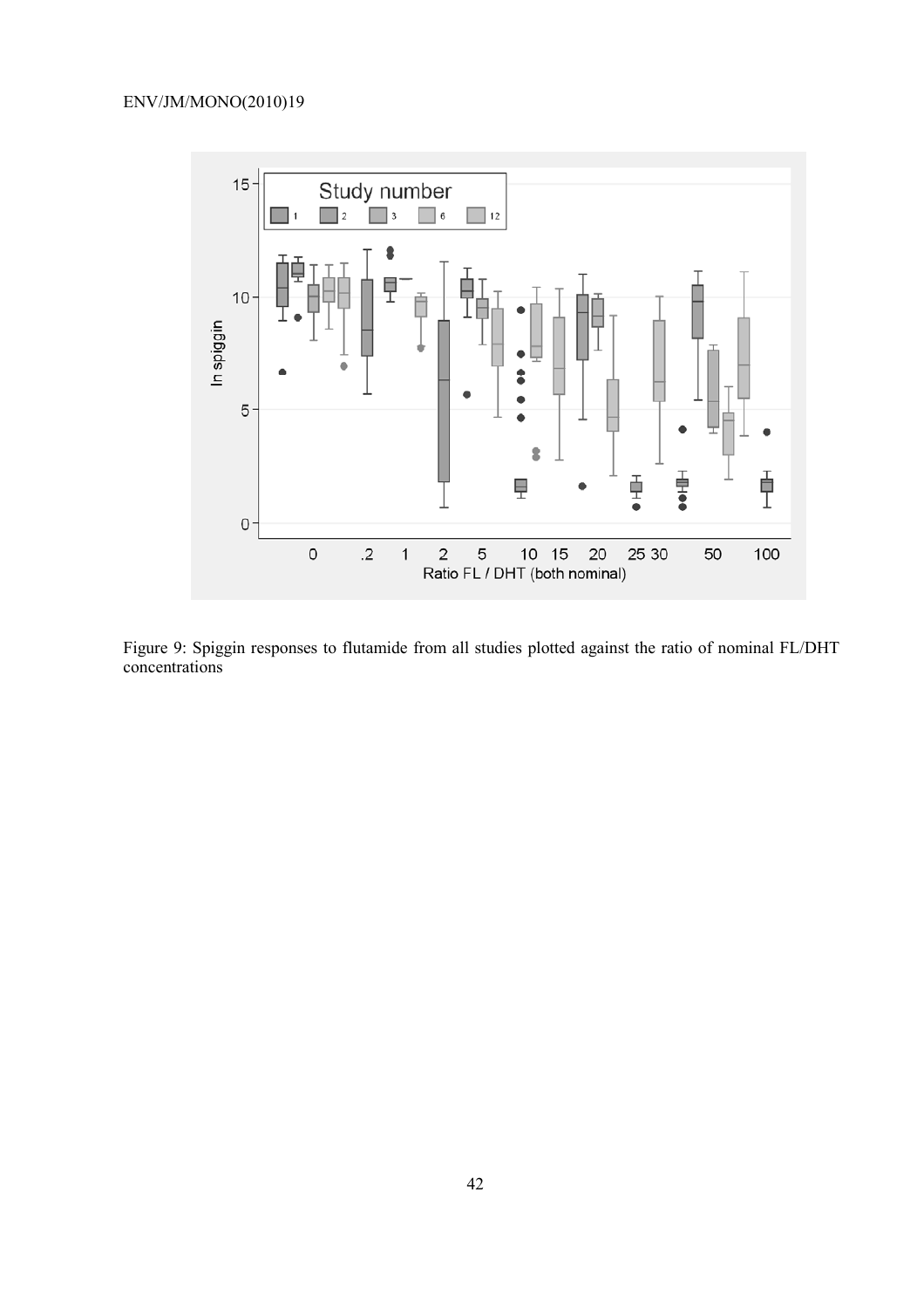Figure 9: Spiggin responses to flutamide from all studies plotted against the ratio of nominal FL/DHT concentrations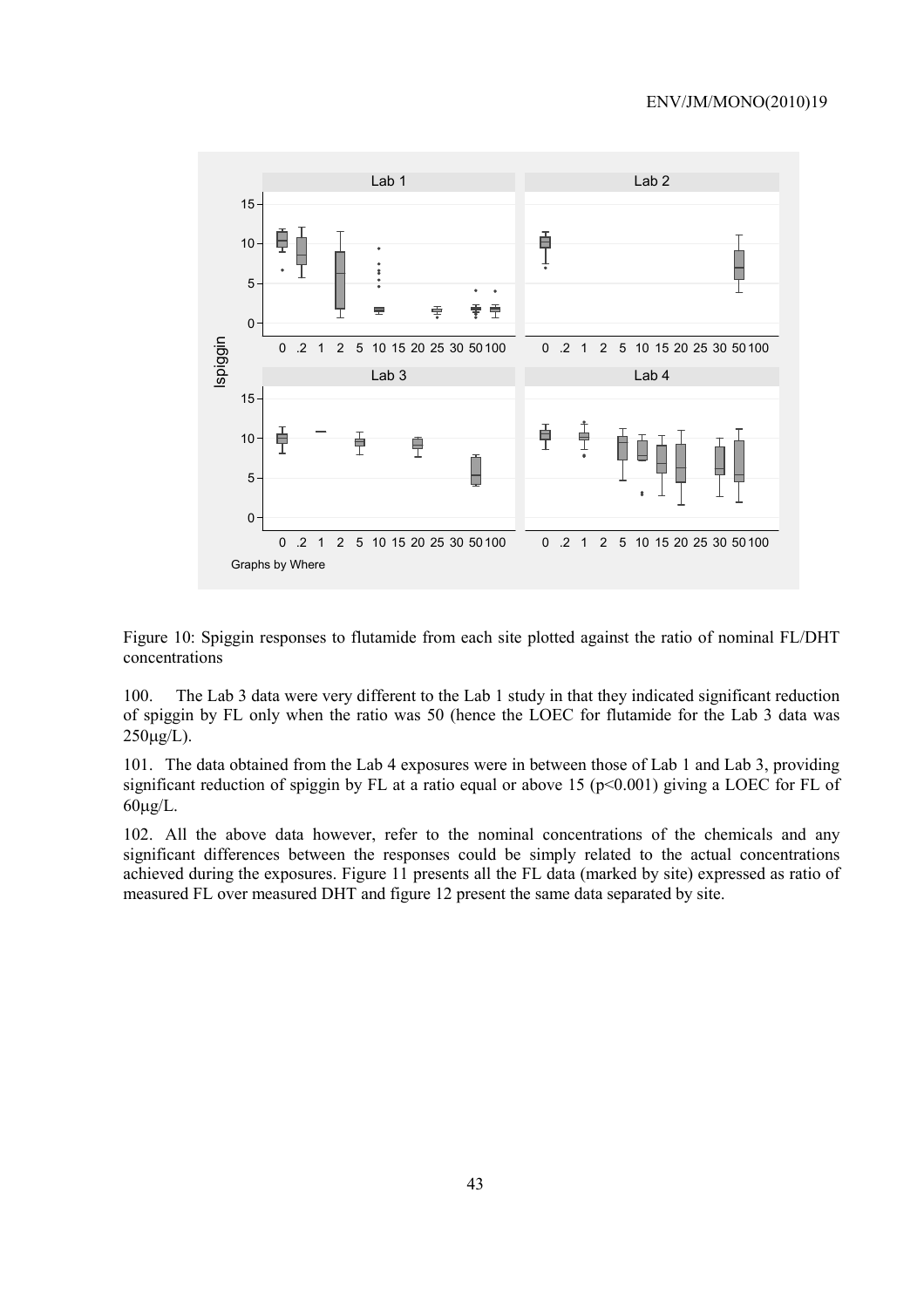Figure 10: Spiggin responses to flutamide from each site plotted against the ratio of nominal FL/DHT concentrations

100. The Lab 3 data were very different to the Lab 1 study in that they indicated significant reduction of spiggin by FL only when the ratio was 50 (hence the LOEC for flutamide for the Lab 3 data was 250μg/L).

101. The data obtained from the Lab 4 exposures were in between those of Lab 1 and Lab 3, providing significant reduction of spiggin by FL at a ratio equal or above 15 ($p<0.001$) giving a LOEC for FL of 60μg/L.

102. All the above data however, refer to the nominal concentrations of the chemicals and any significant differences between the responses could be simply related to the actual concentrations achieved during the exposures. Figure 11 presents all the FL data (marked by site) expressed as ratio of measured FL over measured DHT and figure 12 present the same data separated by site.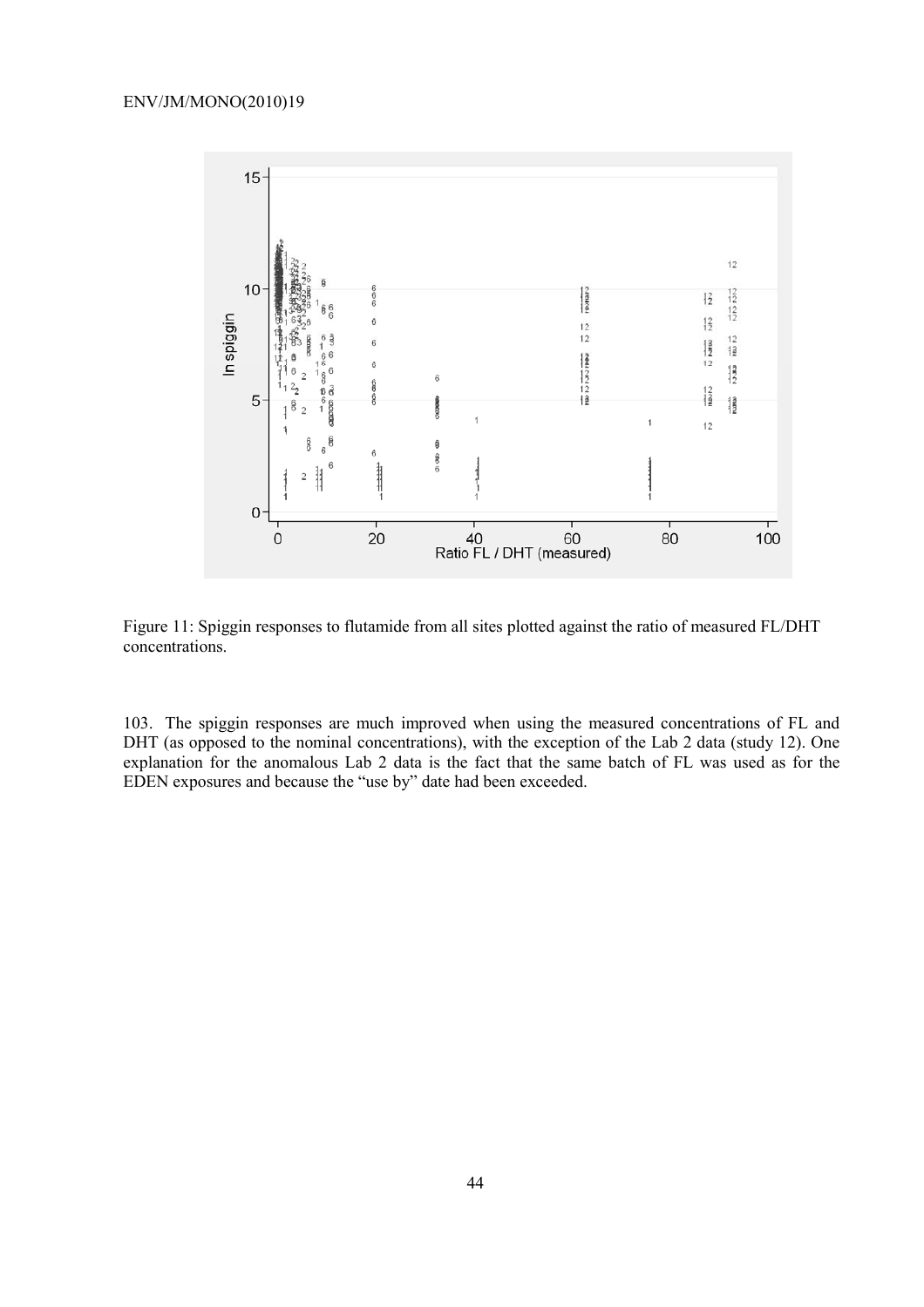Figure 11: Spiggin responses to flutamide from all sites plotted against the ratio of measured FL/DHT concentrations.

103. The spiggin responses are much improved when using the measured concentrations of FL and DHT (as opposed to the nominal concentrations), with the exception of the Lab 2 data (study 12). One explanation for the anomalous Lab 2 data is the fact that the same batch of FL was used as for the EDEN exposures and because the "use by" date had been exceeded.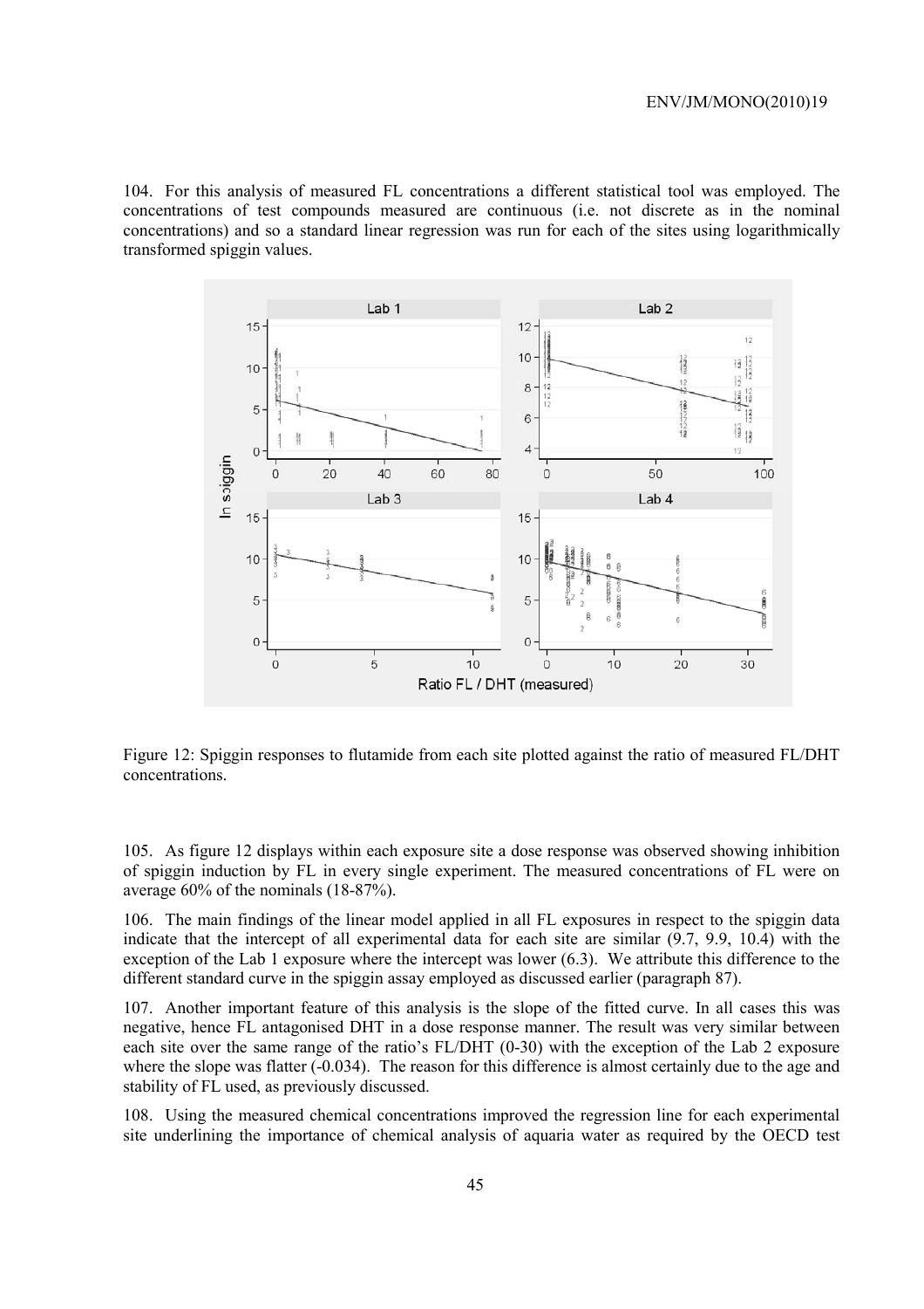104. For this analysis of measured FL concentrations a different statistical tool was employed. The concentrations of test compounds measured are continuous (i.e. not discrete as in the nominal concentrations) and so a standard linear regression was run for each of the sites using logarithmically transformed spiggin values.

Figure 12: Spiggin responses to flutamide from each site plotted against the ratio of measured FL/DHT concentrations.

105. As figure 12 displays within each exposure site a dose response was observed showing inhibition of spiggin induction by FL in every single experiment. The measured concentrations of FL were on average 60% of the nominals (18-87%).

106. The main findings of the linear model applied in all FL exposures in respect to the spiggin data indicate that the intercept of all experimental data for each site are similar (9.7, 9.9, 10.4) with the exception of the Lab 1 exposure where the intercept was lower (6.3). We attribute this difference to the different standard curve in the spiggin assay employed as discussed earlier (paragraph 87).

107. Another important feature of this analysis is the slope of the fitted curve. In all cases this was negative, hence FL antagonised DHT in a dose response manner. The result was very similar between each site over the same range of the ratio's FL/DHT (0-30) with the exception of the Lab 2 exposure where the slope was flatter (-0.034). The reason for this difference is almost certainly due to the age and stability of FL used, as previously discussed.

108. Using the measured chemical concentrations improved the regression line for each experimental site underlining the importance of chemical analysis of aquaria water as required by the OECD test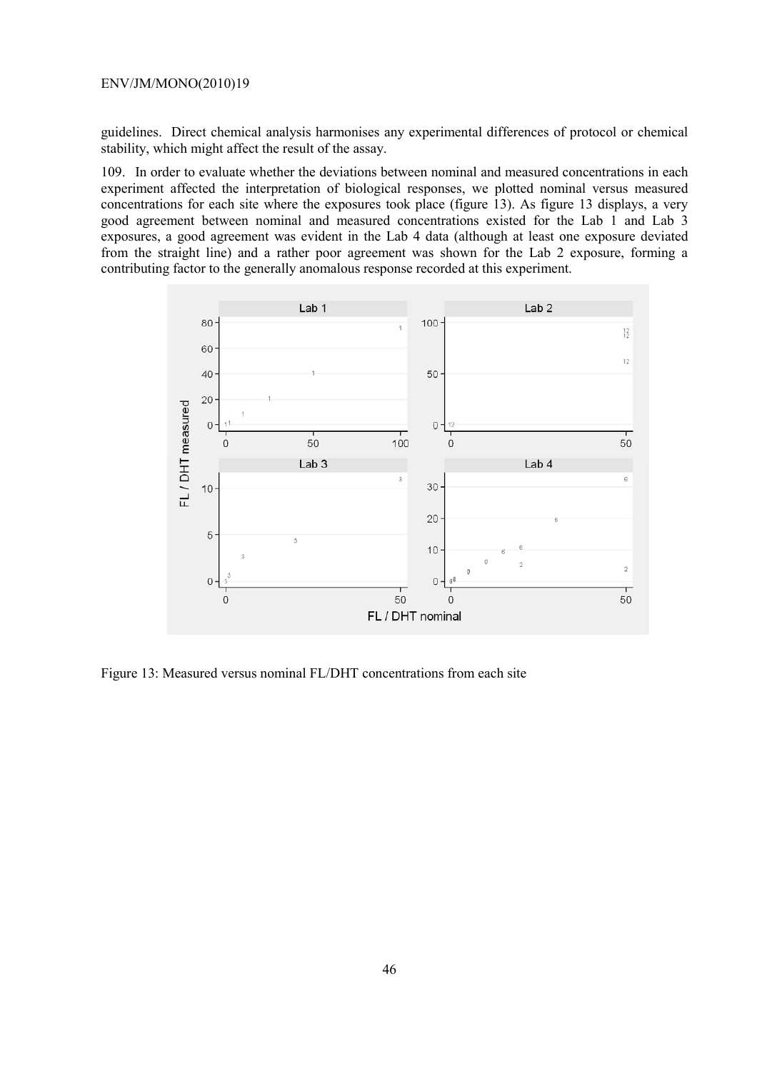guidelines. Direct chemical analysis harmonises any experimental differences of protocol or chemical stability, which might affect the result of the assay.

109. In order to evaluate whether the deviations between nominal and measured concentrations in each experiment affected the interpretation of biological responses, we plotted nominal versus measured concentrations for each site where the exposures took place (figure 13). As figure 13 displays, a very good agreement between nominal and measured concentrations existed for the Lab 1 and Lab 3 exposures, a good agreement was evident in the Lab 4 data (although at least one exposure deviated from the straight line) and a rather poor agreement was shown for the Lab 2 exposure, forming a contributing factor to the generally anomalous response recorded at this experiment.

Figure 13: Measured versus nominal FL/DHT concentrations from each site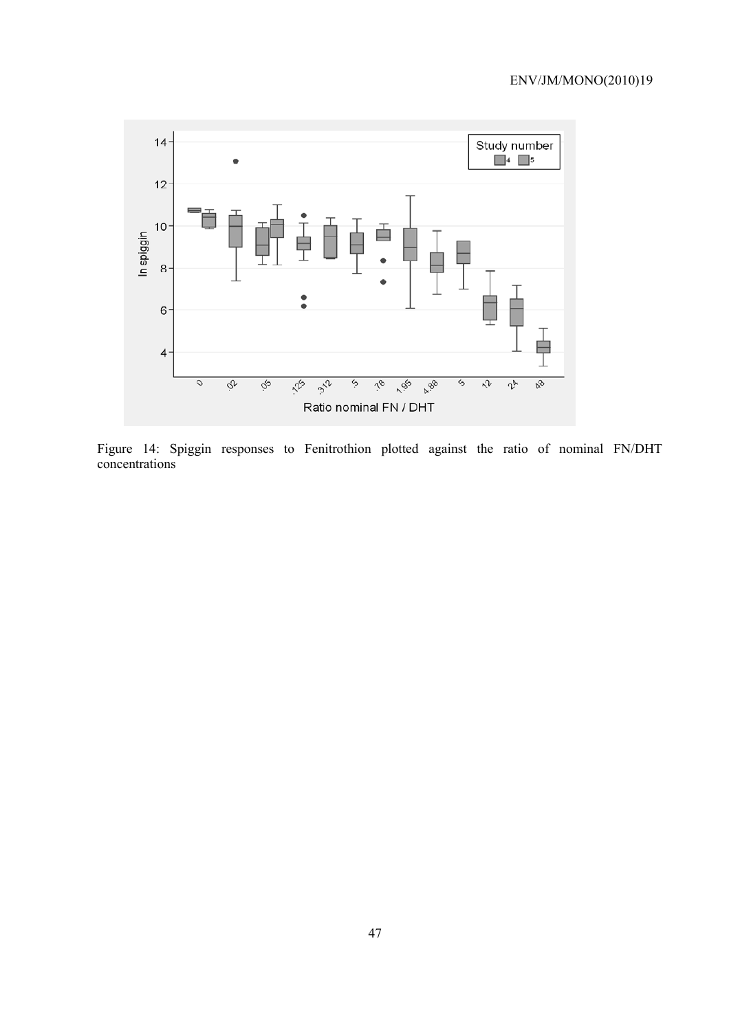Figure 14: Spiggin responses to Fenitrothion plotted against the ratio of nominal FN/DHT concentrations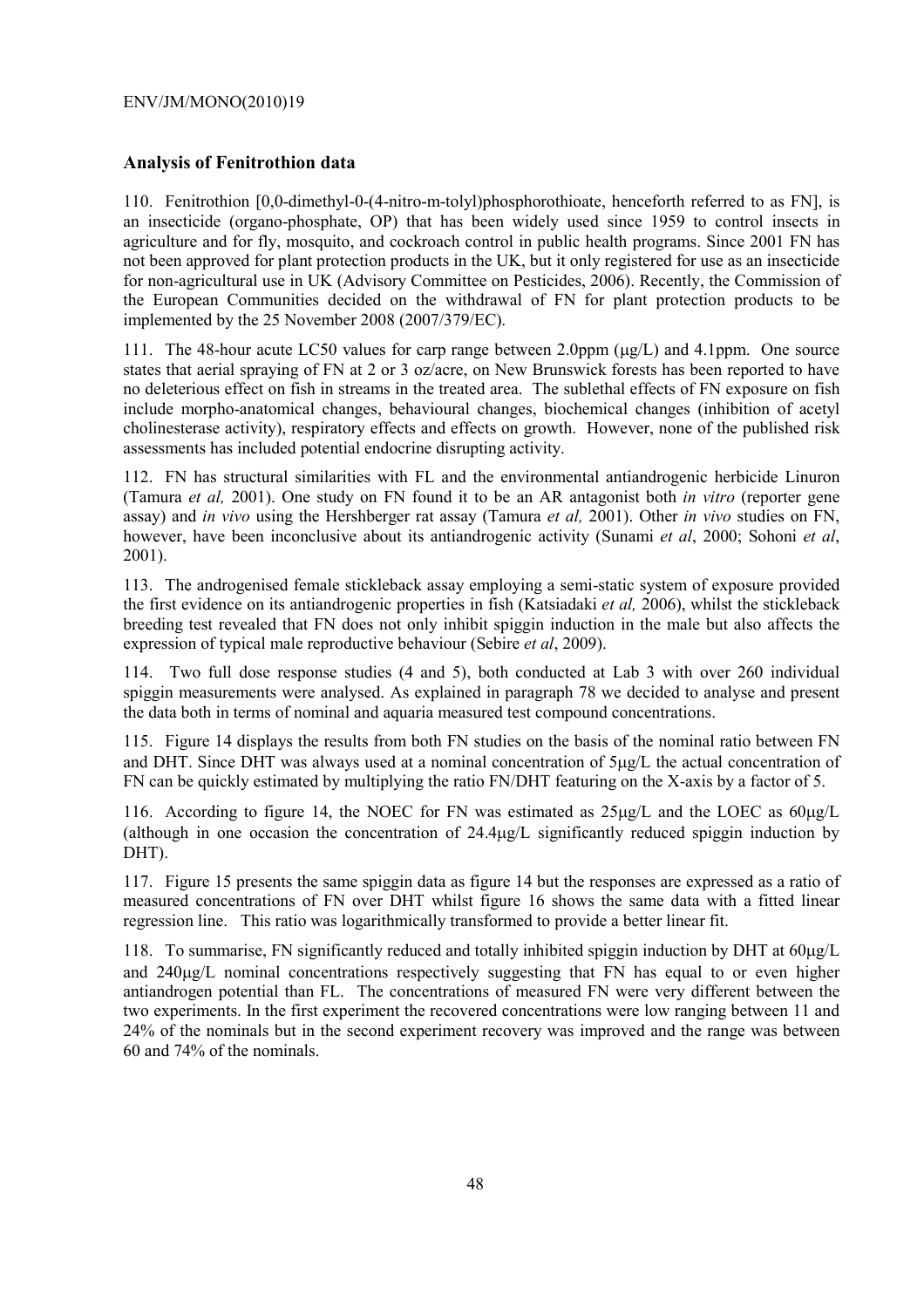## Analysis of Fenitrothion data

110. Fenitrothion [0,0-dimethyl-0-(4-nitro-m-tolyl)phosphorothioate, henceforth referred to as FN], is an insecticide (organo-phosphate, OP) that has been widely used since 1959 to control insects in agriculture and for fly, mosquito, and cockroach control in public health programs. Since 2001 FN has not been approved for plant protection products in the UK, but it only registered for use as an insecticide for non-agricultural use in UK (Advisory Committee on Pesticides, 2006). Recently, the Commission of the European Communities decided on the withdrawal of FN for plant protection products to be implemented by the 25 November 2008 (2007/379/EC).

111. The 48-hour acute LC50 values for carp range between 2.0ppm (μg/L) and 4.1ppm. One source states that aerial spraying of FN at 2 or 3 oz/acre, on New Brunswick forests has been reported to have no deleterious effect on fish in streams in the treated area. The sublethal effects of FN exposure on fish include morpho-anatomical changes, behavioural changes, biochemical changes (inhibition of acetyl cholinesterase activity), respiratory effects and effects on growth. However, none of the published risk assessments has included potential endocrine disrupting activity.

112. FN has structural similarities with FL and the environmental antiandrogenic herbicide Linuron (Tamura *et al,* 2001). One study on FN found it to be an AR antagonist both *in vitro* (reporter gene assay) and *in vivo* using the Hershberger rat assay (Tamura *et al,* 2001). Other *in vivo* studies on FN, however, have been inconclusive about its antiandrogenic activity (Sunami *et al*, 2000; Sohoni *et al*, 2001).

113. The androgenised female stickleback assay employing a semi-static system of exposure provided the first evidence on its antiandrogenic properties in fish (Katsiadaki *et al,* 2006), whilst the stickleback breeding test revealed that FN does not only inhibit spiggin induction in the male but also affects the expression of typical male reproductive behaviour (Sebire *et al*, 2009).

114. Two full dose response studies (4 and 5), both conducted at Lab 3 with over 260 individual spiggin measurements were analysed. As explained in paragraph 78 we decided to analyse and present the data both in terms of nominal and aquaria measured test compound concentrations.

115. Figure 14 displays the results from both FN studies on the basis of the nominal ratio between FN and DHT. Since DHT was always used at a nominal concentration of 5μg/L the actual concentration of FN can be quickly estimated by multiplying the ratio FN/DHT featuring on the X-axis by a factor of 5.

116. According to figure 14, the NOEC for FN was estimated as 25μg/L and the LOEC as 60μg/L (although in one occasion the concentration of 24.4μg/L significantly reduced spiggin induction by DHT).

117. Figure 15 presents the same spiggin data as figure 14 but the responses are expressed as a ratio of measured concentrations of FN over DHT whilst figure 16 shows the same data with a fitted linear regression line. This ratio was logarithmically transformed to provide a better linear fit.

118. To summarise, FN significantly reduced and totally inhibited spiggin induction by DHT at 60μg/L and 240μg/L nominal concentrations respectively suggesting that FN has equal to or even higher antiandrogen potential than FL. The concentrations of measured FN were very different between the two experiments. In the first experiment the recovered concentrations were low ranging between 11 and 24% of the nominals but in the second experiment recovery was improved and the range was between 60 and 74% of the nominals.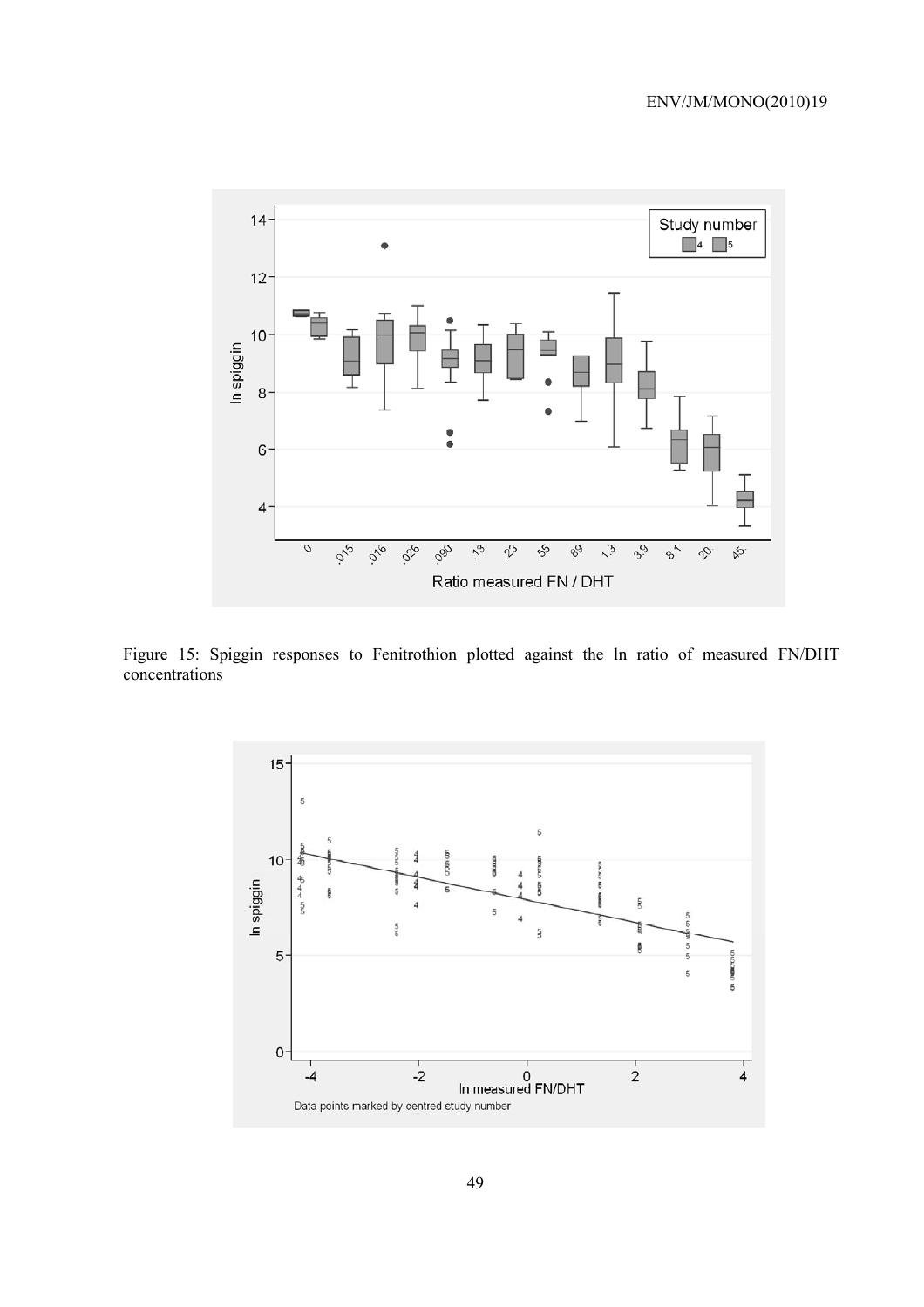Figure 15: Spiggin responses to Fenitrothion plotted against the ln ratio of measured FN/DHT concentrations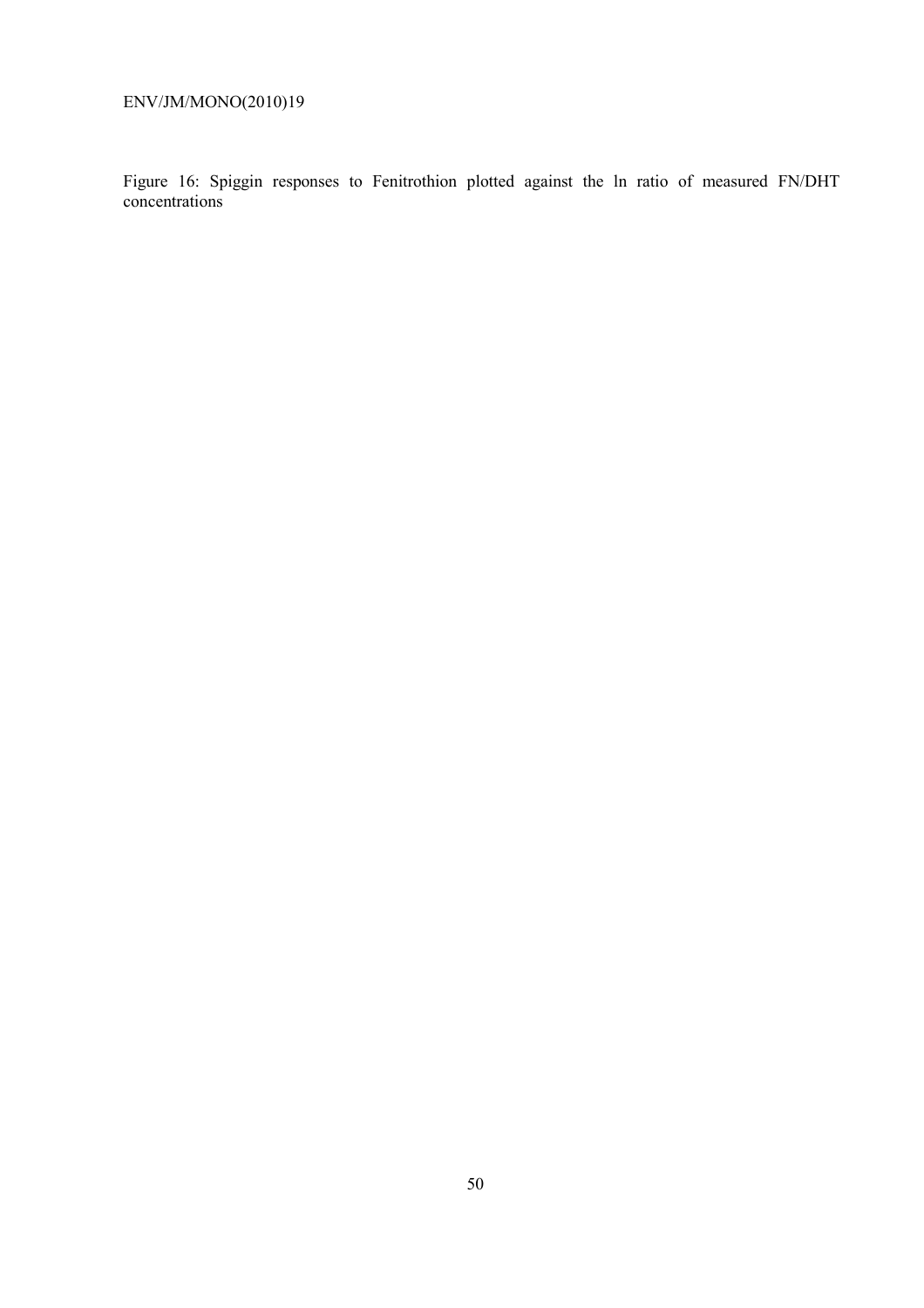Figure 16: Spiggin responses to Fenitrothion plotted against the ln ratio of measured FN/DHT concentrations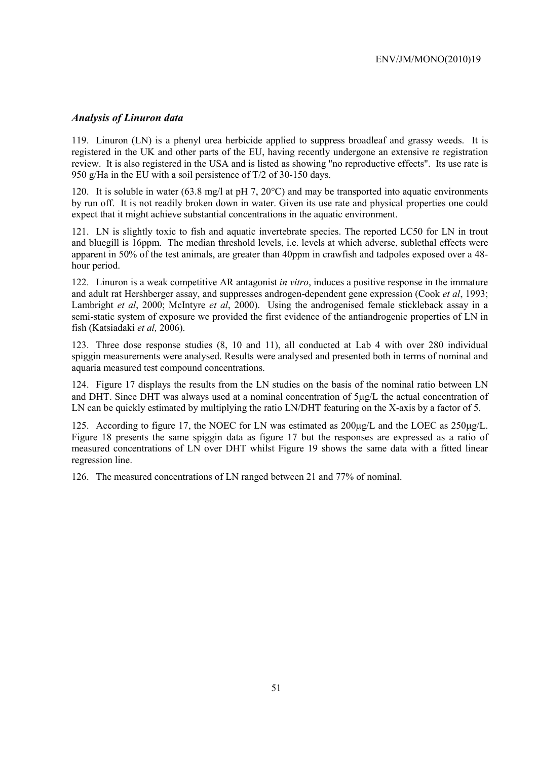### *Analysis of Linuron data*

119. Linuron (LN) is a phenyl urea herbicide applied to suppress broadleaf and grassy weeds. It is registered in the UK and other parts of the EU, having recently undergone an extensive re registration review. It is also registered in the USA and is listed as showing "no reproductive effects". Its use rate is 950 g/Ha in the EU with a soil persistence of T/2 of 30-150 days.

120. It is soluble in water (63.8 mg/l at pH 7, 20°C) and may be transported into aquatic environments by run off. It is not readily broken down in water. Given its use rate and physical properties one could expect that it might achieve substantial concentrations in the aquatic environment.

121. LN is slightly toxic to fish and aquatic invertebrate species. The reported LC50 for LN in trout and bluegill is 16ppm. The median threshold levels, i.e. levels at which adverse, sublethal effects were apparent in 50% of the test animals, are greater than 40ppm in crawfish and tadpoles exposed over a 48-hour period.

122. Linuron is a weak competitive AR antagonist *in vitro*, induces a positive response in the immature and adult rat Hershberger assay, and suppresses androgen-dependent gene expression (Cook *et al*, 1993; Lambright *et al*, 2000; McIntyre *et al*, 2000). Using the androgenised female stickleback assay in a semi-static system of exposure we provided the first evidence of the antiandrogenic properties of LN in fish (Katsiadaki *et al,* 2006).

123. Three dose response studies (8, 10 and 11), all conducted at Lab 4 with over 280 individual spiggin measurements were analysed. Results were analysed and presented both in terms of nominal and aquaria measured test compound concentrations.

124. Figure 17 displays the results from the LN studies on the basis of the nominal ratio between LN and DHT. Since DHT was always used at a nominal concentration of 5µg/L the actual concentration of LN can be quickly estimated by multiplying the ratio LN/DHT featuring on the X-axis by a factor of 5.

125. According to figure 17, the NOEC for LN was estimated as 200µg/L and the LOEC as 250µg/L. Figure 18 presents the same spiggin data as figure 17 but the responses are expressed as a ratio of measured concentrations of LN over DHT whilst Figure 19 shows the same data with a fitted linear regression line.

126. The measured concentrations of LN ranged between 21 and 77% of nominal.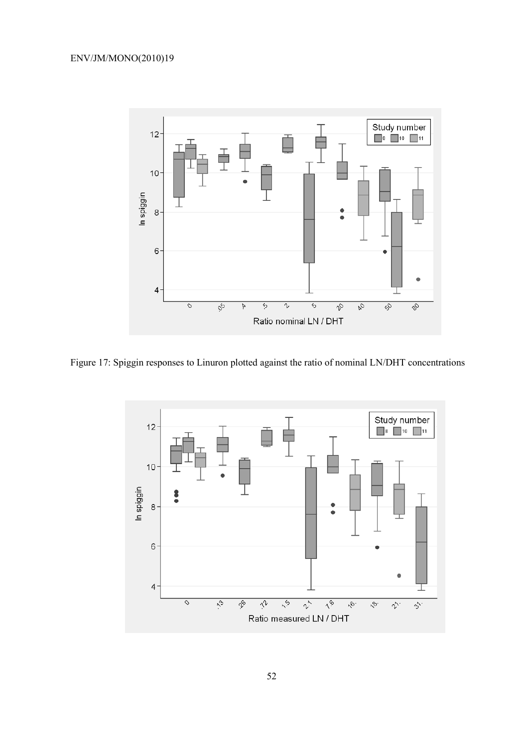Figure 17: Spiggin responses to Linuron plotted against the ratio of nominal LN/DHT concentrations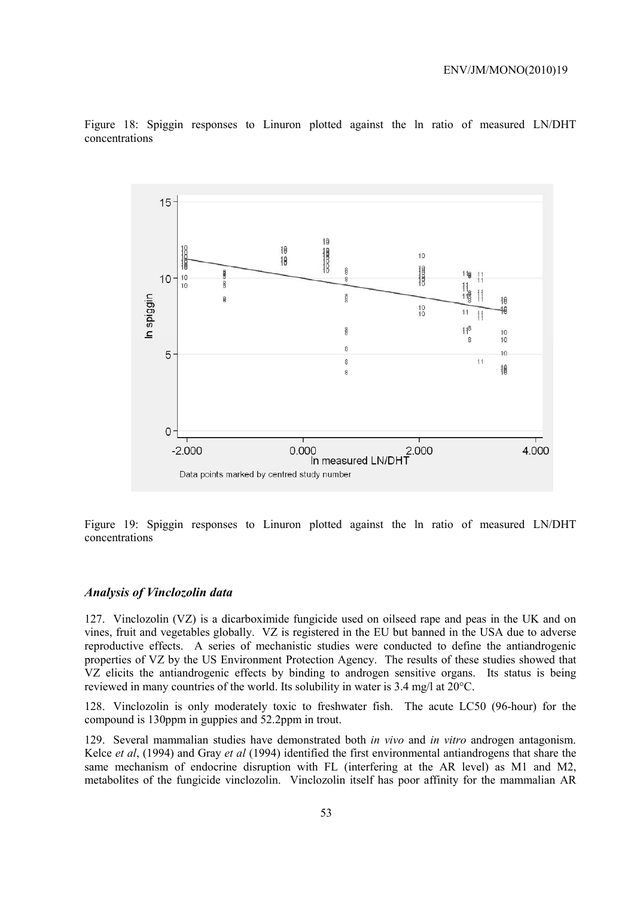Figure 18: Spiggin responses to Linuron plotted against the ln ratio of measured LN/DHT concentrations

Figure 19: Spiggin responses to Linuron plotted against the ln ratio of measured LN/DHT concentrations

### *Analysis of Vinclozolin data*

127. Vinclozolin (VZ) is a dicarboximide fungicide used on oilseed rape and peas in the UK and on vines, fruit and vegetables globally. VZ is registered in the EU but banned in the USA due to adverse reproductive effects. A series of mechanistic studies were conducted to define the antiandrogenic properties of VZ by the US Environment Protection Agency. The results of these studies showed that VZ elicits the antiandrogenic effects by binding to androgen sensitive organs. Its status is being reviewed in many countries of the world. Its solubility in water is 3.4 mg/l at 20°C.

128. Vinclozolin is only moderately toxic to freshwater fish. The acute LC50 (96-hour) for the compound is 130ppm in guppies and 52.2ppm in trout.

129. Several mammalian studies have demonstrated both *in vivo* and *in vitro* androgen antagonism. Kelce *et al*, (1994) and Gray *et al* (1994) identified the first environmental antiandrogens that share the same mechanism of endocrine disruption with FL (interfering at the AR level) as M1 and M2, metabolites of the fungicide vinclozolin. Vinclozolin itself has poor affinity for the mammalian AR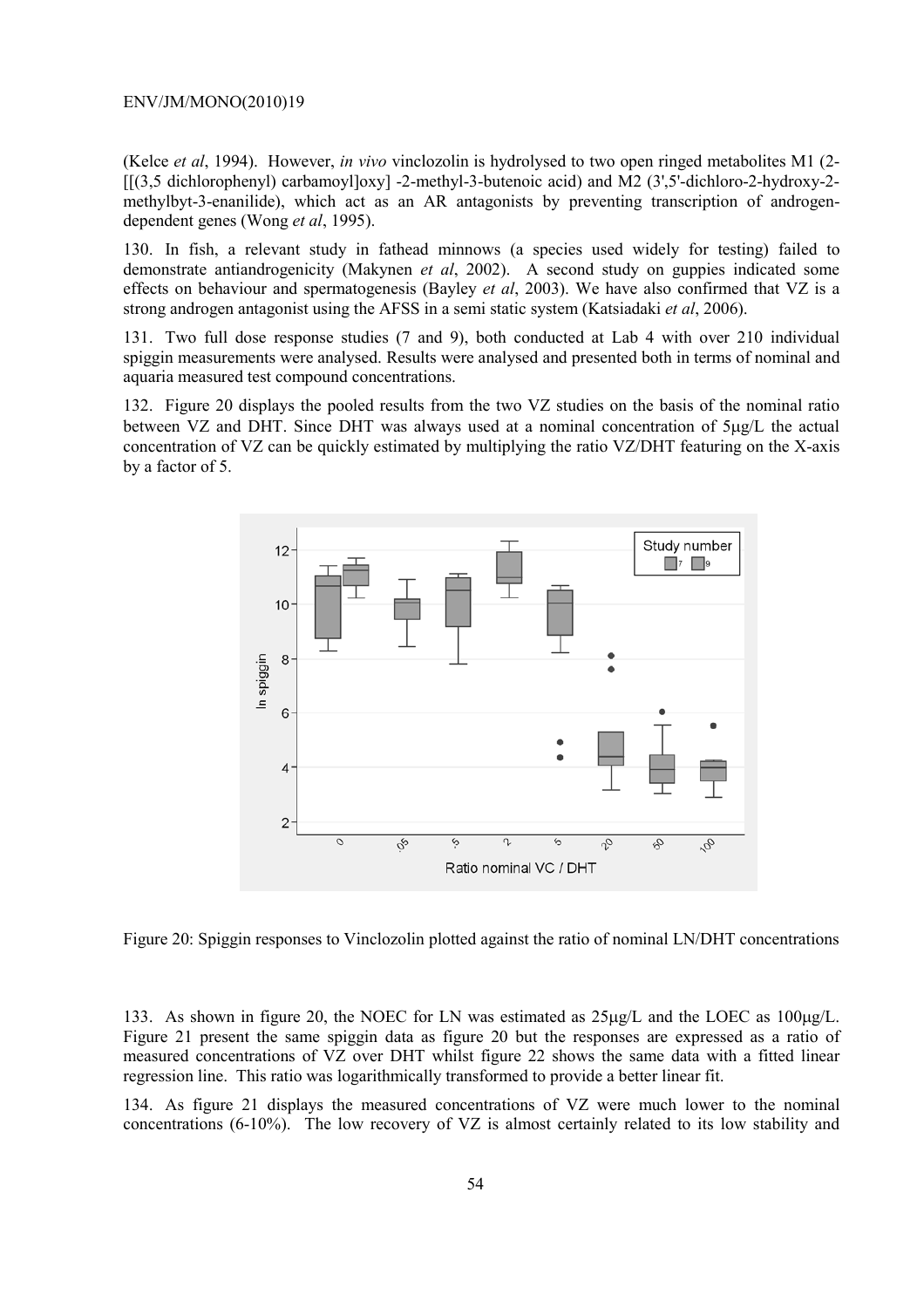(Kelce *et al*, 1994). However, *in vivo* vinclozolin is hydrolysed to two open ringed metabolites M1 (2-[[(3,5 dichlorophenyl) carbamoyl]oxy] -2-methyl-3-butenoic acid) and M2 (3',5'-dichloro-2-hydroxy-2-methylbyt-3-enanilide), which act as an AR antagonists by preventing transcription of androgen-dependent genes (Wong *et al*, 1995).

130. In fish, a relevant study in fathead minnows (a species used widely for testing) failed to demonstrate antiandrogenicity (Makynen *et al*, 2002). A second study on guppies indicated some effects on behaviour and spermatogenesis (Bayley *et al*, 2003). We have also confirmed that VZ is a strong androgen antagonist using the AFSS in a semi static system (Katsiadaki *et al*, 2006).

131. Two full dose response studies (7 and 9), both conducted at Lab 4 with over 210 individual spiggin measurements were analysed. Results were analysed and presented both in terms of nominal and aquaria measured test compound concentrations.

132. Figure 20 displays the pooled results from the two VZ studies on the basis of the nominal ratio between VZ and DHT. Since DHT was always used at a nominal concentration of 5μg/L the actual concentration of VZ can be quickly estimated by multiplying the ratio VZ/DHT featuring on the X-axis by a factor of 5.

Figure 20: Spiggin responses to Vinclozolin plotted against the ratio of nominal LN/DHT concentrations

133. As shown in figure 20, the NOEC for LN was estimated as 25μg/L and the LOEC as 100μg/L. Figure 21 present the same spiggin data as figure 20 but the responses are expressed as a ratio of measured concentrations of VZ over DHT whilst figure 22 shows the same data with a fitted linear regression line. This ratio was logarithmically transformed to provide a better linear fit.

134. As figure 21 displays the measured concentrations of VZ were much lower to the nominal concentrations (6-10%). The low recovery of VZ is almost certainly related to its low stability and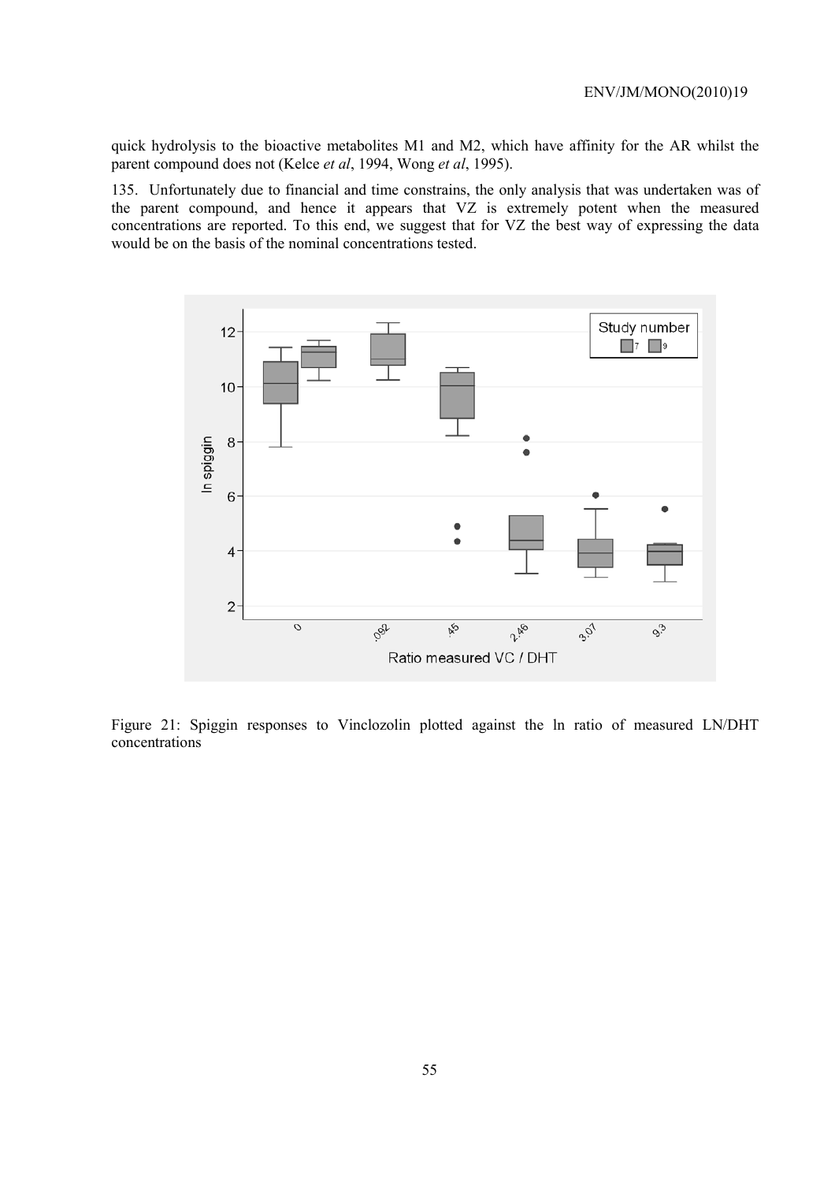quick hydrolysis to the bioactive metabolites M1 and M2, which have affinity for the AR whilst the parent compound does not (Kelce *et al*, 1994, Wong *et al*, 1995).

135. Unfortunately due to financial and time constrains, the only analysis that was undertaken was of the parent compound, and hence it appears that VZ is extremely potent when the measured concentrations are reported. To this end, we suggest that for VZ the best way of expressing the data would be on the basis of the nominal concentrations tested.

Figure 21: Spiggin responses to Vinclozolin plotted against the ln ratio of measured LN/DHT concentrations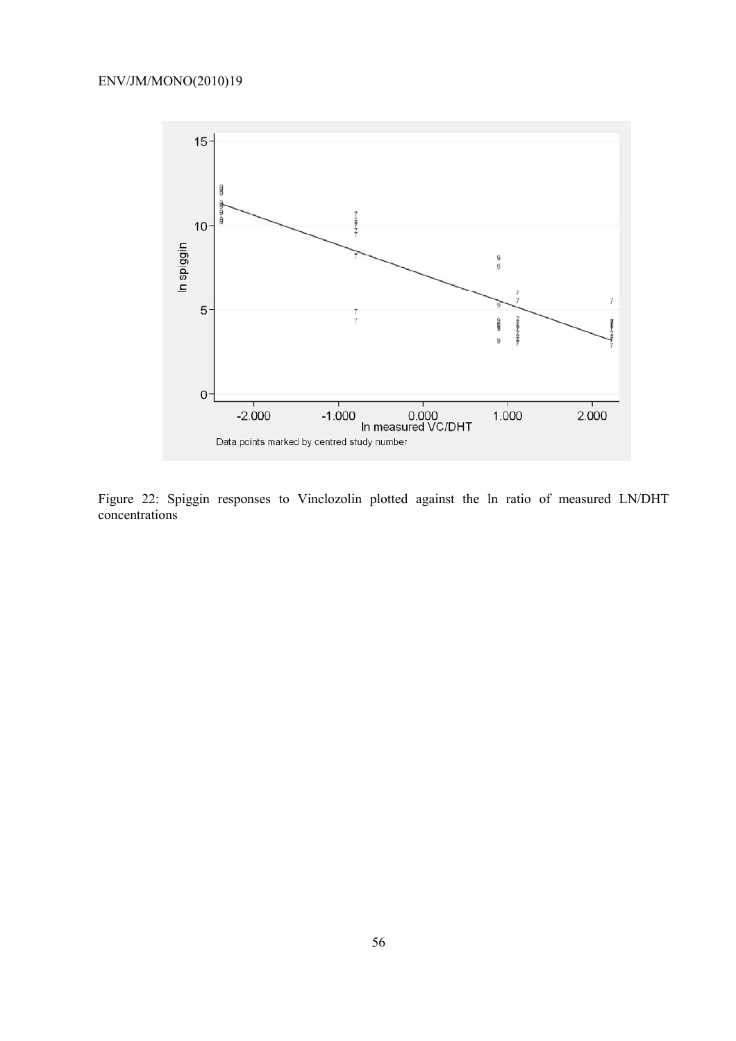Figure 22: Spiggin responses to Vinclozolin plotted against the ln ratio of measured LN/DHT concentrations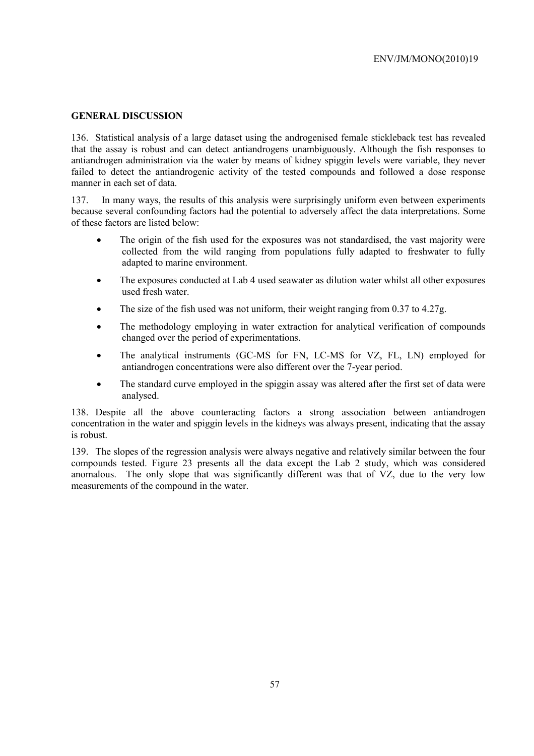## GENERAL DISCUSSION

136. Statistical analysis of a large dataset using the androgenised female stickleback test has revealed that the assay is robust and can detect antiandrogens unambiguously. Although the fish responses to antiandrogen administration via the water by means of kidney spiggin levels were variable, they never failed to detect the antiandrogenic activity of the tested compounds and followed a dose response manner in each set of data.

137. In many ways, the results of this analysis were surprisingly uniform even between experiments because several confounding factors had the potential to adversely affect the data interpretations. Some of these factors are listed below:

- The origin of the fish used for the exposures was not standardised, the vast majority were collected from the wild ranging from populations fully adapted to freshwater to fully adapted to marine environment.
- The exposures conducted at Lab 4 used seawater as dilution water whilst all other exposures used fresh water.
- The size of the fish used was not uniform, their weight ranging from 0.37 to 4.27g.
- The methodology employing in water extraction for analytical verification of compounds changed over the period of experimentations.
- The analytical instruments (GC-MS for FN, LC-MS for VZ, FL, LN) employed for antiandrogen concentrations were also different over the 7-year period.
- The standard curve employed in the spiggin assay was altered after the first set of data were analysed.

138. Despite all the above counteracting factors a strong association between antiandrogen concentration in the water and spiggin levels in the kidneys was always present, indicating that the assay is robust.

139. The slopes of the regression analysis were always negative and relatively similar between the four compounds tested. Figure 23 presents all the data except the Lab 2 study, which was considered anomalous. The only slope that was significantly different was that of VZ, due to the very low measurements of the compound in the water.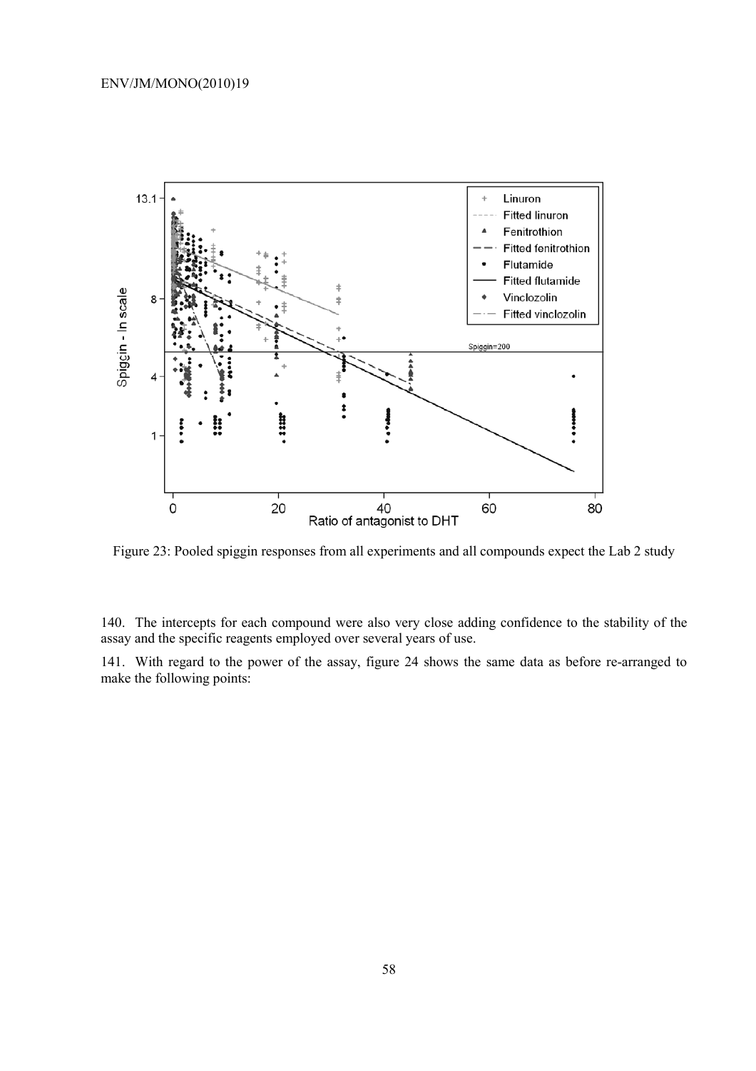Figure 23: Pooled spiggin responses from all experiments and all compounds expect the Lab 2 study

140. The intercepts for each compound were also very close adding confidence to the stability of the assay and the specific reagents employed over several years of use.

141. With regard to the power of the assay, figure 24 shows the same data as before re-arranged to make the following points: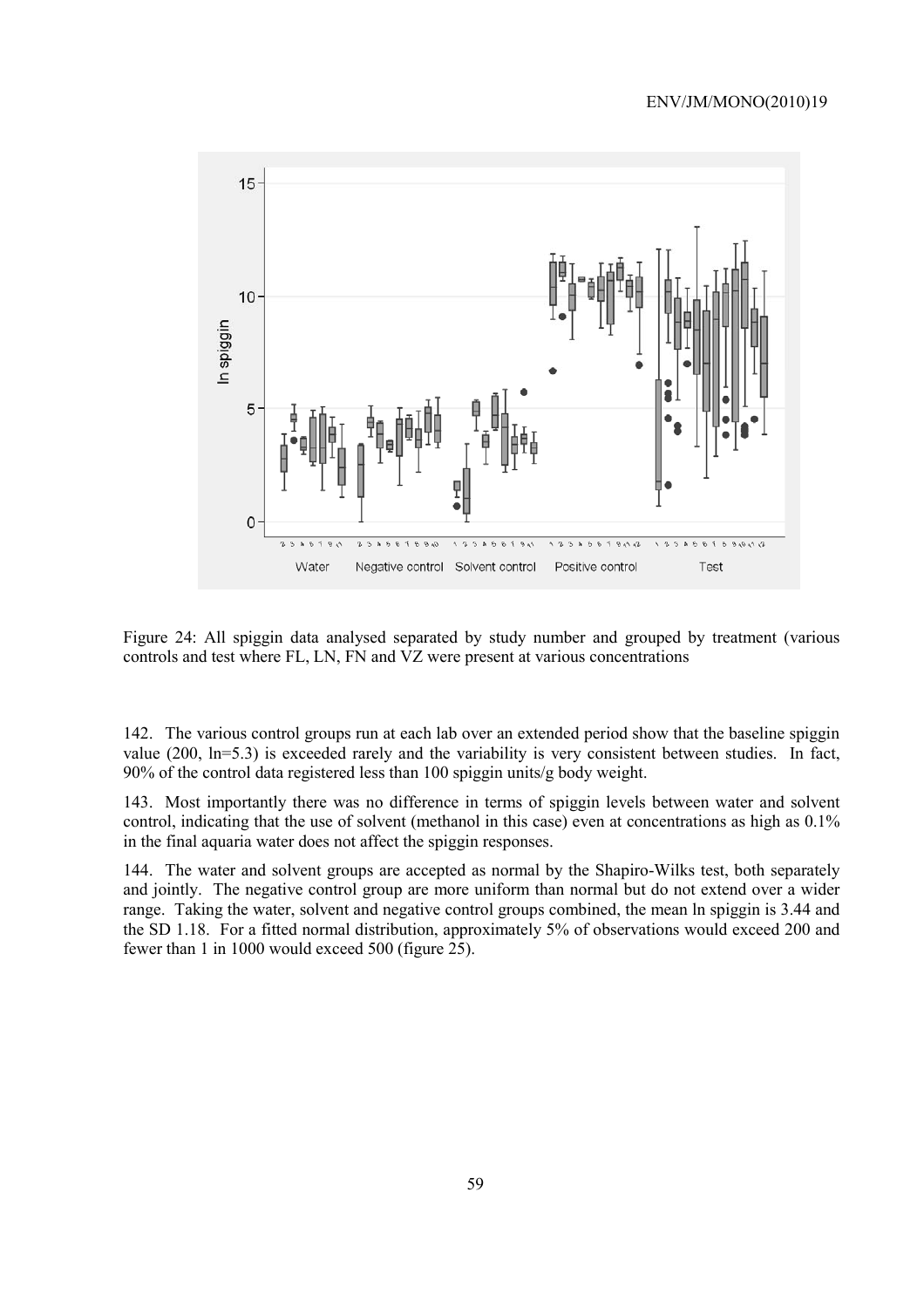Figure 24: All spiggin data analysed separated by study number and grouped by treatment (various controls and test where FL, LN, FN and VZ were present at various concentrations

142. The various control groups run at each lab over an extended period show that the baseline spiggin value (200, ln=5.3) is exceeded rarely and the variability is very consistent between studies. In fact, 90% of the control data registered less than 100 spiggin units/g body weight.

143. Most importantly there was no difference in terms of spiggin levels between water and solvent control, indicating that the use of solvent (methanol in this case) even at concentrations as high as 0.1% in the final aquaria water does not affect the spiggin responses.

144. The water and solvent groups are accepted as normal by the Shapiro-Wilks test, both separately and jointly. The negative control group are more uniform than normal but do not extend over a wider range. Taking the water, solvent and negative control groups combined, the mean ln spiggin is 3.44 and the SD 1.18. For a fitted normal distribution, approximately 5% of observations would exceed 200 and fewer than 1 in 1000 would exceed 500 (figure 25).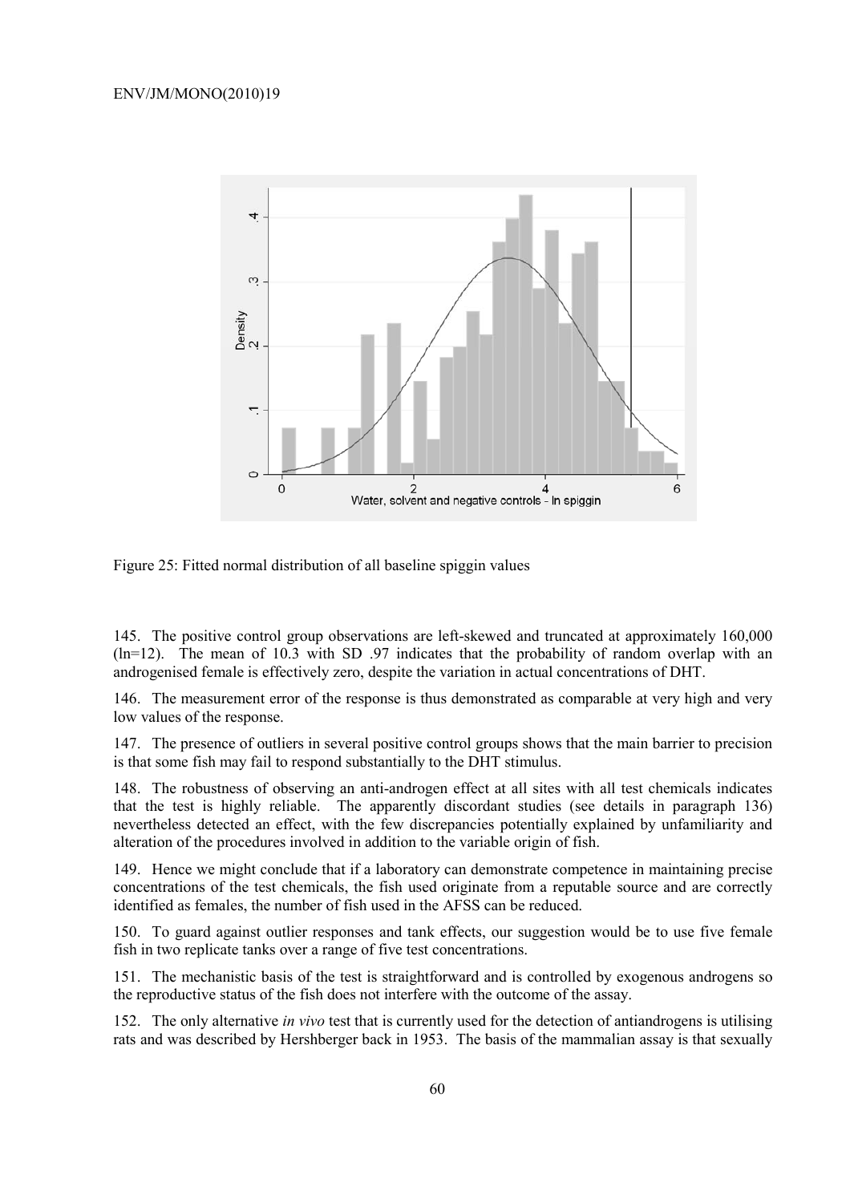Figure 25: Fitted normal distribution of all baseline spiggin values

145. The positive control group observations are left-skewed and truncated at approximately 160,000 (ln=12). The mean of 10.3 with SD .97 indicates that the probability of random overlap with an androgenised female is effectively zero, despite the variation in actual concentrations of DHT.

146. The measurement error of the response is thus demonstrated as comparable at very high and very low values of the response.

147. The presence of outliers in several positive control groups shows that the main barrier to precision is that some fish may fail to respond substantially to the DHT stimulus.

148. The robustness of observing an anti-androgen effect at all sites with all test chemicals indicates that the test is highly reliable. The apparently discordant studies (see details in paragraph 136) nevertheless detected an effect, with the few discrepancies potentially explained by unfamiliarity and alteration of the procedures involved in addition to the variable origin of fish.

149. Hence we might conclude that if a laboratory can demonstrate competence in maintaining precise concentrations of the test chemicals, the fish used originate from a reputable source and are correctly identified as females, the number of fish used in the AFSS can be reduced.

150. To guard against outlier responses and tank effects, our suggestion would be to use five female fish in two replicate tanks over a range of five test concentrations.

151. The mechanistic basis of the test is straightforward and is controlled by exogenous androgens so the reproductive status of the fish does not interfere with the outcome of the assay.

152. The only alternative *in vivo* test that is currently used for the detection of antiandrogens is utilising rats and was described by Hershberger back in 1953. The basis of the mammalian assay is that sexually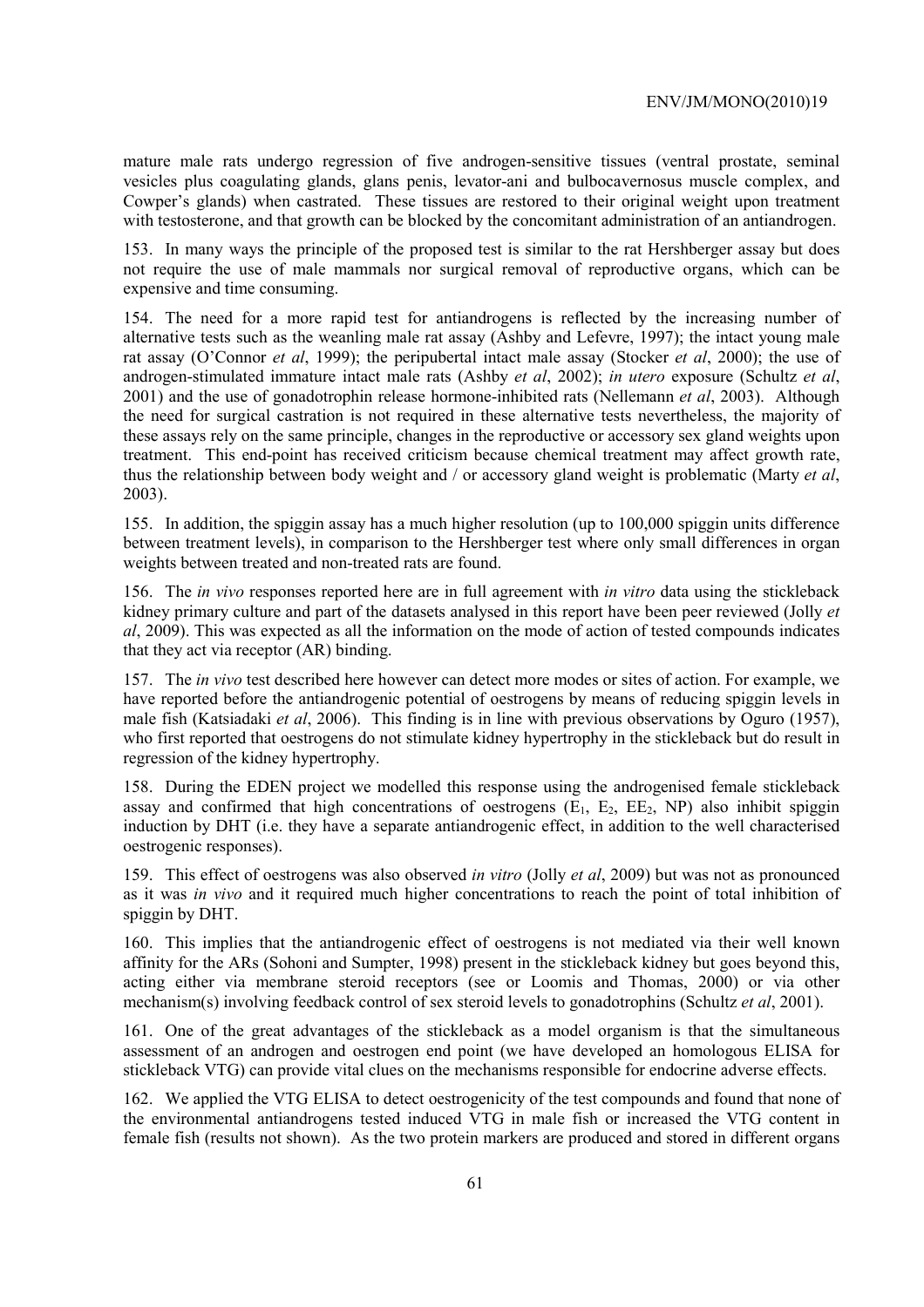mature male rats undergo regression of five androgen-sensitive tissues (ventral prostate, seminal vesicles plus coagulating glands, glans penis, levator-ani and bulbocavernosus muscle complex, and Cowper's glands) when castrated. These tissues are restored to their original weight upon treatment with testosterone, and that growth can be blocked by the concomitant administration of an antiandrogen.

153. In many ways the principle of the proposed test is similar to the rat Hershberger assay but does not require the use of male mammals nor surgical removal of reproductive organs, which can be expensive and time consuming.

154. The need for a more rapid test for antiandrogens is reflected by the increasing number of alternative tests such as the weanling male rat assay (Ashby and Lefevre, 1997); the intact young male rat assay (O'Connor *et al*, 1999); the peripubertal intact male assay (Stocker *et al*, 2000); the use of androgen-stimulated immature intact male rats (Ashby *et al*, 2002); *in utero* exposure (Schultz *et al*, 2001) and the use of gonadotrophin release hormone-inhibited rats (Nellemann *et al*, 2003). Although the need for surgical castration is not required in these alternative tests nevertheless, the majority of these assays rely on the same principle, changes in the reproductive or accessory sex gland weights upon treatment. This end-point has received criticism because chemical treatment may affect growth rate, thus the relationship between body weight and / or accessory gland weight is problematic (Marty *et al*, 2003).

155. In addition, the spiggin assay has a much higher resolution (up to 100,000 spiggin units difference between treatment levels), in comparison to the Hershberger test where only small differences in organ weights between treated and non-treated rats are found.

156. The *in vivo* responses reported here are in full agreement with *in vitro* data using the stickleback kidney primary culture and part of the datasets analysed in this report have been peer reviewed (Jolly *et al*, 2009). This was expected as all the information on the mode of action of tested compounds indicates that they act via receptor (AR) binding.

157. The *in vivo* test described here however can detect more modes or sites of action. For example, we have reported before the antiandrogenic potential of oestrogens by means of reducing spiggin levels in male fish (Katsiadaki *et al*, 2006). This finding is in line with previous observations by Oguro (1957), who first reported that oestrogens do not stimulate kidney hypertrophy in the stickleback but do result in regression of the kidney hypertrophy.

158. During the EDEN project we modelled this response using the androgenised female stickleback assay and confirmed that high concentrations of oestrogens ($E_1$, $E_2$, $EE_2$, NP) also inhibit spiggin induction by DHT (i.e. they have a separate antiandrogenic effect, in addition to the well characterised oestrogenic responses).

159. This effect of oestrogens was also observed *in vitro* (Jolly *et al*, 2009) but was not as pronounced as it was *in vivo* and it required much higher concentrations to reach the point of total inhibition of spiggin by DHT.

160. This implies that the antiandrogenic effect of oestrogens is not mediated via their well known affinity for the ARs (Sohoni and Sumpter, 1998) present in the stickleback kidney but goes beyond this, acting either via membrane steroid receptors (see or Loomis and Thomas, 2000) or via other mechanism(s) involving feedback control of sex steroid levels to gonadotrophins (Schultz *et al*, 2001).

161. One of the great advantages of the stickleback as a model organism is that the simultaneous assessment of an androgen and oestrogen end point (we have developed an homologous ELISA for stickleback VTG) can provide vital clues on the mechanisms responsible for endocrine adverse effects.

162. We applied the VTG ELISA to detect oestrogenicity of the test compounds and found that none of the environmental antiandrogens tested induced VTG in male fish or increased the VTG content in female fish (results not shown). As the two protein markers are produced and stored in different organs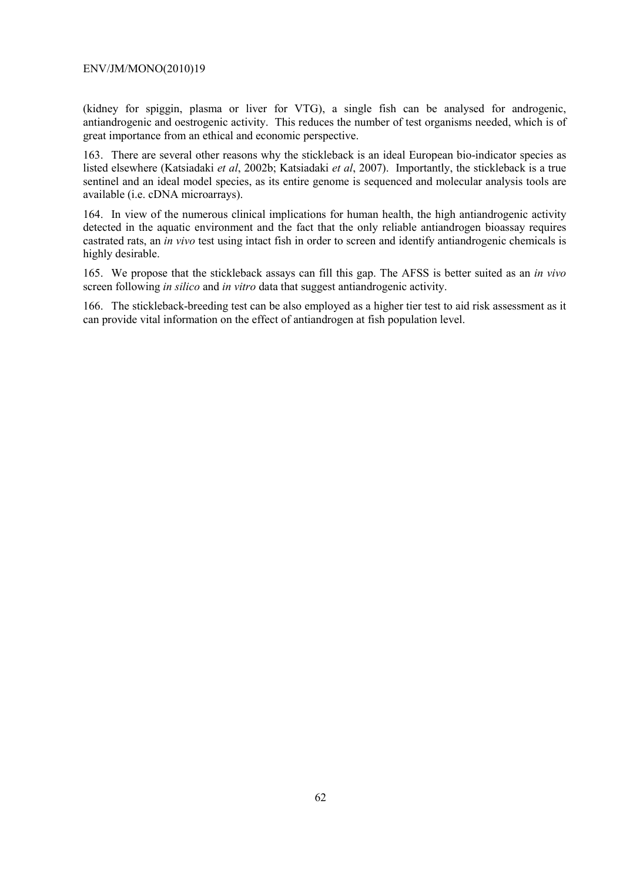(kidney for spiggin, plasma or liver for VTG), a single fish can be analysed for androgenic, antiandrogenic and oestrogenic activity. This reduces the number of test organisms needed, which is of great importance from an ethical and economic perspective.

163. There are several other reasons why the stickleback is an ideal European bio-indicator species as listed elsewhere (Katsiadaki *et al*, 2002b; Katsiadaki *et al*, 2007). Importantly, the stickleback is a true sentinel and an ideal model species, as its entire genome is sequenced and molecular analysis tools are available (i.e. cDNA microarrays).

164. In view of the numerous clinical implications for human health, the high antiandrogenic activity detected in the aquatic environment and the fact that the only reliable antiandrogen bioassay requires castrated rats, an *in vivo* test using intact fish in order to screen and identify antiandrogenic chemicals is highly desirable.

165. We propose that the stickleback assays can fill this gap. The AFSS is better suited as an *in vivo* screen following *in silico* and *in vitro* data that suggest antiandrogenic activity.

166. The stickleback-breeding test can be also employed as a higher tier test to aid risk assessment as it can provide vital information on the effect of antiandrogen at fish population level.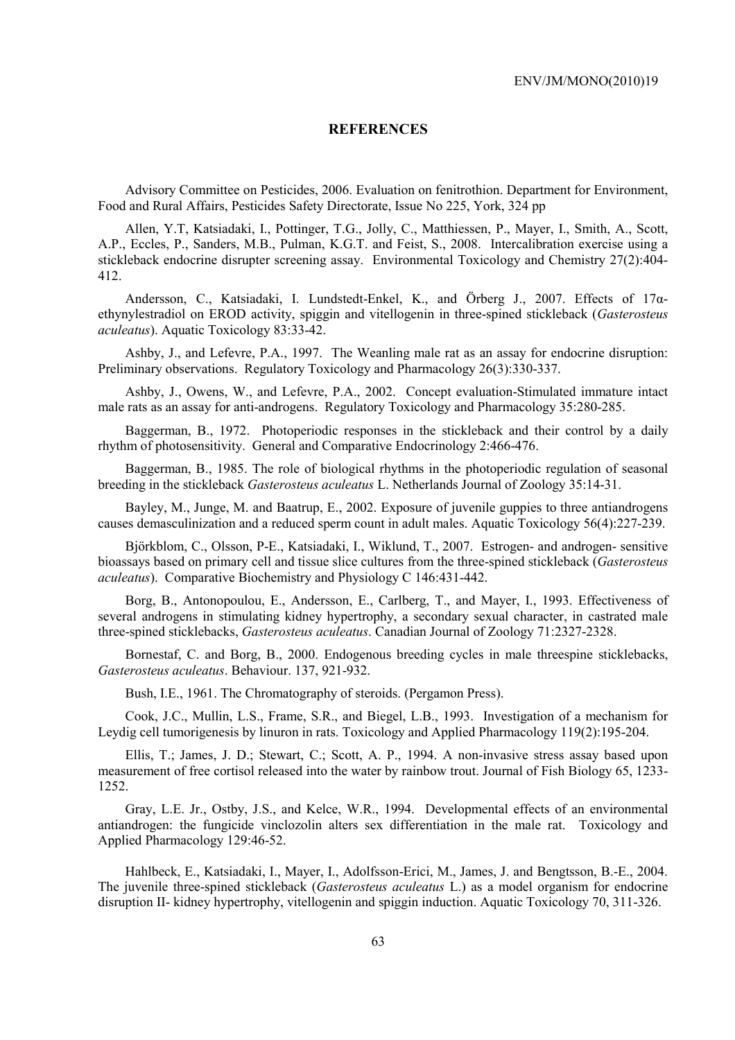# REFERENCES

Advisory Committee on Pesticides, 2006. Evaluation on fenitrothion. Department for Environment, Food and Rural Affairs, Pesticides Safety Directorate, Issue No 225, York, 324 pp

Allen, Y.T, Katsiadaki, I., Pottinger, T.G., Jolly, C., Matthiessen, P., Mayer, I., Smith, A., Scott, A.P., Eccles, P., Sanders, M.B., Pulman, K.G.T. and Feist, S., 2008. Intercalibration exercise using a stickleback endocrine disrupter screening assay. Environmental Toxicology and Chemistry 27(2):404-412.

Andersson, C., Katsiadaki, I. Lundstedt-Enkel, K., and Örberg J., 2007. Effects of 17α-ethynylestradiol on EROD activity, spiggin and vitellogenin in three-spined stickleback (*Gasterosteus aculeatus*). Aquatic Toxicology 83:33-42.

Ashby, J., and Lefevre, P.A., 1997. The Weanling male rat as an assay for endocrine disruption: Preliminary observations. Regulatory Toxicology and Pharmacology 26(3):330-337.

Ashby, J., Owens, W., and Lefevre, P.A., 2002. Concept evaluation-Stimulated immature intact male rats as an assay for anti-androgens. Regulatory Toxicology and Pharmacology 35:280-285.

Baggerman, B., 1972. Photoperiodic responses in the stickleback and their control by a daily rhythm of photosensitivity. General and Comparative Endocrinology 2:466-476.

Baggerman, B., 1985. The role of biological rhythms in the photoperiodic regulation of seasonal breeding in the stickleback *Gasterosteus aculeatus* L. Netherlands Journal of Zoology 35:14-31.

Bayley, M., Junge, M. and Baatrup, E., 2002. Exposure of juvenile guppies to three antiandrogens causes demasculinization and a reduced sperm count in adult males. Aquatic Toxicology 56(4):227-239.

Björkblom, C., Olsson, P-E., Katsiadaki, I., Wiklund, T., 2007. Estrogen- and androgen- sensitive bioassays based on primary cell and tissue slice cultures from the three-spined stickleback (*Gasterosteus aculeatus*). Comparative Biochemistry and Physiology C 146:431-442.

Borg, B., Antonopoulou, E., Andersson, E., Carlberg, T., and Mayer, I., 1993. Effectiveness of several androgens in stimulating kidney hypertrophy, a secondary sexual character, in castrated male three-spined sticklebacks, *Gasterosteus aculeatus*. Canadian Journal of Zoology 71:2327-2328.

Bornestaf, C. and Borg, B., 2000. Endogenous breeding cycles in male threespine sticklebacks, *Gasterosteus aculeatus*. Behaviour. 137, 921-932.

Bush, I.E., 1961. The Chromatography of steroids. (Pergamon Press).

Cook, J.C., Mullin, L.S., Frame, S.R., and Biegel, L.B., 1993. Investigation of a mechanism for Leydig cell tumorigenesis by linuron in rats. Toxicology and Applied Pharmacology 119(2):195-204.

Ellis, T.; James, J. D.; Stewart, C.; Scott, A. P., 1994. A non-invasive stress assay based upon measurement of free cortisol released into the water by rainbow trout. Journal of Fish Biology 65, 1233-1252.

Gray, L.E. Jr., Ostby, J.S., and Kelce, W.R., 1994. Developmental effects of an environmental antiandrogen: the fungicide vinclozolin alters sex differentiation in the male rat. Toxicology and Applied Pharmacology 129:46-52.

Hahlbeck, E., Katsiadaki, I., Mayer, I., Adolfsson-Erici, M., James, J. and Bengtsson, B.-E., 2004. The juvenile three-spined stickleback (*Gasterosteus aculeatus* L.) as a model organism for endocrine disruption II- kidney hypertrophy, vitellogenin and spiggin induction. Aquatic Toxicology 70, 311-326.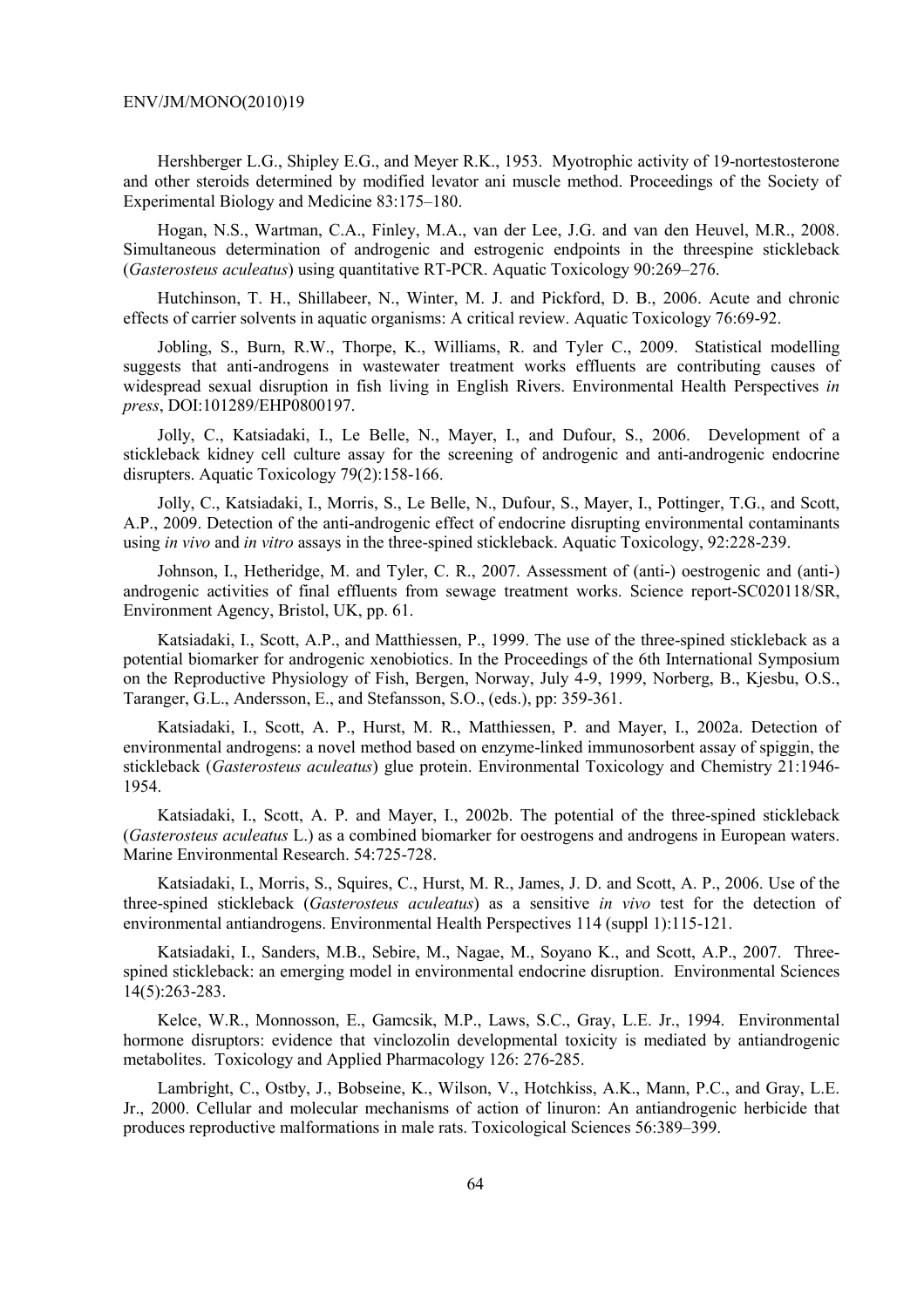Hershberger L.G., Shipley E.G., and Meyer R.K., 1953. Myotrophic activity of 19-nortestosterone and other steroids determined by modified levator ani muscle method. Proceedings of the Society of Experimental Biology and Medicine 83:175–180.

Hogan, N.S., Wartman, C.A., Finley, M.A., van der Lee, J.G. and van den Heuvel, M.R., 2008. Simultaneous determination of androgenic and estrogenic endpoints in the threespine stickleback (*Gasterosteus aculeatus*) using quantitative RT-PCR. Aquatic Toxicology 90:269–276.

Hutchinson, T. H., Shillabeer, N., Winter, M. J. and Pickford, D. B., 2006. Acute and chronic effects of carrier solvents in aquatic organisms: A critical review. Aquatic Toxicology 76:69-92.

Jobling, S., Burn, R.W., Thorpe, K., Williams, R. and Tyler C., 2009. Statistical modelling suggests that anti-androgens in wastewater treatment works effluents are contributing causes of widespread sexual disruption in fish living in English Rivers. Environmental Health Perspectives *in press*, DOI:101289/EHP0800197.

Jolly, C., Katsiadaki, I., Le Belle, N., Mayer, I., and Dufour, S., 2006. Development of a stickleback kidney cell culture assay for the screening of androgenic and anti-androgenic endocrine disrupters. Aquatic Toxicology 79(2):158-166.

Jolly, C., Katsiadaki, I., Morris, S., Le Belle, N., Dufour, S., Mayer, I., Pottinger, T.G., and Scott, A.P., 2009. Detection of the anti-androgenic effect of endocrine disrupting environmental contaminants using *in vivo* and *in vitro* assays in the three-spined stickleback. Aquatic Toxicology, 92:228-239.

Johnson, I., Hetheridge, M. and Tyler, C. R., 2007. Assessment of (anti-) oestrogenic and (anti-) androgenic activities of final effluents from sewage treatment works. Science report-SC020118/SR, Environment Agency, Bristol, UK, pp. 61.

Katsiadaki, I., Scott, A.P., and Matthiessen, P., 1999. The use of the three-spined stickleback as a potential biomarker for androgenic xenobiotics. In the Proceedings of the 6th International Symposium on the Reproductive Physiology of Fish, Bergen, Norway, July 4-9, 1999, Norberg, B., Kjesbu, O.S., Taranger, G.L., Andersson, E., and Stefansson, S.O., (eds.), pp: 359-361.

Katsiadaki, I., Scott, A. P., Hurst, M. R., Matthiessen, P. and Mayer, I., 2002a. Detection of environmental androgens: a novel method based on enzyme-linked immunosorbent assay of spiggin, the stickleback (*Gasterosteus aculeatus*) glue protein. Environmental Toxicology and Chemistry 21:1946-1954.

Katsiadaki, I., Scott, A. P. and Mayer, I., 2002b. The potential of the three-spined stickleback (*Gasterosteus aculeatus* L.) as a combined biomarker for oestrogens and androgens in European waters. Marine Environmental Research. 54:725-728.

Katsiadaki, I., Morris, S., Squires, C., Hurst, M. R., James, J. D. and Scott, A. P., 2006. Use of the three-spined stickleback (*Gasterosteus aculeatus*) as a sensitive *in vivo* test for the detection of environmental antiandrogens. Environmental Health Perspectives 114 (suppl 1):115-121.

Katsiadaki, I., Sanders, M.B., Sebire, M., Nagae, M., Soyano K., and Scott, A.P., 2007. Three-spined stickleback: an emerging model in environmental endocrine disruption. Environmental Sciences 14(5):263-283.

Kelce, W.R., Monnosson, E., Gamcsik, M.P., Laws, S.C., Gray, L.E. Jr., 1994. Environmental hormone disruptors: evidence that vinclozolin developmental toxicity is mediated by antiandrogenic metabolites. Toxicology and Applied Pharmacology 126: 276-285.

Lambright, C., Ostby, J., Bobseine, K., Wilson, V., Hotchkiss, A.K., Mann, P.C., and Gray, L.E. Jr., 2000. Cellular and molecular mechanisms of action of linuron: An antiandrogenic herbicide that produces reproductive malformations in male rats. Toxicological Sciences 56:389–399.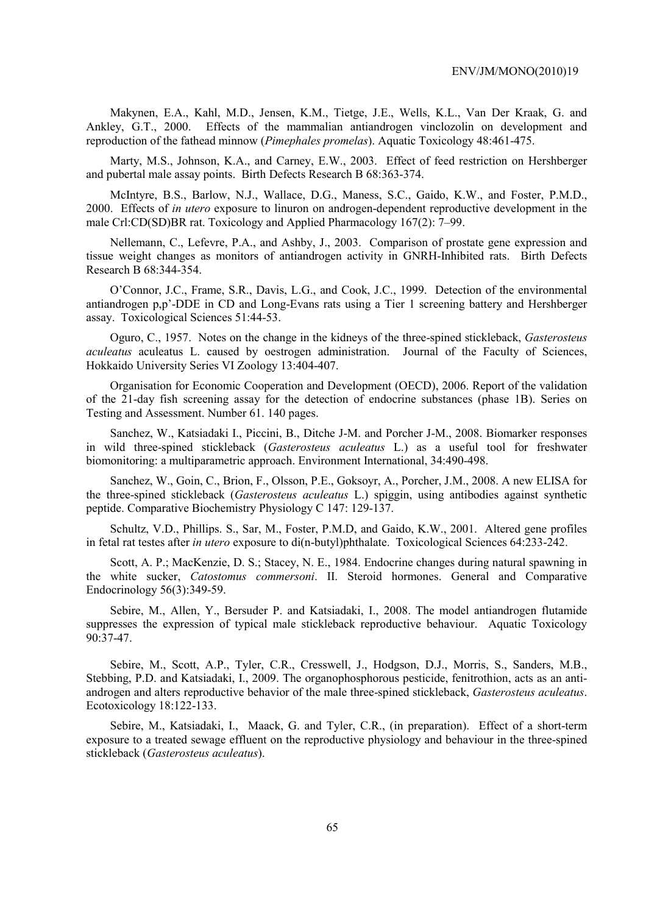Makynen, E.A., Kahl, M.D., Jensen, K.M., Tietge, J.E., Wells, K.L., Van Der Kraak, G. and Ankley, G.T., 2000. Effects of the mammalian antiandrogen vinclozolin on development and reproduction of the fathead minnow (*Pimephales promelas*). Aquatic Toxicology 48:461-475.

Marty, M.S., Johnson, K.A., and Carney, E.W., 2003. Effect of feed restriction on Hershberger and pubertal male assay points. Birth Defects Research B 68:363-374.

McIntyre, B.S., Barlow, N.J., Wallace, D.G., Maness, S.C., Gaido, K.W., and Foster, P.M.D., 2000. Effects of *in utero* exposure to linuron on androgen-dependent reproductive development in the male Crl:CD(SD)BR rat. Toxicology and Applied Pharmacology 167(2): 7–99.

Nellemann, C., Lefevre, P.A., and Ashby, J., 2003. Comparison of prostate gene expression and tissue weight changes as monitors of antiandrogen activity in GNRH-Inhibited rats. Birth Defects Research B 68:344-354.

O'Connor, J.C., Frame, S.R., Davis, L.G., and Cook, J.C., 1999. Detection of the environmental antiandrogen p,p'-DDE in CD and Long-Evans rats using a Tier 1 screening battery and Hershberger assay. Toxicological Sciences 51:44-53.

Oguro, C., 1957. Notes on the change in the kidneys of the three-spined stickleback, *Gasterosteus aculeatus* aculeatus L. caused by oestrogen administration. Journal of the Faculty of Sciences, Hokkaido University Series VI Zoology 13:404-407.

Organisation for Economic Cooperation and Development (OECD), 2006. Report of the validation of the 21-day fish screening assay for the detection of endocrine substances (phase 1B). Series on Testing and Assessment. Number 61. 140 pages.

Sanchez, W., Katsiadaki I., Piccini, B., Ditche J-M. and Porcher J-M., 2008. Biomarker responses in wild three-spined stickleback (*Gasterosteus aculeatus* L.) as a useful tool for freshwater biomonitoring: a multiparametric approach. Environment International, 34:490-498.

Sanchez, W., Goin, C., Brion, F., Olsson, P.E., Goksoyr, A., Porcher, J.M., 2008. A new ELISA for the three-spined stickleback (*Gasterosteus aculeatus* L.) spiggin, using antibodies against synthetic peptide. Comparative Biochemistry Physiology C 147: 129-137.

Schultz, V.D., Phillips. S., Sar, M., Foster, P.M.D, and Gaido, K.W., 2001. Altered gene profiles in fetal rat testes after *in utero* exposure to di(n-butyl)phthalate. Toxicological Sciences 64:233-242.

Scott, A. P.; MacKenzie, D. S.; Stacey, N. E., 1984. Endocrine changes during natural spawning in the white sucker, *Catostomus commersoni*. II. Steroid hormones. General and Comparative Endocrinology 56(3):349-59.

Sebire, M., Allen, Y., Bersuder P. and Katsiadaki, I., 2008. The model antiandrogen flutamide suppresses the expression of typical male stickleback reproductive behaviour. Aquatic Toxicology 90:37-47.

Sebire, M., Scott, A.P., Tyler, C.R., Cresswell, J., Hodgson, D.J., Morris, S., Sanders, M.B., Stebbing, P.D. and Katsiadaki, I., 2009. The organophosphorous pesticide, fenitrothion, acts as an anti-androgen and alters reproductive behavior of the male three-spined stickleback, *Gasterosteus aculeatus*. Ecotoxicology 18:122-133.

Sebire, M., Katsiadaki, I., Maack, G. and Tyler, C.R., (in preparation). Effect of a short-term exposure to a treated sewage effluent on the reproductive physiology and behaviour in the three-spined stickleback (*Gasterosteus aculeatus*).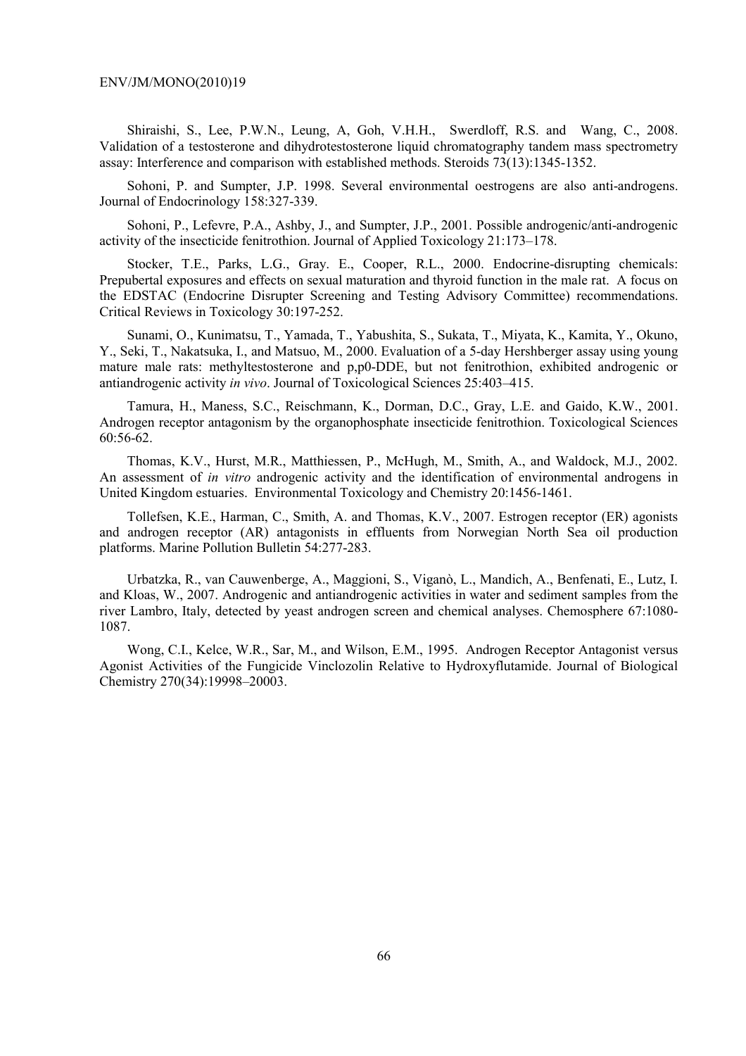Shiraishi, S., Lee, P.W.N., Leung, A, Goh, V.H.H., Swerdloff, R.S. and Wang, C., 2008. Validation of a testosterone and dihydrotestosterone liquid chromatography tandem mass spectrometry assay: Interference and comparison with established methods. Steroids 73(13):1345-1352.

Sohoni, P. and Sumpter, J.P. 1998. Several environmental oestrogens are also anti-androgens. Journal of Endocrinology 158:327-339.

Sohoni, P., Lefevre, P.A., Ashby, J., and Sumpter, J.P., 2001. Possible androgenic/anti-androgenic activity of the insecticide fenitrothion. Journal of Applied Toxicology 21:173–178.

Stocker, T.E., Parks, L.G., Gray. E., Cooper, R.L., 2000. Endocrine-disrupting chemicals: Prepubertal exposures and effects on sexual maturation and thyroid function in the male rat. A focus on the EDSTAC (Endocrine Disrupter Screening and Testing Advisory Committee) recommendations. Critical Reviews in Toxicology 30:197-252.

Sunami, O., Kunimatsu, T., Yamada, T., Yabushita, S., Sukata, T., Miyata, K., Kamita, Y., Okuno, Y., Seki, T., Nakatsuka, I., and Matsuo, M., 2000. Evaluation of a 5-day Hershberger assay using young mature male rats: methyltestosterone and p,p0-DDE, but not fenitrothion, exhibited androgenic or antiandrogenic activity *in vivo*. Journal of Toxicological Sciences 25:403–415.

Tamura, H., Maness, S.C., Reischmann, K., Dorman, D.C., Gray, L.E. and Gaido, K.W., 2001. Androgen receptor antagonism by the organophosphate insecticide fenitrothion. Toxicological Sciences 60:56-62.

Thomas, K.V., Hurst, M.R., Matthiessen, P., McHugh, M., Smith, A., and Waldock, M.J., 2002. An assessment of *in vitro* androgenic activity and the identification of environmental androgens in United Kingdom estuaries. Environmental Toxicology and Chemistry 20:1456-1461.

Tollefsen, K.E., Harman, C., Smith, A. and Thomas, K.V., 2007. Estrogen receptor (ER) agonists and androgen receptor (AR) antagonists in effluents from Norwegian North Sea oil production platforms. Marine Pollution Bulletin 54:277-283.

Urbatzka, R., van Cauwenberge, A., Maggioni, S., Viganò, L., Mandich, A., Benfenati, E., Lutz, I. and Kloas, W., 2007. Androgenic and antiandrogenic activities in water and sediment samples from the river Lambro, Italy, detected by yeast androgen screen and chemical analyses. Chemosphere 67:1080-1087.

Wong, C.I., Kelce, W.R., Sar, M., and Wilson, E.M., 1995. Androgen Receptor Antagonist versus Agonist Activities of the Fungicide Vinclozolin Relative to Hydroxyflutamide. Journal of Biological Chemistry 270(34):19998–20003.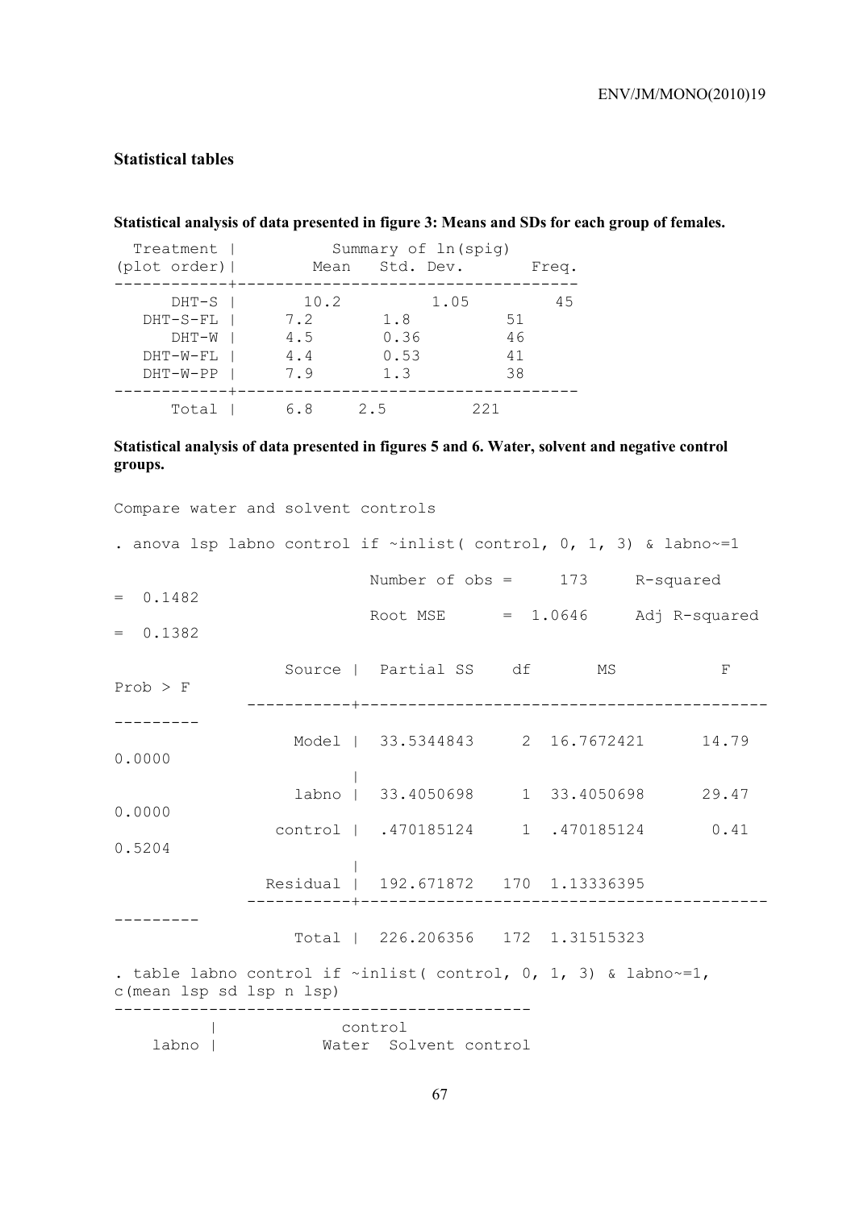### Statistical tables

**Statistical analysis of data presented in figure 3: Means and SDs for each group of females.**

```
  Treatment |          Summary of ln(spig)
(plot order)|        Mean   Std. Dev.       Freq.
------------+------------------------------------
      DHT-S |       10.2         1.05         45
   DHT-S-FL |     7.2       1.8          51
      DHT-W |     4.5       0.36         46
   DHT-W-FL |     4.4       0.53         41
   DHT-W-PP |     7.9       1.3          38
------------+------------------------------------
      Total |     6.8     2.5         221
```

**Statistical analysis of data presented in figures 5 and 6. Water, solvent and negative control groups.**

```
Compare water and solvent controls

. anova lsp labno control if ~inlist( control, 0, 1, 3) & labno~=1

                           Number of obs =     173     R-squared
=  0.1482
                           Root MSE      =  1.0646     Adj R-squared
=  0.1382

                  Source |  Partial SS    df       MS           F
Prob > F
              -----------+-------------------------------------------
---------
                   Model |  33.5344843     2  16.7672421      14.79
0.0000
                         |
                   labno |  33.4050698     1  33.4050698      29.47
0.0000
                 control |  .470185124     1  .470185124       0.41
0.5204
                         |
                Residual |  192.671872   170  1.13336395
              -----------+-------------------------------------------
---------
                   Total |  226.206356   172  1.31515323

. table labno control if ~inlist( control, 0, 1, 3) & labno~=1,
c(mean lsp sd lsp n lsp)
--------------------------------------------
          |             control
    labno |           Water  Solvent control
```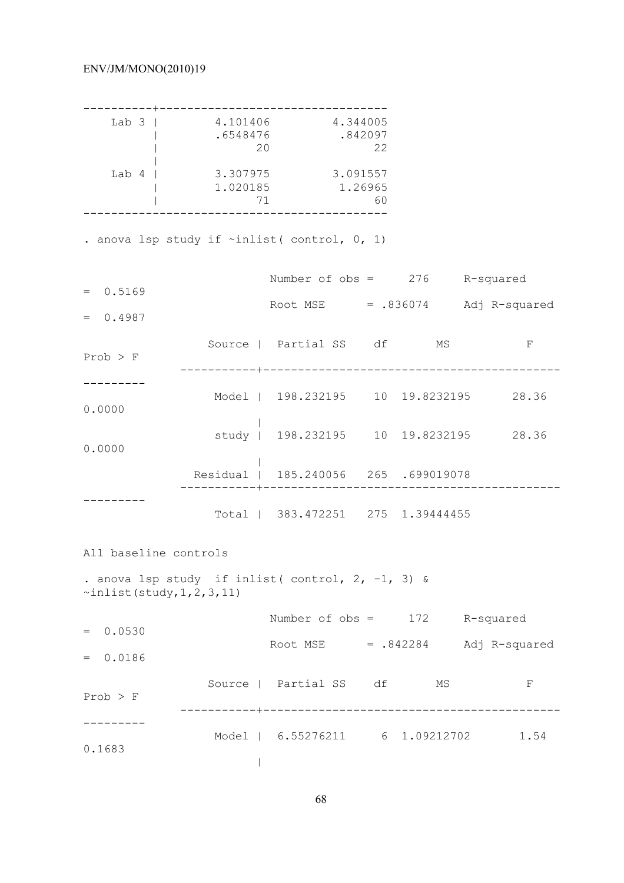```
----------+---------------------------------
    Lab 3 |       4.101406        4.344005
          |       .6548476         .842097
          |             20              22
          |
    Lab 4 |       3.307975        3.091557
          |       1.020185         1.26965
          |             71              60
--------------------------------------------
```

```
. anova lsp study if ~inlist( control, 0, 1)

                           Number of obs =     276     R-squared     =  0.5169
                           Root MSE      = .836074     Adj R-squared =  0.4987

                  Source |  Partial SS    df       MS           F     Prob > F
              -----------+----------------------------------------------------
                   Model |  198.232195    10  19.8232195      28.36     0.0000
                         |
                   study |  198.232195    10  19.8232195      28.36     0.0000
                         |
                Residual |  185.240056   265  .699019078
              -----------+----------------------------------------------------
                   Total |  383.472251   275  1.39444455
```

All baseline controls

```
. anova lsp study  if inlist( control, 2, -1, 3) & ~inlist(study,1,2,3,11)

                           Number of obs =     172     R-squared     =  0.0530
                           Root MSE      = .842284     Adj R-squared =  0.0186

                  Source |  Partial SS    df       MS           F     Prob > F
              -----------+----------------------------------------------------
                   Model |  6.55276211     6  1.09212702       1.54     0.1683
                         |
```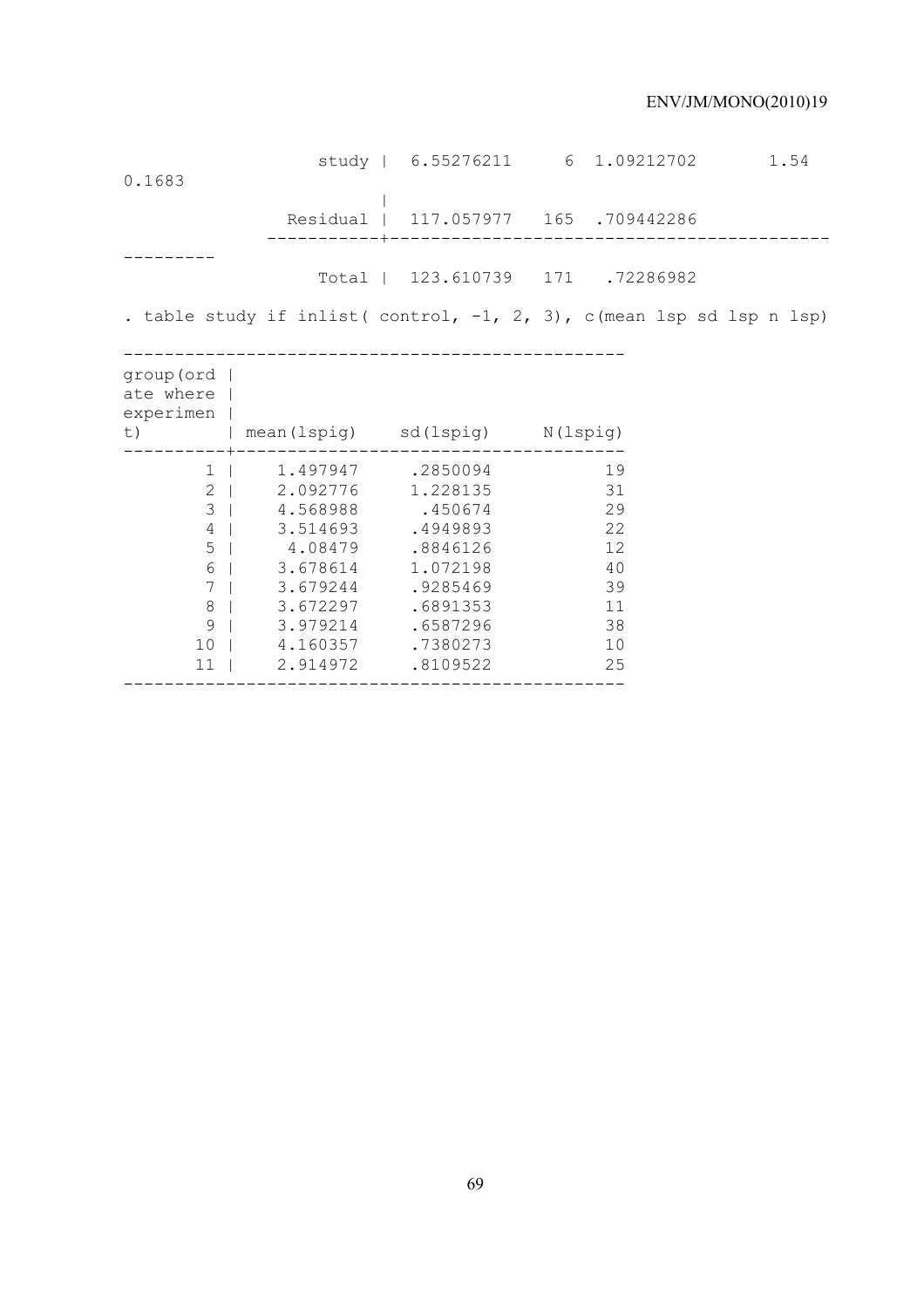```
                 study |  6.55276211     6  1.09212702       1.54
0.1683
                       |
              Residual |  117.057977   165  .709442286
           -----------+------------------------------------------
---------
                 Total |  123.610739   171   .72286982

. table study if inlist( control, -1, 2, 3), c(mean lsp sd lsp n lsp)

-------------------------------------------------
group(ord |
ate where |
experimen |
t)        | mean(lspig)    sd(lspig)     N(lspig)
----------+--------------------------------------
        1 |    1.497947     .2850094           19
        2 |    2.092776     1.228135           31
        3 |    4.568988      .450674           29
        4 |    3.514693     .4949893           22
        5 |     4.08479     .8846126           12
        6 |    3.678614     1.072198           40
        7 |    3.679244     .9285469           39
        8 |    3.672297     .6891353           11
        9 |    3.979214     .6587296           38
       10 |    4.160357     .7380273           10
       11 |    2.914972     .8109522           25
-------------------------------------------------
```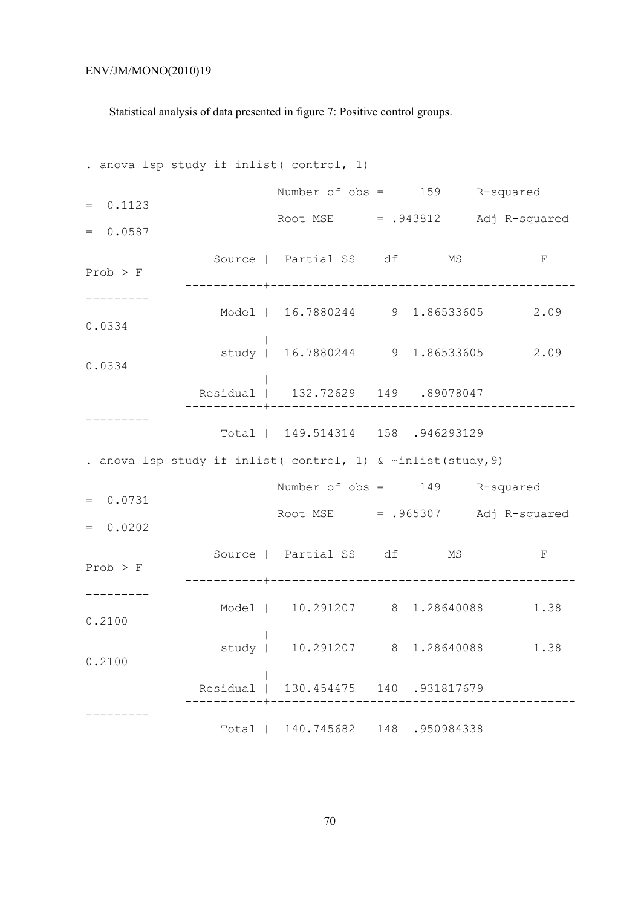Statistical analysis of data presented in figure 7: Positive control groups.

```
. anova lsp study if inlist( control, 1)

                           Number of obs =     159     R-squared     =  0.1123
                           Root MSE      = .943812     Adj R-squared =  0.0587

                  Source |  Partial SS    df       MS           F     Prob > F
              -----------+----------------------------------------------------
                   Model |  16.7880244     9  1.86533605       2.09     0.0334
                         |
                   study |  16.7880244     9  1.86533605       2.09     0.0334
                         |
                Residual |   132.72629   149   .89078047
              -----------+----------------------------------------------------
                   Total |  149.514314   158  .946293129

. anova lsp study if inlist( control, 1) & ~inlist(study,9)

                           Number of obs =     149     R-squared     =  0.0731
                           Root MSE      = .965307     Adj R-squared =  0.0202

                  Source |  Partial SS    df       MS           F     Prob > F
              -----------+----------------------------------------------------
                   Model |   10.291207     8  1.28640088       1.38     0.2100
                         |
                   study |   10.291207     8  1.28640088       1.38     0.2100
                         |
                Residual |  130.454475   140  .931817679
              -----------+----------------------------------------------------
                   Total |  140.745682   148  .950984338
```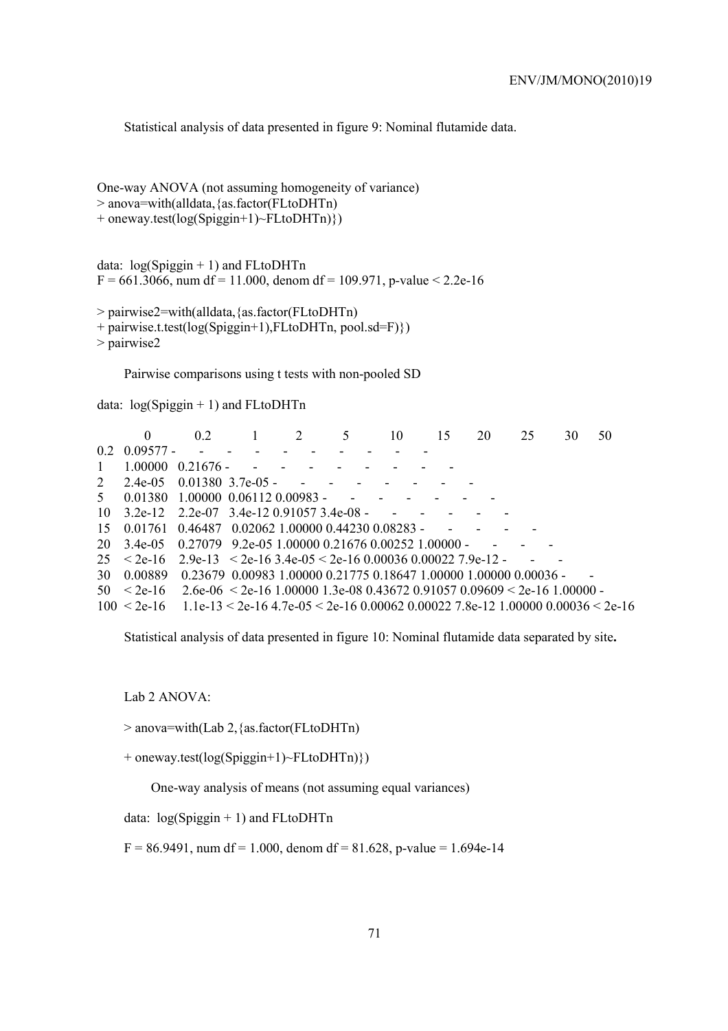Statistical analysis of data presented in figure 9: Nominal flutamide data.

One-way ANOVA (not assuming homogeneity of variance)

```
> anova=with(alldata,{as.factor(FLtoDHTn)
+ oneway.test(log(Spiggin+1)~FLtoDHTn)})
```

```
data:  log(Spiggin + 1) and FLtoDHTn
F = 661.3066, num df = 11.000, denom df = 109.971, p-value < 2.2e-16
```

```
> pairwise2=with(alldata,{as.factor(FLtoDHTn)
+ pairwise.t.test(log(Spiggin+1),FLtoDHTn, pool.sd=F)})
> pairwise2
```

Pairwise comparisons using t tests with non-pooled SD

data: log(Spiggin + 1) and FLtoDHTn

| | 0 | 0.2 | 1 | 2 | 5 | 10 | 15 | 20 | 25 | 30 | 50 |
|---|---|---|---|---|---|---|---|---|---|---|---|
| 0.2 | 0.09577 | - | - | - | - | - | - | - | - | - | - |
| 1 | 1.00000 | 0.21676 | - | - | - | - | - | - | - | - | - |
| 2 | 2.4e-05 | 0.01380 | 3.7e-05 | - | - | - | - | - | - | - | - |
| 5 | 0.01380 | 1.00000 | 0.06112 | 0.00983 | - | - | - | - | - | - | - |
| 10 | 3.2e-12 | 2.2e-07 | 3.4e-12 | 0.91057 | 3.4e-08 | - | - | - | - | - | - |
| 15 | 0.01761 | 0.46487 | 0.02062 | 1.00000 | 0.44230 | 0.08283 | - | - | - | - | - |
| 20 | 3.4e-05 | 0.27079 | 9.2e-05 | 1.00000 | 0.21676 | 0.00252 | 1.00000 | - | - | - | - |
| 25 | < 2e-16 | 2.9e-13 | < 2e-16 | 3.4e-05 | < 2e-16 | 0.00036 | 0.00022 | 7.9e-12 | - | - | - |
| 30 | 0.00889 | 0.23679 | 0.00983 | 1.00000 | 0.21775 | 0.18647 | 1.00000 | 1.00000 | 0.00036 | - | - |
| 50 | < 2e-16 | 2.6e-06 | < 2e-16 | 1.00000 | 1.3e-08 | 0.43672 | 0.91057 | 0.09609 | < 2e-16 | 1.00000 | - |
| 100 | < 2e-16 | 1.1e-13 | < 2e-16 | 4.7e-05 | < 2e-16 | 0.00062 | 0.00022 | 7.8e-12 | 1.00000 | 0.00036 | < 2e-16 |

Statistical analysis of data presented in figure 10: Nominal flutamide data separated by site**.**

Lab 2 ANOVA:

```
> anova=with(Lab 2,{as.factor(FLtoDHTn)
+ oneway.test(log(Spiggin+1)~FLtoDHTn)})
```

One-way analysis of means (not assuming equal variances)

```
data:  log(Spiggin + 1) and FLtoDHTn
F = 86.9491, num df = 1.000, denom df = 81.628, p-value = 1.694e-14
```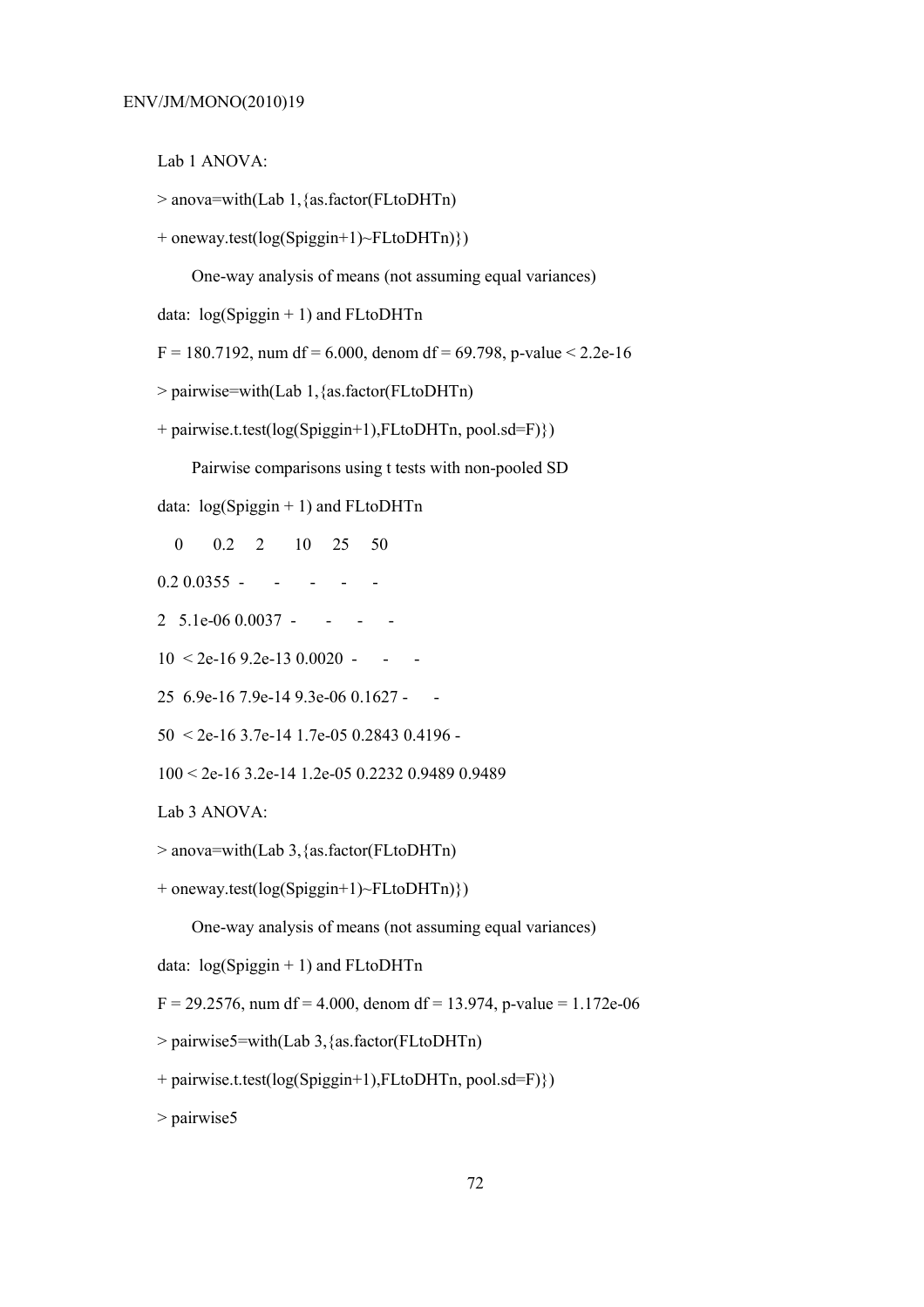Lab 1 ANOVA:

```
> anova=with(Lab 1,{as.factor(FLtoDHTn)
+ oneway.test(log(Spiggin+1)~FLtoDHTn)})

      One-way analysis of means (not assuming equal variances)

data:  log(Spiggin + 1) and FLtoDHTn

F = 180.7192, num df = 6.000, denom df = 69.798, p-value < 2.2e-16

> pairwise=with(Lab 1,{as.factor(FLtoDHTn)
+ pairwise.t.test(log(Spiggin+1),FLtoDHTn, pool.sd=F)})

      Pairwise comparisons using t tests with non-pooled SD

data:  log(Spiggin + 1) and FLtoDHTn

    0       0.2     2       10     25     50
0.2 0.0355  -       -       -      -      -
2   5.1e-06 0.0037  -       -      -      -
10  < 2e-16 9.2e-13 0.0020  -      -      -
25  6.9e-16 7.9e-14 9.3e-06 0.1627 -      -
50  < 2e-16 3.7e-14 1.7e-05 0.2843 0.4196 -
100 < 2e-16 3.2e-14 1.2e-05 0.2232 0.9489 0.9489
```

Lab 3 ANOVA:

```
> anova=with(Lab 3,{as.factor(FLtoDHTn)
+ oneway.test(log(Spiggin+1)~FLtoDHTn)})

      One-way analysis of means (not assuming equal variances)

data:  log(Spiggin + 1) and FLtoDHTn

F = 29.2576, num df = 4.000, denom df = 13.974, p-value = 1.172e-06

> pairwise5=with(Lab 3,{as.factor(FLtoDHTn)
+ pairwise.t.test(log(Spiggin+1),FLtoDHTn, pool.sd=F)})

> pairwise5
```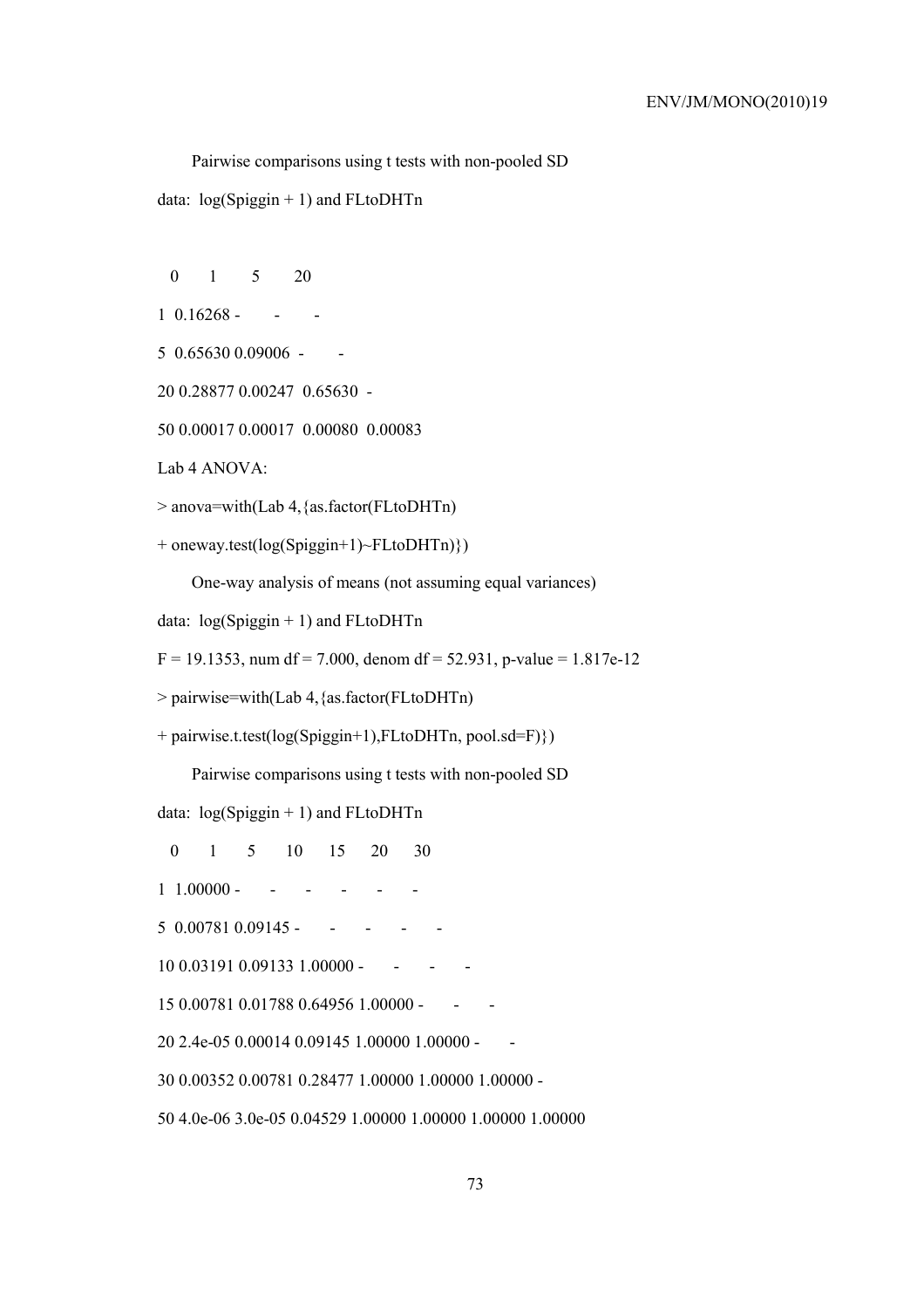Pairwise comparisons using t tests with non-pooled SD

data: log(Spiggin + 1) and FLtoDHTn

```
   0       1       5       20
1  0.16268 -       -       -
5  0.65630 0.09006 -       -
20 0.28877 0.00247 0.65630 -
50 0.00017 0.00017 0.00080 0.00083
```

Lab 4 ANOVA:

```
> anova=with(Lab 4,{as.factor(FLtoDHTn)
+ oneway.test(log(Spiggin+1)~FLtoDHTn)})
```

One-way analysis of means (not assuming equal variances)

data: log(Spiggin + 1) and FLtoDHTn

F = 19.1353, num df = 7.000, denom df = 52.931, p-value = 1.817e-12

```
> pairwise=with(Lab 4,{as.factor(FLtoDHTn)
+ pairwise.t.test(log(Spiggin+1),FLtoDHTn, pool.sd=F)})
```

Pairwise comparisons using t tests with non-pooled SD

data: log(Spiggin + 1) and FLtoDHTn

```
   0       1       5       10      15      20      30
1  1.00000 -       -       -       -       -       -
5  0.00781 0.09145 -       -       -       -       -
10 0.03191 0.09133 1.00000 -       -       -       -
15 0.00781 0.01788 0.64956 1.00000 -       -       -
20 2.4e-05 0.00014 0.09145 1.00000 1.00000 -       -
30 0.00352 0.00781 0.28477 1.00000 1.00000 1.00000 -
50 4.0e-06 3.0e-05 0.04529 1.00000 1.00000 1.00000 1.00000
```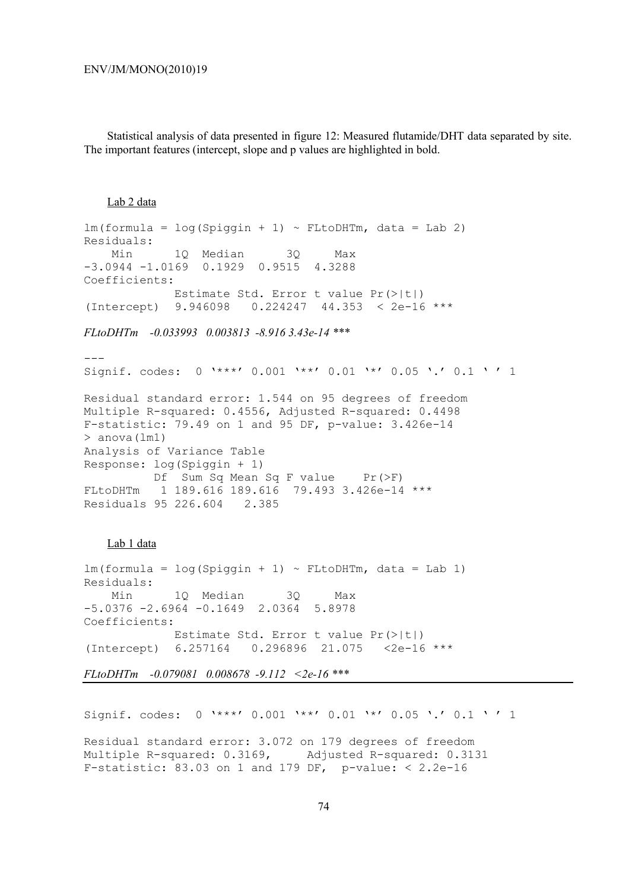Statistical analysis of data presented in figure 12: Measured flutamide/DHT data separated by site. The important features (intercept, slope and p values are highlighted in bold.

Lab 2 data

```
lm(formula = log(Spiggin + 1) ~ FLtoDHTm, data = Lab 2)
Residuals:
    Min      1Q  Median      3Q     Max
-3.0944 -1.0169  0.1929  0.9515  4.3288
Coefficients:
             Estimate Std. Error t value Pr(>|t|)
(Intercept)  9.946098   0.224247  44.353  < 2e-16 ***
```

*FLtoDHTm -0.033993 0.003813 -8.916 3.43e-14 \*\*\**

```
---
Signif. codes:  0 '***' 0.001 '**' 0.01 '*' 0.05 '.' 0.1 ' ' 1

Residual standard error: 1.544 on 95 degrees of freedom
Multiple R-squared: 0.4556, Adjusted R-squared: 0.4498
F-statistic: 79.49 on 1 and 95 DF, p-value: 3.426e-14
> anova(lm1)
Analysis of Variance Table
Response: log(Spiggin + 1)
          Df  Sum Sq Mean Sq F value    Pr(>F)
FLtoDHTm   1 189.616 189.616  79.493 3.426e-14 ***
Residuals 95 226.604   2.385
```

Lab 1 data

```
lm(formula = log(Spiggin + 1) ~ FLtoDHTm, data = Lab 1)
Residuals:
    Min      1Q  Median      3Q     Max
-5.0376 -2.6964 -0.1649  2.0364  5.8978
Coefficients:
             Estimate Std. Error t value Pr(>|t|)
(Intercept)  6.257164   0.296896  21.075   <2e-16 ***
```

*FLtoDHTm -0.079081 0.008678 -9.112 <2e-16 \*\*\**

```
Signif. codes:  0 '***' 0.001 '**' 0.01 '*' 0.05 '.' 0.1 ' ' 1

Residual standard error: 3.072 on 179 degrees of freedom
Multiple R-squared: 0.3169,     Adjusted R-squared: 0.3131
F-statistic: 83.03 on 1 and 179 DF,  p-value: < 2.2e-16
```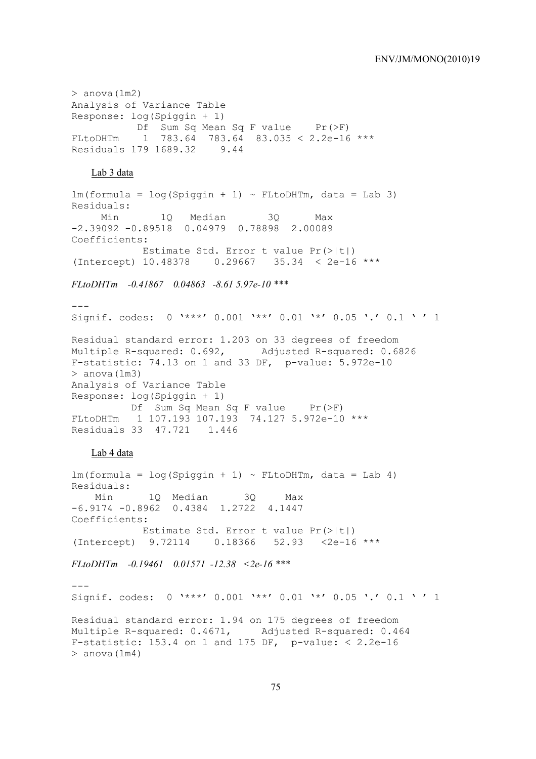```
> anova(lm2)
Analysis of Variance Table
Response: log(Spiggin + 1)
           Df  Sum Sq Mean Sq F value    Pr(>F)
FLtoDHTm    1  783.64  783.64  83.035 < 2.2e-16 ***
Residuals 179 1689.32    9.44
```

Lab 3 data

```
lm(formula = log(Spiggin + 1) ~ FLtoDHTm, data = Lab 3)
Residuals:
     Min       1Q   Median       3Q      Max
-2.39092 -0.89518  0.04979  0.78898  2.00089
Coefficients:
            Estimate Std. Error t value Pr(>|t|)
(Intercept) 10.48378    0.29667   35.34  < 2e-16 ***
```

*FLtoDHTm -0.41867 0.04863 -8.61 5.97e-10 \*\*\**

```
---
Signif. codes:  0 '***' 0.001 '**' 0.01 '*' 0.05 '.' 0.1 ' ' 1

Residual standard error: 1.203 on 33 degrees of freedom
Multiple R-squared: 0.692,      Adjusted R-squared: 0.6826
F-statistic: 74.13 on 1 and 33 DF,  p-value: 5.972e-10
> anova(lm3)
Analysis of Variance Table
Response: log(Spiggin + 1)
          Df  Sum Sq Mean Sq F value    Pr(>F)
FLtoDHTm   1 107.193 107.193  74.127 5.972e-10 ***
Residuals 33  47.721   1.446
```

Lab 4 data

```
lm(formula = log(Spiggin + 1) ~ FLtoDHTm, data = Lab 4)
Residuals:
    Min      1Q  Median      3Q     Max
-6.9174 -0.8962  0.4384  1.2722  4.1447
Coefficients:
            Estimate Std. Error t value Pr(>|t|)
(Intercept)  9.72114    0.18366   52.93   <2e-16 ***
```

*FLtoDHTm -0.19461 0.01571 -12.38 <2e-16 \*\*\**

```
---
Signif. codes:  0 '***' 0.001 '**' 0.01 '*' 0.05 '.' 0.1 ' ' 1

Residual standard error: 1.94 on 175 degrees of freedom
Multiple R-squared: 0.4671,     Adjusted R-squared: 0.464
F-statistic: 153.4 on 1 and 175 DF,  p-value: < 2.2e-16
> anova(lm4)
```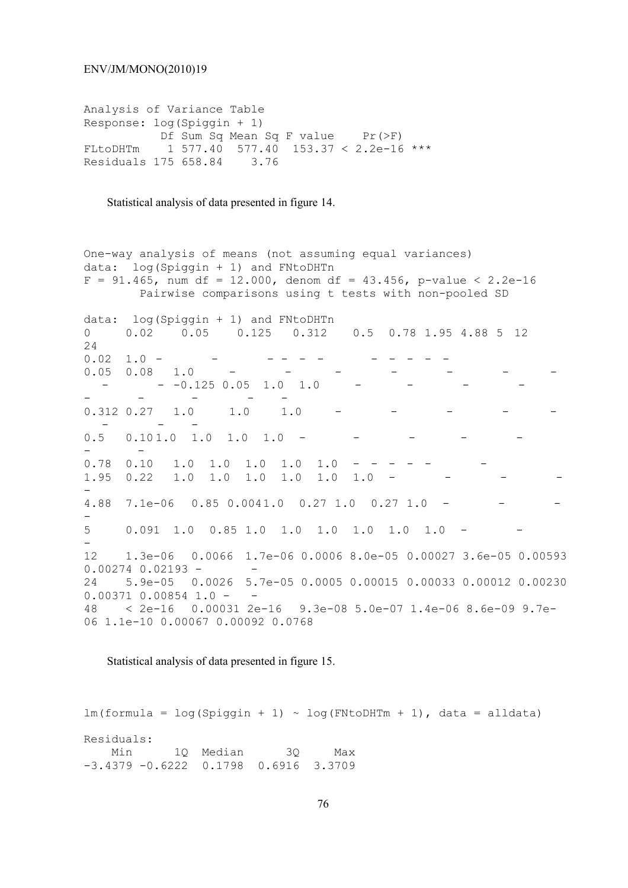```
Analysis of Variance Table
Response: log(Spiggin + 1)
           Df Sum Sq Mean Sq F value    Pr(>F)
FLtoDHTm    1 577.40  577.40  153.37 < 2.2e-16 ***
Residuals 175 658.84    3.76
```

Statistical analysis of data presented in figure 14.

```
One-way analysis of means (not assuming equal variances)
data:  log(Spiggin + 1) and FNtoDHTn
F = 91.465, num df = 12.000, denom df = 43.456, p-value < 2.2e-16
        Pairwise comparisons using t tests with non-pooled SD

data:  log(Spiggin + 1) and FNtoDHTn
0     0.02    0.05    0.125   0.312    0.5  0.78 1.95 4.88 5  12
24
0.02  1.0 -        -        - - - -        - - - - -
0.05  0.08   1.0      -        -       -        -       -       -      -
  -       - -0.125 0.05  1.0  1.0      -       -       -       -
-     -       -       -   -
0.312 0.27   1.0     1.0     1.0     -       -       -       -      -
  -       -   -
0.5   0.101.0  1.0  1.0  1.0  -       -       -       -       -
-     -
0.78  0.10   1.0  1.0  1.0  1.0  1.0  - - - - -       -
1.95  0.22   1.0  1.0  1.0  1.0  1.0  1.0  -       -       -       -
-
4.88  7.1e-06   0.85 0.0041.0  0.27 1.0  0.27 1.0  -       -       -
-
5     0.091  1.0  0.85 1.0  1.0  1.0  1.0  1.0  1.0  -       -
-
12    1.3e-06   0.0066  1.7e-06 0.0006 8.0e-05 0.00027 3.6e-05 0.00593
0.00274 0.02193 -       -
24    5.9e-05   0.0026  5.7e-05 0.0005 0.00015 0.00033 0.00012 0.00230
0.00371 0.00854 1.0 -   -
48    < 2e-16   0.00031 2e-16   9.3e-08 5.0e-07 1.4e-06 8.6e-09 9.7e-
06 1.1e-10 0.00067 0.00092 0.0768
```

Statistical analysis of data presented in figure 15.

```
lm(formula = log(Spiggin + 1) ~ log(FNtoDHTm + 1), data = alldata)

Residuals:
    Min      1Q  Median      3Q     Max
-3.4379 -0.6222  0.1798  0.6916  3.3709
```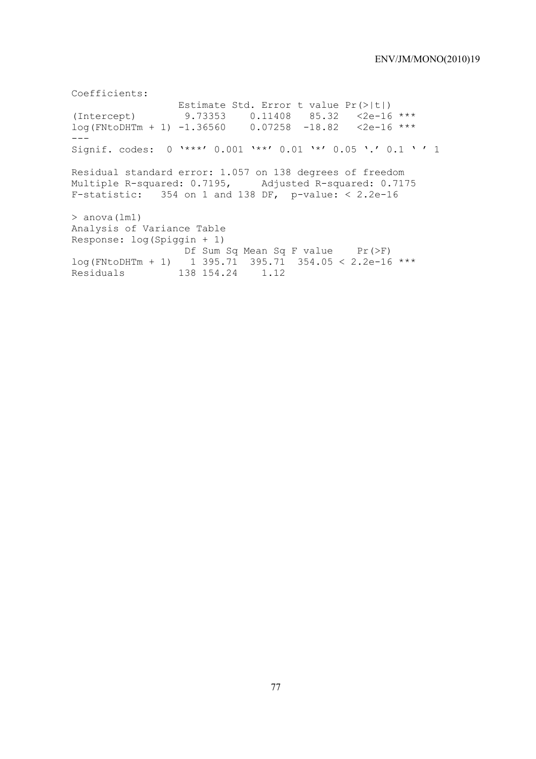```
Coefficients:
                  Estimate Std. Error t value Pr(>|t|)    
(Intercept)        9.73353    0.11408   85.32   <2e-16 ***
log(FNtoDHTm + 1) -1.36560    0.07258  -18.82   <2e-16 ***
---
Signif. codes:  0 '***' 0.001 '**' 0.01 '*' 0.05 '.' 0.1 ' ' 1 

Residual standard error: 1.057 on 138 degrees of freedom
Multiple R-squared: 0.7195,     Adjusted R-squared: 0.7175 
F-statistic:   354 on 1 and 138 DF,  p-value: < 2.2e-16 

> anova(lm1)
Analysis of Variance Table
Response: log(Spiggin + 1)
                   Df Sum Sq Mean Sq F value    Pr(>F)    
log(FNtoDHTm + 1)   1 395.71  395.71  354.05 < 2.2e-16 ***
Residuals         138 154.24    1.12                      
```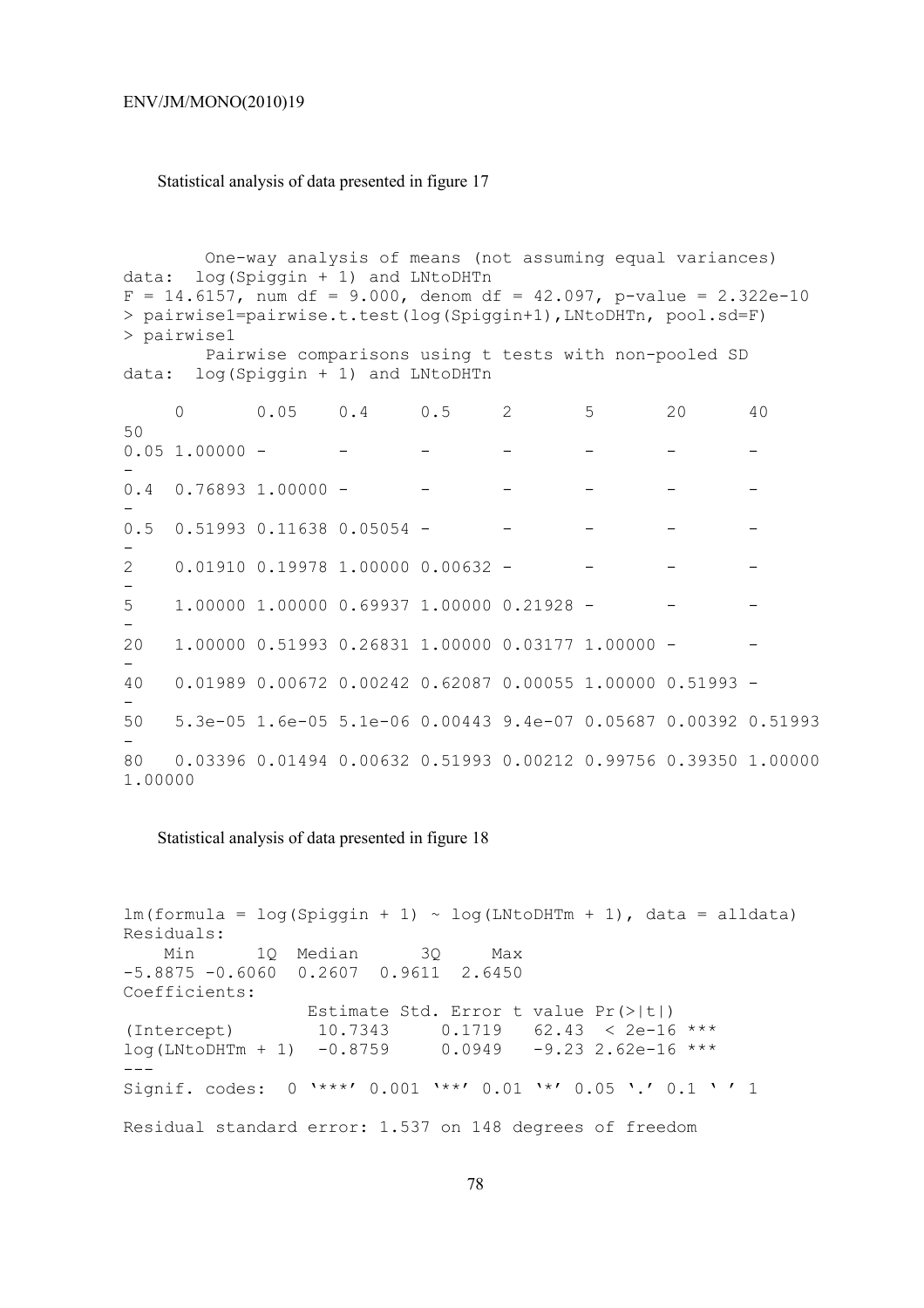Statistical analysis of data presented in figure 17

```
        One-way analysis of means (not assuming equal variances)
data:  log(Spiggin + 1) and LNtoDHTn
F = 14.6157, num df = 9.000, denom df = 42.097, p-value = 2.322e-10
> pairwise1=pairwise.t.test(log(Spiggin+1),LNtoDHTn, pool.sd=F)
> pairwise1
        Pairwise comparisons using t tests with non-pooled SD
data:  log(Spiggin + 1) and LNtoDHTn

     0       0.05    0.4     0.5     2       5       20      40      
50
0.05 1.00000 -       -       -       -       -       -       -       
-
0.4  0.76893 1.00000 -       -       -       -       -       -       
-
0.5  0.51993 0.11638 0.05054 -       -       -       -       -       
-
2    0.01910 0.19978 1.00000 0.00632 -       -       -       -       
-
5    1.00000 1.00000 0.69937 1.00000 0.21928 -       -       -       
-
20   1.00000 0.51993 0.26831 1.00000 0.03177 1.00000 -       -       
-
40   0.01989 0.00672 0.00242 0.62087 0.00055 1.00000 0.51993 -       
-
50   5.3e-05 1.6e-05 5.1e-06 0.00443 9.4e-07 0.05687 0.00392 0.51993 
-
80   0.03396 0.01494 0.00632 0.51993 0.00212 0.99756 0.39350 1.00000 
1.00000
```

Statistical analysis of data presented in figure 18

```
lm(formula = log(Spiggin + 1) ~ log(LNtoDHTm + 1), data = alldata)
Residuals:
    Min      1Q  Median      3Q     Max 
-5.8875 -0.6060  0.2607  0.9611  2.6450 
Coefficients:
                  Estimate Std. Error t value Pr(>|t|)    
(Intercept)        10.7343     0.1719   62.43  < 2e-16 ***
log(LNtoDHTm + 1)  -0.8759     0.0949   -9.23 2.62e-16 ***
---
Signif. codes:  0 '***' 0.001 '**' 0.01 '*' 0.05 '.' 0.1 ' ' 1

Residual standard error: 1.537 on 148 degrees of freedom
```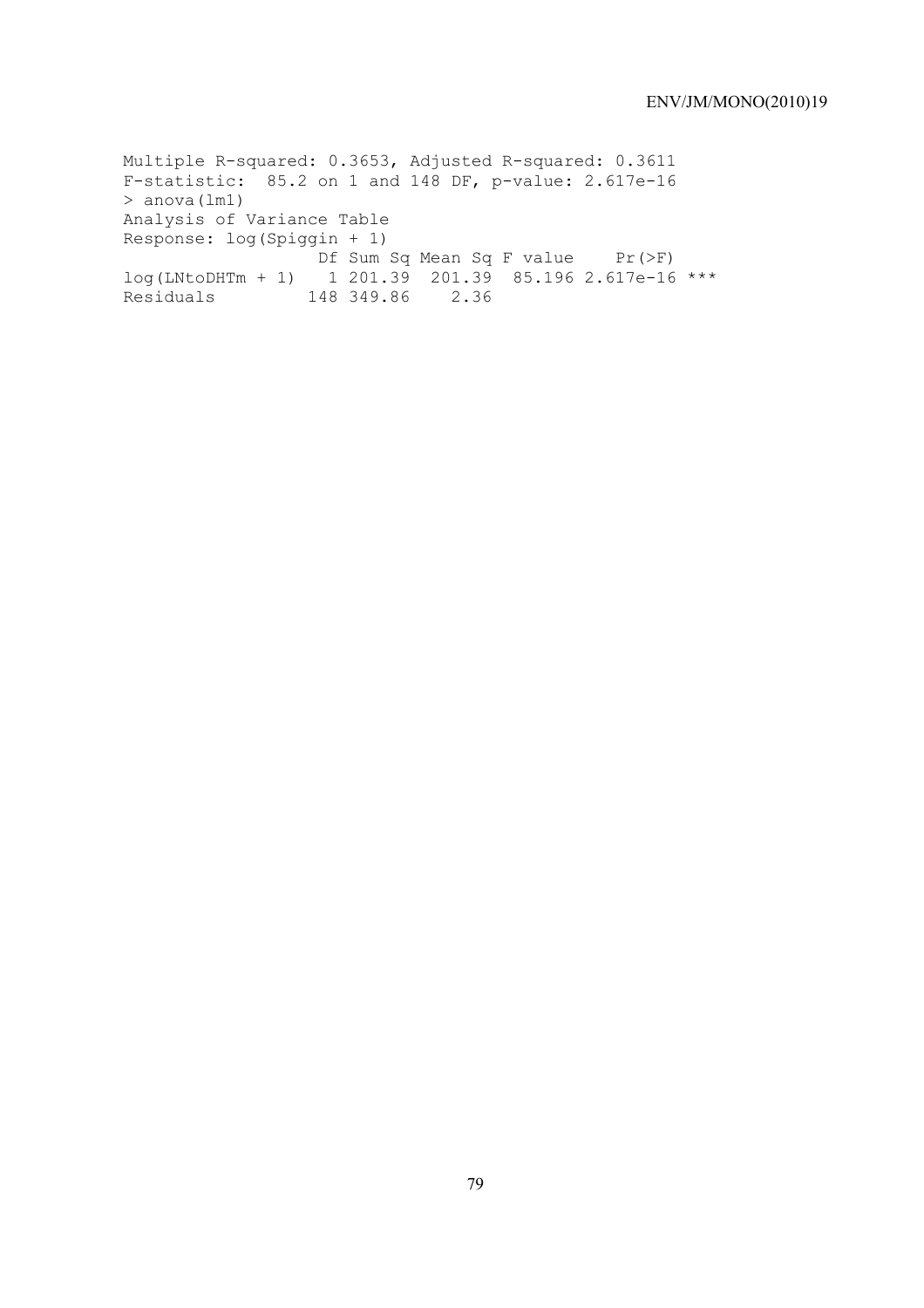```
Multiple R-squared: 0.3653, Adjusted R-squared: 0.3611
F-statistic:  85.2 on 1 and 148 DF, p-value: 2.617e-16
> anova(lm1)
Analysis of Variance Table
Response: log(Spiggin + 1)
                 Df Sum Sq Mean Sq F value    Pr(>F)
log(LNtoDHTm + 1)   1 201.39  201.39  85.196 2.617e-16 ***
Residuals         148 349.86    2.36
```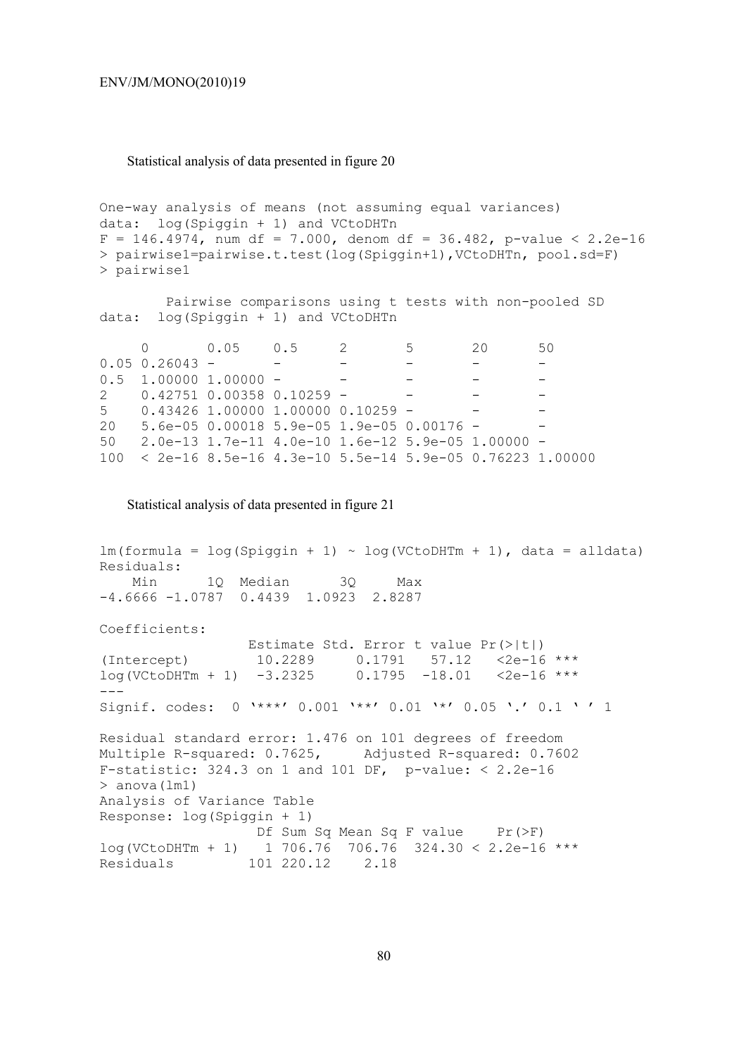Statistical analysis of data presented in figure 20

```
One-way analysis of means (not assuming equal variances)
data:  log(Spiggin + 1) and VCtoDHTn
F = 146.4974, num df = 7.000, denom df = 36.482, p-value < 2.2e-16
> pairwise1=pairwise.t.test(log(Spiggin+1),VCtoDHTn, pool.sd=F)
> pairwise1

        Pairwise comparisons using t tests with non-pooled SD
data:  log(Spiggin + 1) and VCtoDHTn

     0       0.05    0.5     2       5       20      50
0.05 0.26043 -       -       -       -       -       -
0.5  1.00000 1.00000 -       -       -       -       -
2    0.42751 0.00358 0.10259 -       -       -       -
5    0.43426 1.00000 1.00000 0.10259 -       -       -
20   5.6e-05 0.00018 5.9e-05 1.9e-05 0.00176 -       -
50   2.0e-13 1.7e-11 4.0e-10 1.6e-12 5.9e-05 1.00000 -
100  < 2e-16 8.5e-16 4.3e-10 5.5e-14 5.9e-05 0.76223 1.00000
```

Statistical analysis of data presented in figure 21

```
lm(formula = log(Spiggin + 1) ~ log(VCtoDHTm + 1), data = alldata)
Residuals:
    Min      1Q  Median      3Q     Max
-4.6666 -1.0787  0.4439  1.0923  2.8287

Coefficients:
                  Estimate Std. Error t value Pr(>|t|)
(Intercept)        10.2289     0.1791   57.12   <2e-16 ***
log(VCtoDHTm + 1)  -3.2325     0.1795  -18.01   <2e-16 ***
---
Signif. codes:  0 '***' 0.001 '**' 0.01 '*' 0.05 '.' 0.1 ' ' 1

Residual standard error: 1.476 on 101 degrees of freedom
Multiple R-squared: 0.7625,     Adjusted R-squared: 0.7602
F-statistic: 324.3 on 1 and 101 DF,  p-value: < 2.2e-16
> anova(lm1)
Analysis of Variance Table
Response: log(Spiggin + 1)
                   Df Sum Sq Mean Sq F value    Pr(>F)
log(VCtoDHTm + 1)   1 706.76  706.76  324.30 < 2.2e-16 ***
Residuals         101 220.12    2.18
```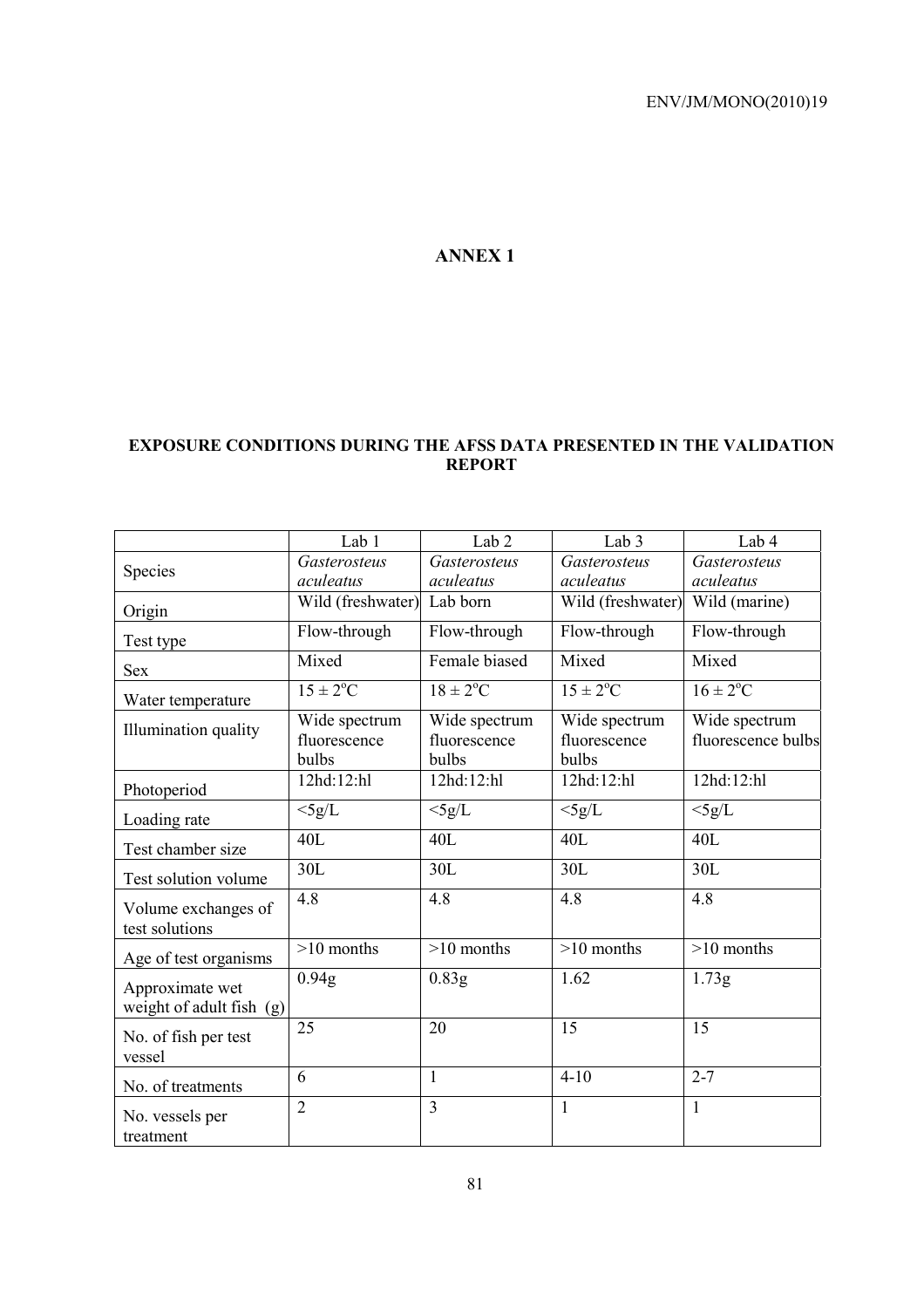# ANNEX 1

## EXPOSURE CONDITIONS DURING THE AFSS DATA PRESENTED IN THE VALIDATION REPORT

| | Lab 1 | Lab 2 | Lab 3 | Lab 4 |
|---|---|---|---|---|
| Species | *Gasterosteus aculeatus* | *Gasterosteus aculeatus* | *Gasterosteus aculeatus* | *Gasterosteus aculeatus* |
| Origin | Wild (freshwater) | Lab born | Wild (freshwater) | Wild (marine) |
| Test type | Flow-through | Flow-through | Flow-through | Flow-through |
| Sex | Mixed | Female biased | Mixed | Mixed |
| Water temperature | 15 ± 2°C | 18 ± 2°C | 15 ± 2°C | 16 ± 2°C |
| Illumination quality | Wide spectrum fluorescence bulbs | Wide spectrum fluorescence bulbs | Wide spectrum fluorescence bulbs | Wide spectrum fluorescence bulbs |
| Photoperiod | 12hd:12:hl | 12hd:12:hl | 12hd:12:hl | 12hd:12:hl |
| Loading rate | <5g/L | <5g/L | <5g/L | <5g/L |
| Test chamber size | 40L | 40L | 40L | 40L |
| Test solution volume | 30L | 30L | 30L | 30L |
| Volume exchanges of test solutions | 4.8 | 4.8 | 4.8 | 4.8 |
| Age of test organisms | >10 months | >10 months | >10 months | >10 months |
| Approximate wet weight of adult fish (g) | 0.94g | 0.83g | 1.62 | 1.73g |
| No. of fish per test vessel | 25 | 20 | 15 | 15 |
| No. of treatments | 6 | 1 | 4-10 | 2-7 |
| No. vessels per treatment | 2 | 3 | 1 | 1 |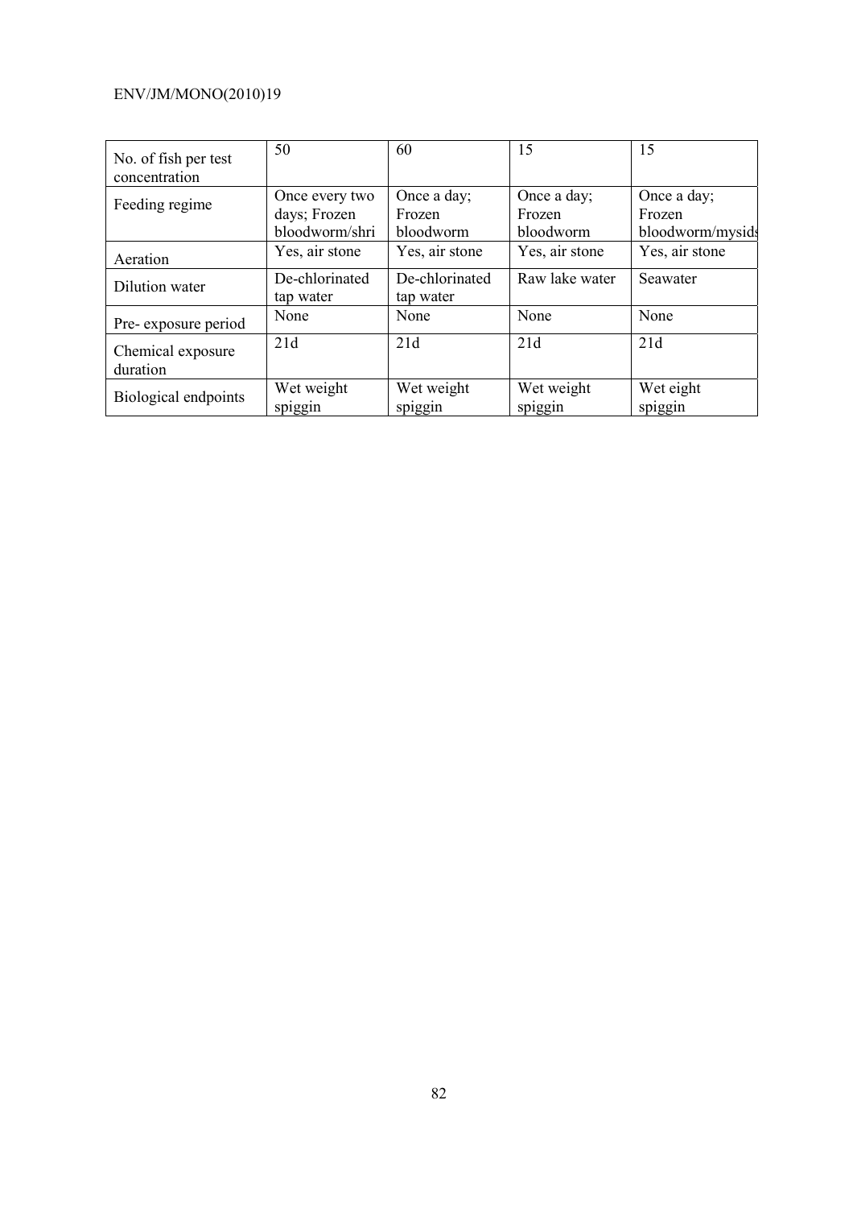| No. of fish per test concentration | 50 | 60 | 15 | 15 |
|---|---|---|---|---|
| Feeding regime | Once every two days; Frozen bloodworm/shri | Once a day; Frozen bloodworm | Once a day; Frozen bloodworm | Once a day; Frozen bloodworm/mysids |
| Aeration | Yes, air stone | Yes, air stone | Yes, air stone | Yes, air stone |
| Dilution water | De-chlorinated tap water | De-chlorinated tap water | Raw lake water | Seawater |
| Pre- exposure period | None | None | None | None |
| Chemical exposure duration | 21d | 21d | 21d | 21d |
| Biological endpoints | Wet weight spiggin | Wet weight spiggin | Wet weight spiggin | Wet eight spiggin |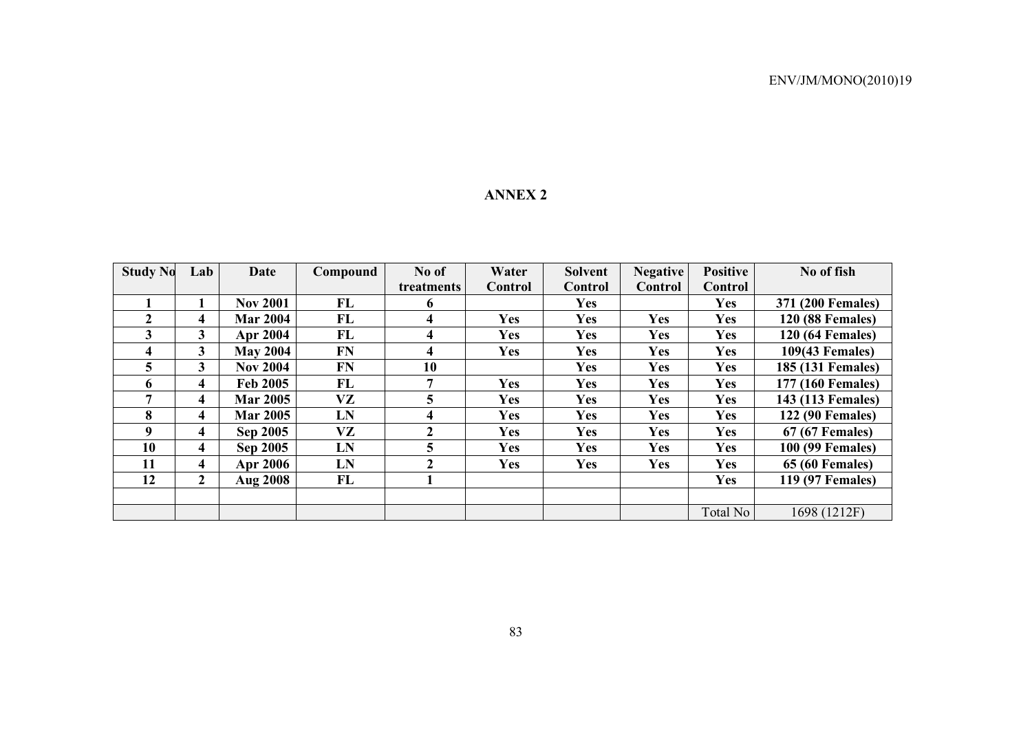# ANNEX 2

| Study No | Lab | Date | Compound | No of treatments | Water Control | Solvent Control | Negative Control | Positive Control | No of fish |
|---|---|---|---|---|---|---|---|---|---|
| **1** | **1** | **Nov 2001** | **FL** | **6** | | **Yes** | | **Yes** | **371 (200 Females)** |
| **2** | **4** | **Mar 2004** | **FL** | **4** | **Yes** | **Yes** | **Yes** | **Yes** | **120 (88 Females)** |
| **3** | **3** | **Apr 2004** | **FL** | **4** | **Yes** | **Yes** | **Yes** | **Yes** | **120 (64 Females)** |
| **4** | **3** | **May 2004** | **FN** | **4** | **Yes** | **Yes** | **Yes** | **Yes** | **109(43 Females)** |
| **5** | **3** | **Nov 2004** | **FN** | **10** | | **Yes** | **Yes** | **Yes** | **185 (131 Females)** |
| **6** | **4** | **Feb 2005** | **FL** | **7** | **Yes** | **Yes** | **Yes** | **Yes** | **177 (160 Females)** |
| **7** | **4** | **Mar 2005** | **VZ** | **5** | **Yes** | **Yes** | **Yes** | **Yes** | **143 (113 Females)** |
| **8** | **4** | **Mar 2005** | **LN** | **4** | **Yes** | **Yes** | **Yes** | **Yes** | **122 (90 Females)** |
| **9** | **4** | **Sep 2005** | **VZ** | **2** | **Yes** | **Yes** | **Yes** | **Yes** | **67 (67 Females)** |
| **10** | **4** | **Sep 2005** | **LN** | **5** | **Yes** | **Yes** | **Yes** | **Yes** | **100 (99 Females)** |
| **11** | **4** | **Apr 2006** | **LN** | **2** | **Yes** | **Yes** | **Yes** | **Yes** | **65 (60 Females)** |
| **12** | **2** | **Aug 2008** | **FL** | **1** | | | | **Yes** | **119 (97 Females)** |
| | | | | | | | | | |
| | | | | | | | | Total No | 1698 (1212F) |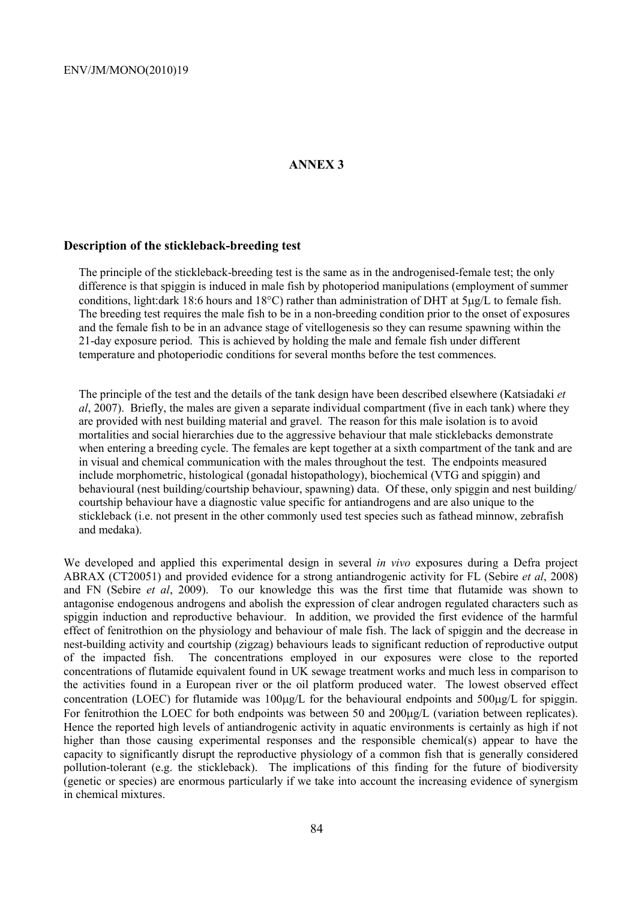# ANNEX 3

## Description of the stickleback-breeding test

The principle of the stickleback-breeding test is the same as in the androgenised-female test; the only difference is that spiggin is induced in male fish by photoperiod manipulations (employment of summer conditions, light:dark 18:6 hours and 18°C) rather than administration of DHT at 5μg/L to female fish. The breeding test requires the male fish to be in a non-breeding condition prior to the onset of exposures and the female fish to be in an advance stage of vitellogenesis so they can resume spawning within the 21-day exposure period. This is achieved by holding the male and female fish under different temperature and photoperiodic conditions for several months before the test commences.

The principle of the test and the details of the tank design have been described elsewhere (Katsiadaki *et al*, 2007). Briefly, the males are given a separate individual compartment (five in each tank) where they are provided with nest building material and gravel. The reason for this male isolation is to avoid mortalities and social hierarchies due to the aggressive behaviour that male sticklebacks demonstrate when entering a breeding cycle. The females are kept together at a sixth compartment of the tank and are in visual and chemical communication with the males throughout the test. The endpoints measured include morphometric, histological (gonadal histopathology), biochemical (VTG and spiggin) and behavioural (nest building/courtship behaviour, spawning) data. Of these, only spiggin and nest building/ courtship behaviour have a diagnostic value specific for antiandrogens and are also unique to the stickleback (i.e. not present in the other commonly used test species such as fathead minnow, zebrafish and medaka).

We developed and applied this experimental design in several *in vivo* exposures during a Defra project ABRAX (CT20051) and provided evidence for a strong antiandrogenic activity for FL (Sebire *et al*, 2008) and FN (Sebire *et al*, 2009). To our knowledge this was the first time that flutamide was shown to antagonise endogenous androgens and abolish the expression of clear androgen regulated characters such as spiggin induction and reproductive behaviour. In addition, we provided the first evidence of the harmful effect of fenitrothion on the physiology and behaviour of male fish. The lack of spiggin and the decrease in nest-building activity and courtship (zigzag) behaviours leads to significant reduction of reproductive output of the impacted fish. The concentrations employed in our exposures were close to the reported concentrations of flutamide equivalent found in UK sewage treatment works and much less in comparison to the activities found in a European river or the oil platform produced water. The lowest observed effect concentration (LOEC) for flutamide was 100μg/L for the behavioural endpoints and 500μg/L for spiggin. For fenitrothion the LOEC for both endpoints was between 50 and 200μg/L (variation between replicates). Hence the reported high levels of antiandrogenic activity in aquatic environments is certainly as high if not higher than those causing experimental responses and the responsible chemical(s) appear to have the capacity to significantly disrupt the reproductive physiology of a common fish that is generally considered pollution-tolerant (e.g. the stickleback). The implications of this finding for the future of biodiversity (genetic or species) are enormous particularly if we take into account the increasing evidence of synergism in chemical mixtures.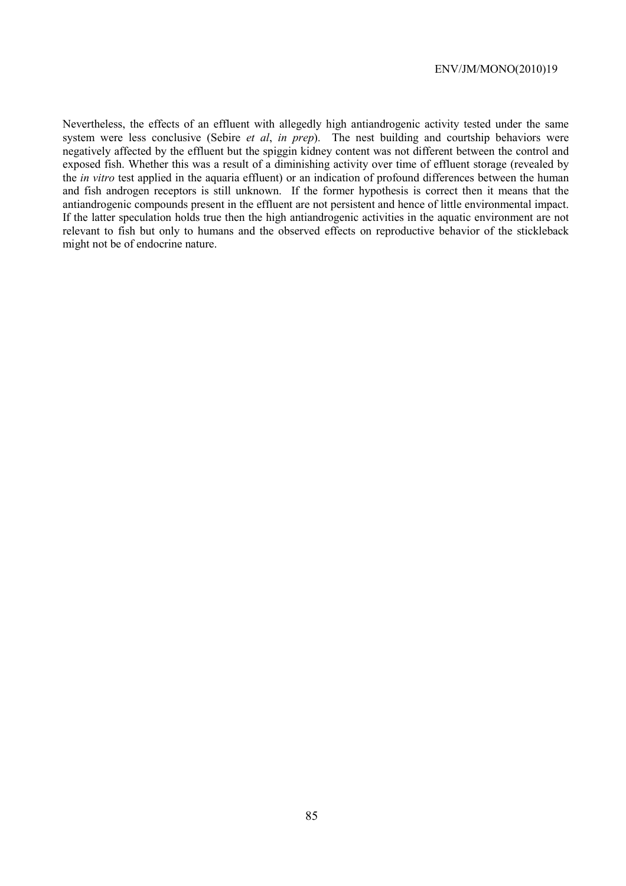Nevertheless, the effects of an effluent with allegedly high antiandrogenic activity tested under the same system were less conclusive (Sebire *et al*, *in prep*). The nest building and courtship behaviors were negatively affected by the effluent but the spiggin kidney content was not different between the control and exposed fish. Whether this was a result of a diminishing activity over time of effluent storage (revealed by the *in vitro* test applied in the aquaria effluent) or an indication of profound differences between the human and fish androgen receptors is still unknown. If the former hypothesis is correct then it means that the antiandrogenic compounds present in the effluent are not persistent and hence of little environmental impact. If the latter speculation holds true then the high antiandrogenic activities in the aquatic environment are not relevant to fish but only to humans and the observed effects on reproductive behavior of the stickleback might not be of endocrine nature.